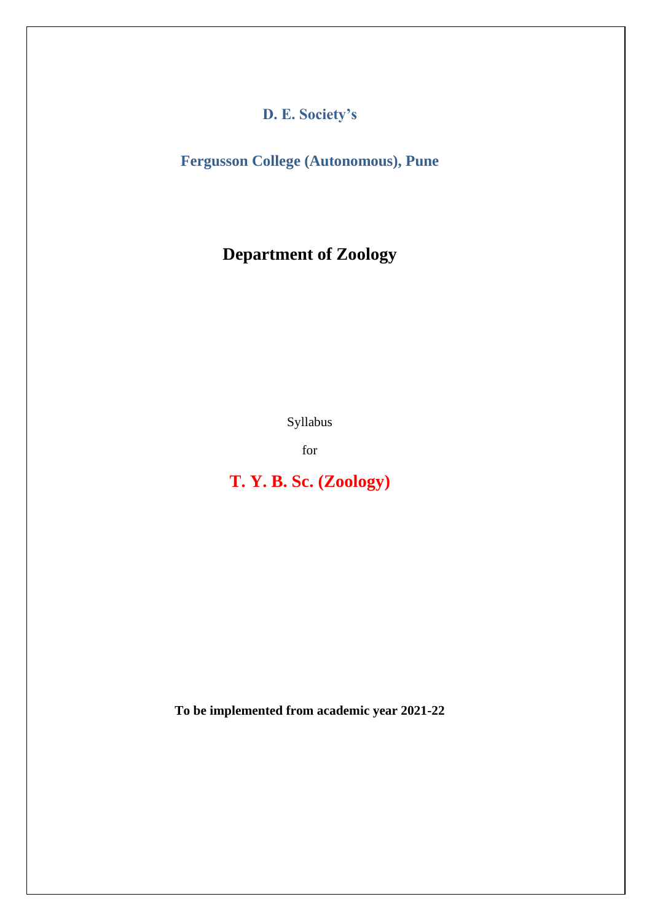**D. E. Society's**

**Fergusson College (Autonomous), Pune**

# Department of Zoology

Syllabus

for

## T. Y. B. Sc. (Zoology)

**To be implemented from academic year 2021-22**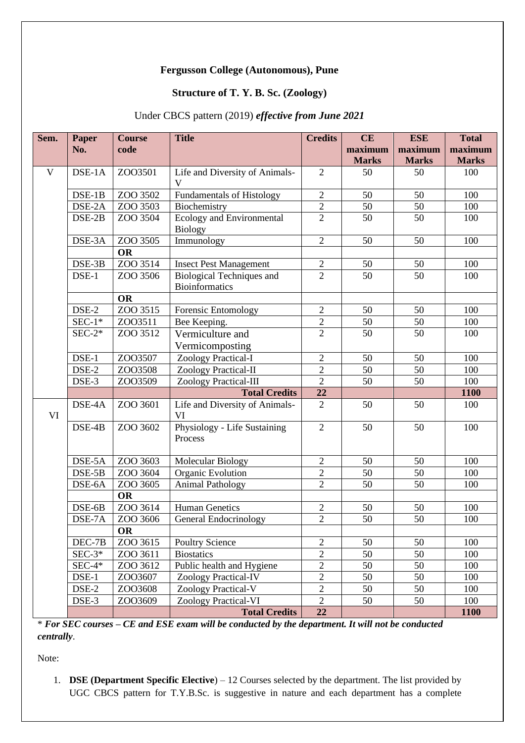**Fergusson College (Autonomous), Pune**

**Structure of T. Y. B. Sc. (Zoology)**

Under CBCS pattern (2019) ***effective from June 2021***

| Sem. | Paper No. | Course code | Title | Credits | CE maximum Marks | ESE maximum Marks | Total maximum Marks |
|---|---|---|---|---|---|---|---|
| V | DSE-1A | ZOO3501 | Life and Diversity of Animals-V | 2 | 50 | 50 | 100 |
| | DSE-1B | ZOO 3502 | Fundamentals of Histology | 2 | 50 | 50 | 100 |
| | DSE-2A | ZOO 3503 | Biochemistry | 2 | 50 | 50 | 100 |
| | DSE-2B | ZOO 3504 | Ecology and Environmental Biology | 2 | 50 | 50 | 100 |
| | DSE-3A | ZOO 3505 | Immunology | 2 | 50 | 50 | 100 |
| | | **OR** | | | | | |
| | DSE-3B | ZOO 3514 | Insect Pest Management | 2 | 50 | 50 | 100 |
| | DSE-1 | ZOO 3506 | Biological Techniques and Bioinformatics | 2 | 50 | 50 | 100 |
| | | **OR** | | | | | |
| | DSE-2 | ZOO 3515 | Forensic Entomology | 2 | 50 | 50 | 100 |
| | SEC-1* | ZOO3511 | Bee Keeping. | 2 | 50 | 50 | 100 |
| | SEC-2* | ZOO 3512 | Vermiculture and Vermicomposting | 2 | 50 | 50 | 100 |
| | DSE-1 | ZOO3507 | Zoology Practical-I | 2 | 50 | 50 | 100 |
| | DSE-2 | ZOO3508 | Zoology Practical-II | 2 | 50 | 50 | 100 |
| | DSE-3 | ZOO3509 | Zoology Practical-III | 2 | 50 | 50 | 100 |
| | | | **Total Credits** | **22** | | | **1100** |
| VI | DSE-4A | ZOO 3601 | Life and Diversity of Animals-VI | 2 | 50 | 50 | 100 |
| | DSE-4B | ZOO 3602 | Physiology - Life Sustaining Process | 2 | 50 | 50 | 100 |
| | DSE-5A | ZOO 3603 | Molecular Biology | 2 | 50 | 50 | 100 |
| | DSE-5B | ZOO 3604 | Organic Evolution | 2 | 50 | 50 | 100 |
| | DSE-6A | ZOO 3605 | Animal Pathology | 2 | 50 | 50 | 100 |
| | | **OR** | | | | | |
| | DSE-6B | ZOO 3614 | Human Genetics | 2 | 50 | 50 | 100 |
| | DSE-7A | ZOO 3606 | General Endocrinology | 2 | 50 | 50 | 100 |
| | | **OR** | | | | | |
| | DEC-7B | ZOO 3615 | Poultry Science | 2 | 50 | 50 | 100 |
| | SEC-3* | ZOO 3611 | Biostatics | 2 | 50 | 50 | 100 |
| | SEC-4* | ZOO 3612 | Public health and Hygiene | 2 | 50 | 50 | 100 |
| | DSE-1 | ZOO3607 | Zoology Practical-IV | 2 | 50 | 50 | 100 |
| | DSE-2 | ZOO3608 | Zoology Practical-V | 2 | 50 | 50 | 100 |
| | DSE-3 | ZOO3609 | Zoology Practical-VI | 2 | 50 | 50 | 100 |
| | | | **Total Credits** | **22** | | | **1100** |

\* ***For SEC courses – CE and ESE exam will be conducted by the department. It will not be conducted centrally***.

Note:

1. **DSE (Department Specific Elective**) – 12 Courses selected by the department. The list provided by UGC CBCS pattern for T.Y.B.Sc. is suggestive in nature and each department has a complete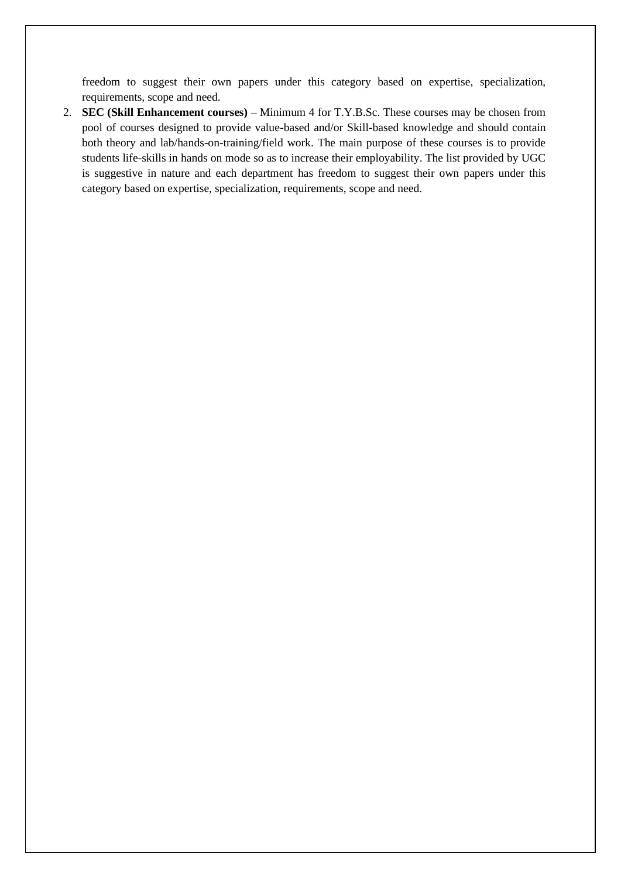freedom to suggest their own papers under this category based on expertise, specialization, requirements, scope and need.

2. **SEC (Skill Enhancement courses)** – Minimum 4 for T.Y.B.Sc. These courses may be chosen from pool of courses designed to provide value-based and/or Skill-based knowledge and should contain both theory and lab/hands-on-training/field work. The main purpose of these courses is to provide students life-skills in hands on mode so as to increase their employability. The list provided by UGC is suggestive in nature and each department has freedom to suggest their own papers under this category based on expertise, specialization, requirements, scope and need.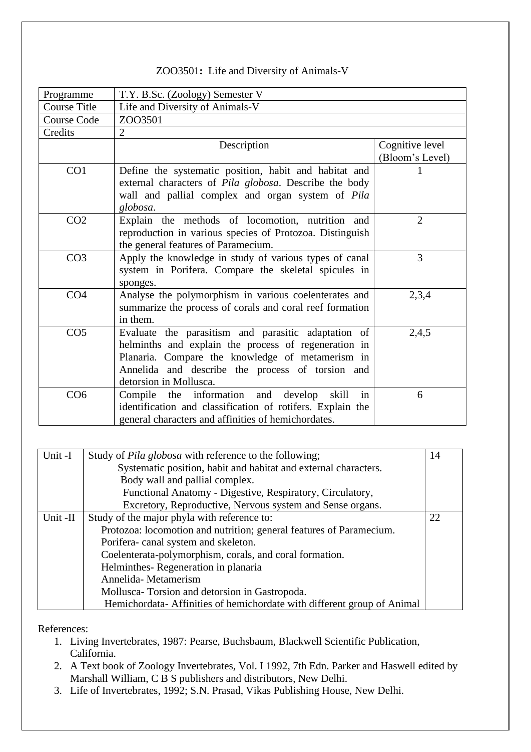# ZOO3501: Life and Diversity of Animals-V

| Programme | T.Y. B.Sc. (Zoology) Semester V | |
|---|---|---|
| Course Title | Life and Diversity of Animals-V | |
| Course Code | ZOO3501 | |
| Credits | 2 | |
| | Description | Cognitive level (Bloom's Level) |
| CO1 | Define the systematic position, habit and habitat and external characters of *Pila globosa*. Describe the body wall and pallial complex and organ system of *Pila globosa*. | 1 |
| CO2 | Explain the methods of locomotion, nutrition and reproduction in various species of Protozoa. Distinguish the general features of Paramecium. | 2 |
| CO3 | Apply the knowledge in study of various types of canal system in Porifera. Compare the skeletal spicules in sponges. | 3 |
| CO4 | Analyse the polymorphism in various coelenterates and summarize the process of corals and coral reef formation in them. | 2,3,4 |
| CO5 | Evaluate the parasitism and parasitic adaptation of helminths and explain the process of regeneration in Planaria. Compare the knowledge of metamerism in Annelida and describe the process of torsion and detorsion in Mollusca. | 2,4,5 |
| CO6 | Compile the information and develop skill in identification and classification of rotifers. Explain the general characters and affinities of hemichordates. | 6 |

| Unit | Content | Hours |
|---|---|---|
| Unit -I | Study of *Pila globosa* with reference to the following;<br>Systematic position, habit and habitat and external characters.<br>Body wall and pallial complex.<br>Functional Anatomy - Digestive, Respiratory, Circulatory, Excretory, Reproductive, Nervous system and Sense organs. | 14 |
| Unit -II | Study of the major phyla with reference to:<br>Protozoa: locomotion and nutrition; general features of Paramecium.<br>Porifera- canal system and skeleton.<br>Coelenterata-polymorphism, corals, and coral formation.<br>Helminthes- Regeneration in planaria<br>Annelida- Metamerism<br>Mollusca- Torsion and detorsion in Gastropoda.<br>Hemichordata- Affinities of hemichordate with different group of Animal | 22 |

References:

1. Living Invertebrates, 1987: Pearse, Buchsbaum, Blackwell Scientific Publication, California.
2. A Text book of Zoology Invertebrates, Vol. I 1992, 7th Edn. Parker and Haswell edited by Marshall William, C B S publishers and distributors, New Delhi.
3. Life of Invertebrates, 1992; S.N. Prasad, Vikas Publishing House, New Delhi.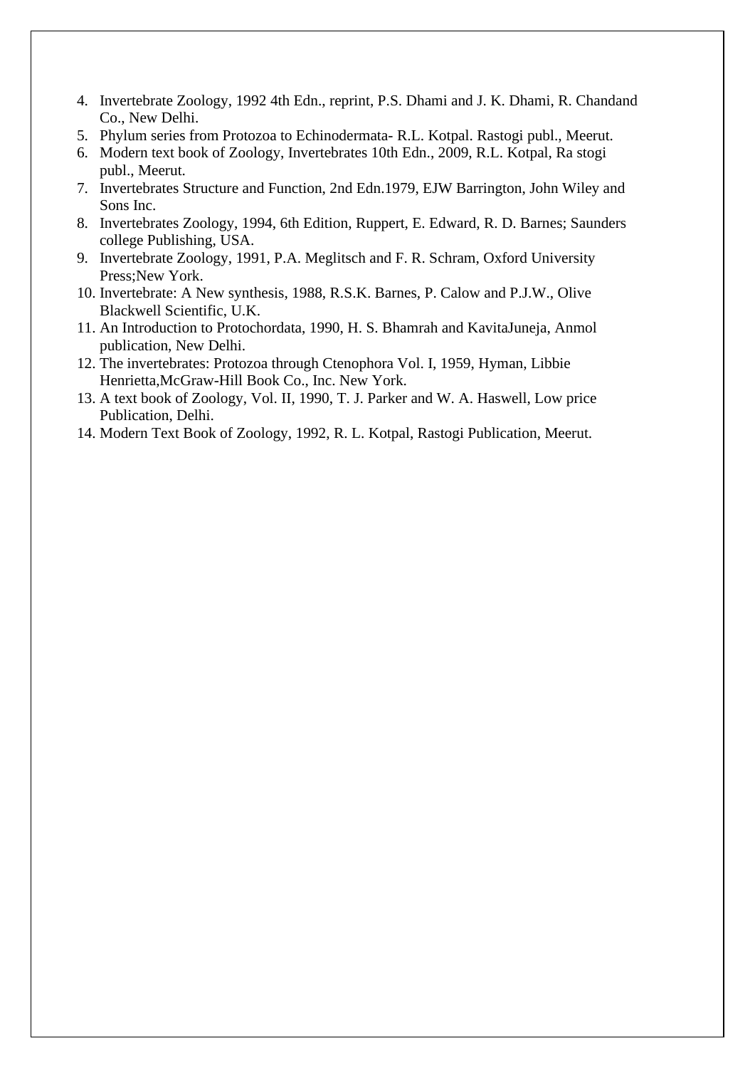4. Invertebrate Zoology, 1992 4th Edn., reprint, P.S. Dhami and J. K. Dhami, R. Chandand Co., New Delhi.
5. Phylum series from Protozoa to Echinodermata- R.L. Kotpal. Rastogi publ., Meerut.
6. Modern text book of Zoology, Invertebrates 10th Edn., 2009, R.L. Kotpal, Ra stogi publ., Meerut.
7. Invertebrates Structure and Function, 2nd Edn.1979, EJW Barrington, John Wiley and Sons Inc.
8. Invertebrates Zoology, 1994, 6th Edition, Ruppert, E. Edward, R. D. Barnes; Saunders college Publishing, USA.
9. Invertebrate Zoology, 1991, P.A. Meglitsch and F. R. Schram, Oxford University Press;New York.
10. Invertebrate: A New synthesis, 1988, R.S.K. Barnes, P. Calow and P.J.W., Olive Blackwell Scientific, U.K.
11. An Introduction to Protochordata, 1990, H. S. Bhamrah and KavitaJuneja, Anmol publication, New Delhi.
12. The invertebrates: Protozoa through Ctenophora Vol. I, 1959, Hyman, Libbie Henrietta,McGraw-Hill Book Co., Inc. New York.
13. A text book of Zoology, Vol. II, 1990, T. J. Parker and W. A. Haswell, Low price Publication, Delhi.
14. Modern Text Book of Zoology, 1992, R. L. Kotpal, Rastogi Publication, Meerut.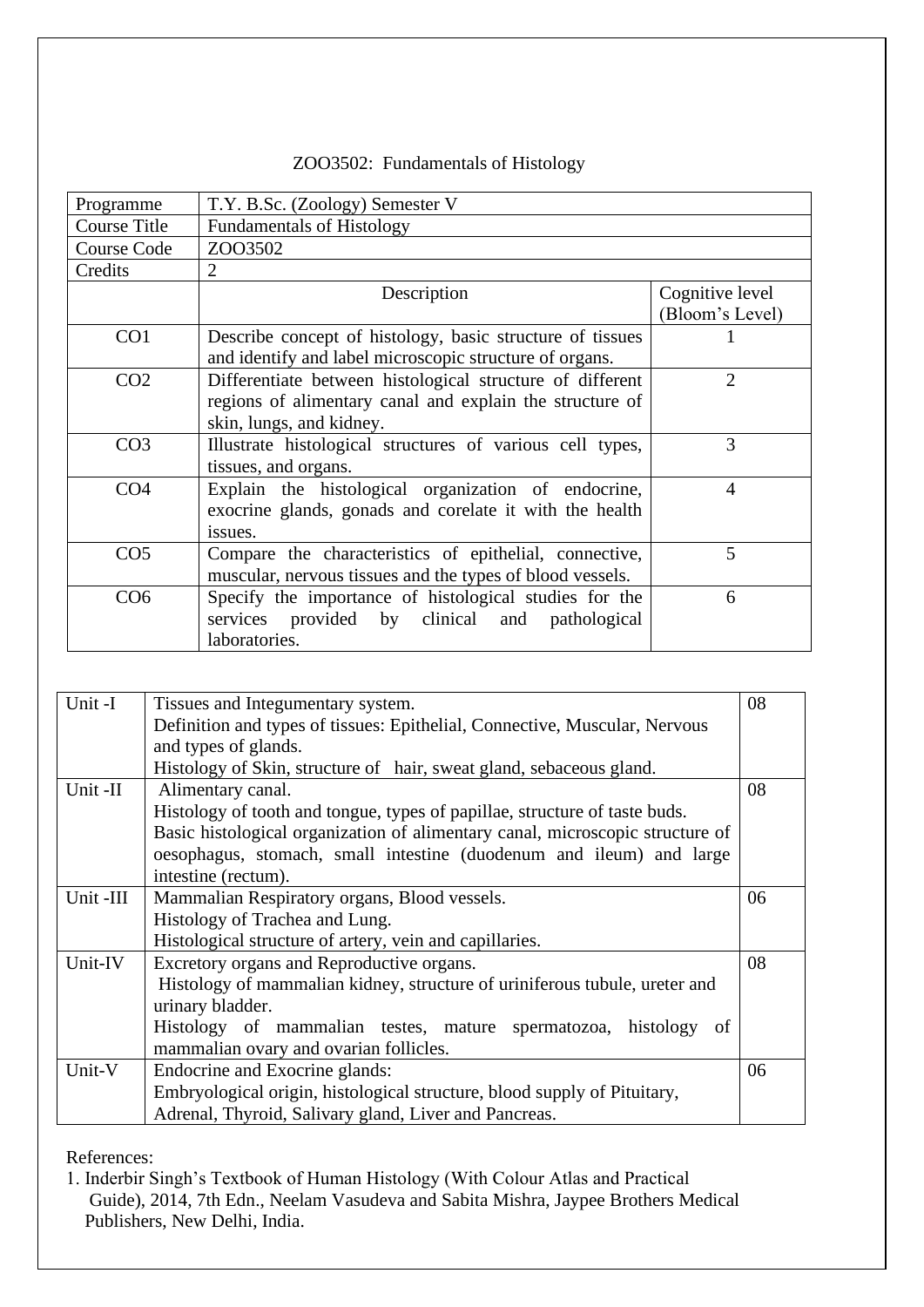# ZOO3502: Fundamentals of Histology

| Programme | T.Y. B.Sc. (Zoology) Semester V | |
|---|---|---|
| Course Title | Fundamentals of Histology | |
| Course Code | ZOO3502 | |
| Credits | 2 | |
| | Description | Cognitive level (Bloom's Level) |
| CO1 | Describe concept of histology, basic structure of tissues and identify and label microscopic structure of organs. | 1 |
| CO2 | Differentiate between histological structure of different regions of alimentary canal and explain the structure of skin, lungs, and kidney. | 2 |
| CO3 | Illustrate histological structures of various cell types, tissues, and organs. | 3 |
| CO4 | Explain the histological organization of endocrine, exocrine glands, gonads and corelate it with the health issues. | 4 |
| CO5 | Compare the characteristics of epithelial, connective, muscular, nervous tissues and the types of blood vessels. | 5 |
| CO6 | Specify the importance of histological studies for the services provided by clinical and pathological laboratories. | 6 |

| Unit | Content | Hours |
|---|---|---|
| Unit -I | Tissues and Integumentary system.<br>Definition and types of tissues: Epithelial, Connective, Muscular, Nervous and types of glands.<br>Histology of Skin, structure of hair, sweat gland, sebaceous gland. | 08 |
| Unit -II | Alimentary canal.<br>Histology of tooth and tongue, types of papillae, structure of taste buds.<br>Basic histological organization of alimentary canal, microscopic structure of oesophagus, stomach, small intestine (duodenum and ileum) and large intestine (rectum). | 08 |
| Unit -III | Mammalian Respiratory organs, Blood vessels.<br>Histology of Trachea and Lung.<br>Histological structure of artery, vein and capillaries. | 06 |
| Unit-IV | Excretory organs and Reproductive organs.<br>Histology of mammalian kidney, structure of uriniferous tubule, ureter and urinary bladder.<br>Histology of mammalian testes, mature spermatozoa, histology of mammalian ovary and ovarian follicles. | 08 |
| Unit-V | Endocrine and Exocrine glands:<br>Embryological origin, histological structure, blood supply of Pituitary, Adrenal, Thyroid, Salivary gland, Liver and Pancreas. | 06 |

References:

1. Inderbir Singh's Textbook of Human Histology (With Colour Atlas and Practical Guide), 2014, 7th Edn., Neelam Vasudeva and Sabita Mishra, Jaypee Brothers Medical Publishers, New Delhi, India.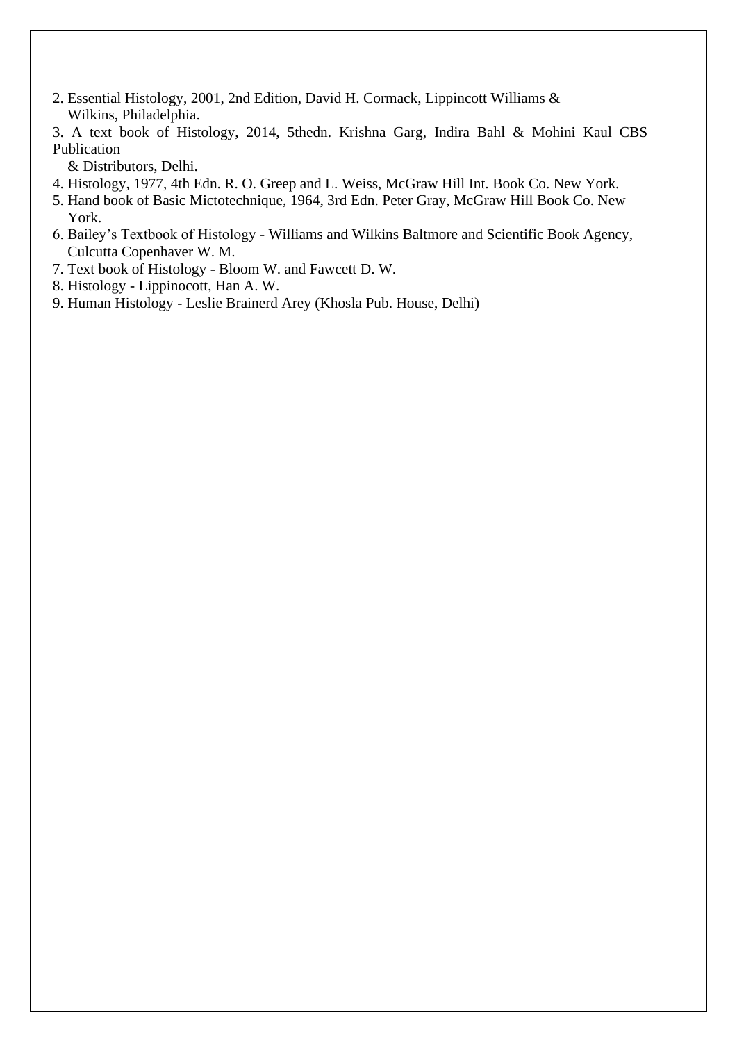2. Essential Histology, 2001, 2nd Edition, David H. Cormack, Lippincott Williams & Wilkins, Philadelphia.
3. A text book of Histology, 2014, 5thedn. Krishna Garg, Indira Bahl & Mohini Kaul CBS Publication & Distributors, Delhi.
4. Histology, 1977, 4th Edn. R. O. Greep and L. Weiss, McGraw Hill Int. Book Co. New York.
5. Hand book of Basic Mictotechnique, 1964, 3rd Edn. Peter Gray, McGraw Hill Book Co. New York.
6. Bailey's Textbook of Histology - Williams and Wilkins Baltmore and Scientific Book Agency, Culcutta Copenhaver W. M.
7. Text book of Histology - Bloom W. and Fawcett D. W.
8. Histology - Lippinocott, Han A. W.
9. Human Histology - Leslie Brainerd Arey (Khosla Pub. House, Delhi)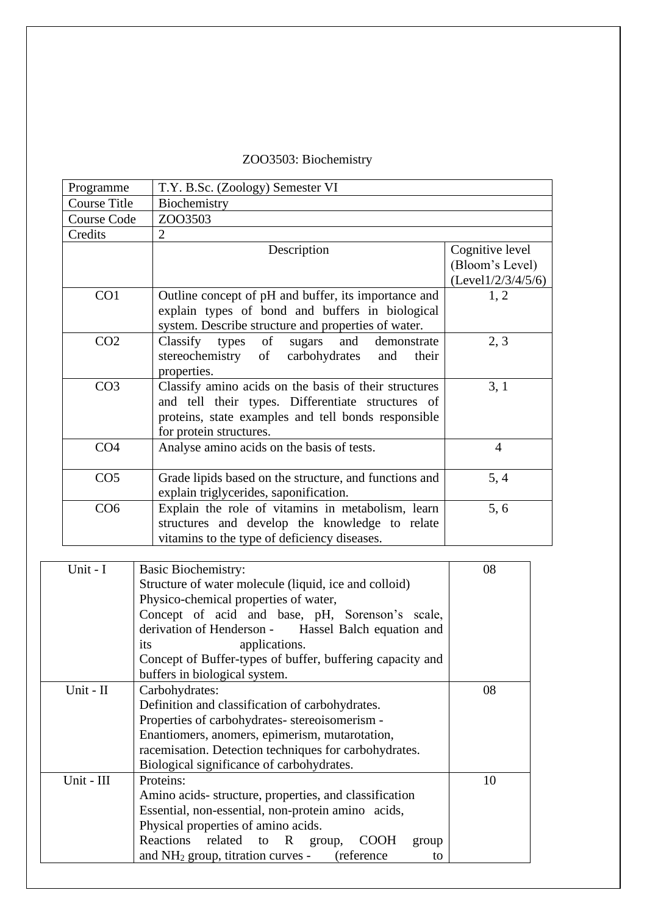ZOO3503: Biochemistry

| Programme | T.Y. B.Sc. (Zoology) Semester VI | |
|---|---|---|
| Course Title | Biochemistry | |
| Course Code | ZOO3503 | |
| Credits | 2 | |
| | Description | Cognitive level (Bloom's Level) (Level1/2/3/4/5/6) |
| CO1 | Outline concept of pH and buffer, its importance and explain types of bond and buffers in biological system. Describe structure and properties of water. | 1, 2 |
| CO2 | Classify types of sugars and demonstrate stereochemistry of carbohydrates and their properties. | 2, 3 |
| CO3 | Classify amino acids on the basis of their structures and tell their types. Differentiate structures of proteins, state examples and tell bonds responsible for protein structures. | 3, 1 |
| CO4 | Analyse amino acids on the basis of tests. | 4 |
| CO5 | Grade lipids based on the structure, and functions and explain triglycerides, saponification. | 5, 4 |
| CO6 | Explain the role of vitamins in metabolism, learn structures and develop the knowledge to relate vitamins to the type of deficiency diseases. | 5, 6 |

| Unit | Content | Lectures |
|---|---|---|
| Unit - I | Basic Biochemistry:<br>Structure of water molecule (liquid, ice and colloid)<br>Physico-chemical properties of water,<br>Concept of acid and base, pH, Sorenson's scale, derivation of Henderson - Hassel Balch equation and its applications.<br>Concept of Buffer-types of buffer, buffering capacity and buffers in biological system. | 08 |
| Unit - II | Carbohydrates:<br>Definition and classification of carbohydrates.<br>Properties of carbohydrates- stereoisomerism - Enantiomers, anomers, epimerism, mutarotation, racemisation. Detection techniques for carbohydrates.<br>Biological significance of carbohydrates. | 08 |
| Unit - III | Proteins:<br>Amino acids- structure, properties, and classification<br>Essential, non-essential, non-protein amino acids,<br>Physical properties of amino acids.<br>Reactions related to R group, COOH group and $NH_2$ group, titration curves - (reference to | 10 |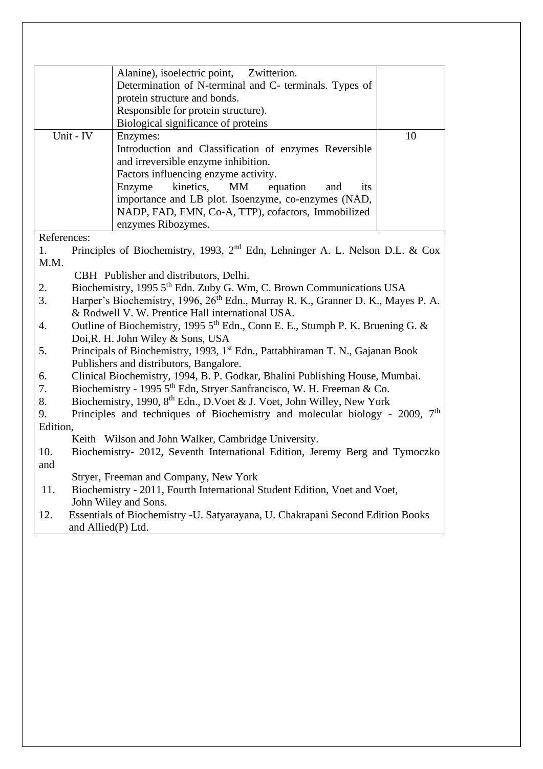| | | |
|---|---|---|
| | Alanine), isoelectric point, Zwitterion.<br>Determination of N-terminal and C- terminals. Types of protein structure and bonds.<br>Responsible for protein structure).<br>Biological significance of proteins | |
| Unit - IV | Enzymes:<br>Introduction and Classification of enzymes Reversible and irreversible enzyme inhibition.<br>Factors influencing enzyme activity.<br>Enzyme kinetics, MM equation and its importance and LB plot. Isoenzyme, co-enzymes (NAD, NADP, FAD, FMN, Co-A, TTP), cofactors, Immobilized enzymes Ribozymes. | 10 |

References:

1. Principles of Biochemistry, 1993, 2nd Edn, Lehninger A. L. Nelson D.L. & Cox M.M. CBH Publisher and distributors, Delhi.
2. Biochemistry, 1995 5th Edn. Zuby G. Wm, C. Brown Communications USA
3. Harper's Biochemistry, 1996, 26th Edn., Murray R. K., Granner D. K., Mayes P. A. & Rodwell V. W. Prentice Hall international USA.
4. Outline of Biochemistry, 1995 5th Edn., Conn E. E., Stumph P. K. Bruening G. & Doi,R. H. John Wiley & Sons, USA
5. Principals of Biochemistry, 1993, 1st Edn., Pattabhiraman T. N., Gajanan Book Publishers and distributors, Bangalore.
6. Clinical Biochemistry, 1994, B. P. Godkar, Bhalini Publishing House, Mumbai.
7. Biochemistry - 1995 5th Edn, Stryer Sanfrancisco, W. H. Freeman & Co.
8. Biochemistry, 1990, 8th Edn., D.Voet & J. Voet, John Willey, New York
9. Principles and techniques of Biochemistry and molecular biology - 2009, 7th Edition, Keith Wilson and John Walker, Cambridge University.
10. Biochemistry- 2012, Seventh International Edition, Jeremy Berg and Tymoczko and Stryer, Freeman and Company, New York
11. Biochemistry - 2011, Fourth International Student Edition, Voet and Voet, John Wiley and Sons.
12. Essentials of Biochemistry -U. Satyarayana, U. Chakrapani Second Edition Books and Allied(P) Ltd.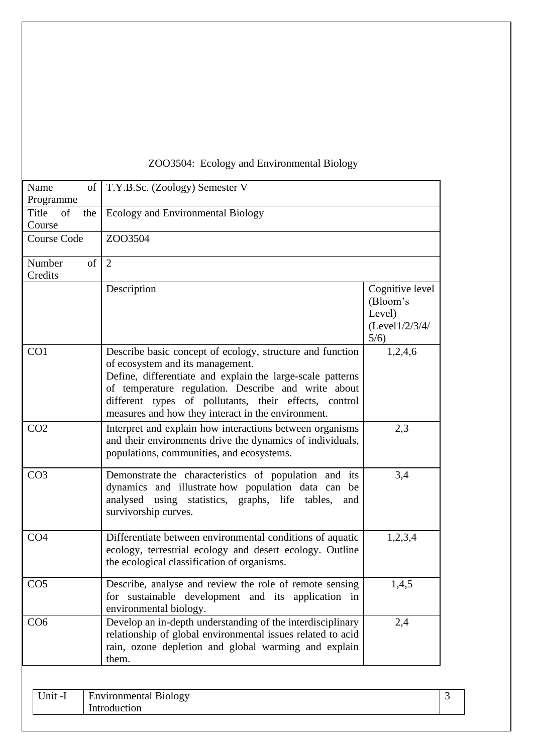ZOO3504: Ecology and Environmental Biology

| Name of Programme | T.Y.B.Sc. (Zoology) Semester V | |
|---|---|---|
| Title of the Course | Ecology and Environmental Biology | |
| Course Code | ZOO3504 | |
| Number of Credits | 2 | |
| | Description | Cognitive level (Bloom's Level) (Level1/2/3/4/5/6) |
| CO1 | Describe basic concept of ecology, structure and function of ecosystem and its management. Define, differentiate and explain the large-scale patterns of temperature regulation. Describe and write about different types of pollutants, their effects, control measures and how they interact in the environment. | 1,2,4,6 |
| CO2 | Interpret and explain how interactions between organisms and their environments drive the dynamics of individuals, populations, communities, and ecosystems. | 2,3 |
| CO3 | Demonstrate the characteristics of population and its dynamics and illustrate how population data can be analysed using statistics, graphs, life tables, and survivorship curves. | 3,4 |
| CO4 | Differentiate between environmental conditions of aquatic ecology, terrestrial ecology and desert ecology. Outline the ecological classification of organisms. | 1,2,3,4 |
| CO5 | Describe, analyse and review the role of remote sensing for sustainable development and its application in environmental biology. | 1,4,5 |
| CO6 | Develop an in-depth understanding of the interdisciplinary relationship of global environmental issues related to acid rain, ozone depletion and global warming and explain them. | 2,4 |

| Unit -I | Environmental Biology Introduction | 3 |
|---|---|---|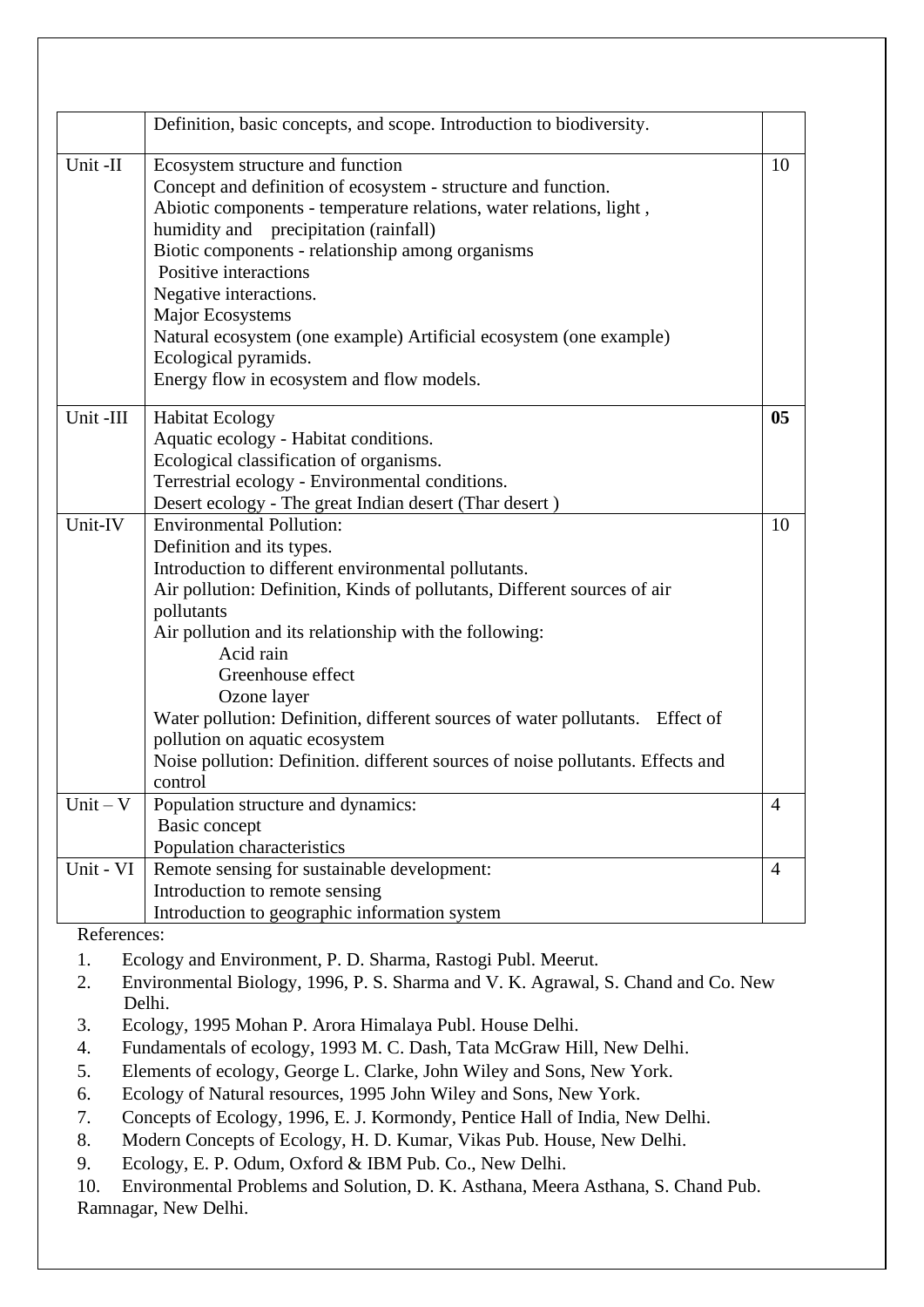| | | |
|---|---|---|
| | Definition, basic concepts, and scope. Introduction to biodiversity. | |
| Unit -II | Ecosystem structure and function<br>Concept and definition of ecosystem - structure and function.<br>Abiotic components - temperature relations, water relations, light , humidity and precipitation (rainfall)<br>Biotic components - relationship among organisms<br>Positive interactions<br>Negative interactions.<br>Major Ecosystems<br>Natural ecosystem (one example) Artificial ecosystem (one example)<br>Ecological pyramids.<br>Energy flow in ecosystem and flow models. | 10 |
| Unit -III | Habitat Ecology<br>Aquatic ecology - Habitat conditions.<br>Ecological classification of organisms.<br>Terrestrial ecology - Environmental conditions.<br>Desert ecology - The great Indian desert (Thar desert ) | **05** |
| Unit-IV | Environmental Pollution:<br>Definition and its types.<br>Introduction to different environmental pollutants.<br>Air pollution: Definition, Kinds of pollutants, Different sources of air pollutants<br>Air pollution and its relationship with the following:<br>Acid rain<br>Greenhouse effect<br>Ozone layer<br>Water pollution: Definition, different sources of water pollutants. Effect of pollution on aquatic ecosystem<br>Noise pollution: Definition. different sources of noise pollutants. Effects and control | 10 |
| Unit – V | Population structure and dynamics:<br>Basic concept<br>Population characteristics | 4 |
| Unit - VI | Remote sensing for sustainable development:<br>Introduction to remote sensing<br>Introduction to geographic information system | 4 |

References:

1. Ecology and Environment, P. D. Sharma, Rastogi Publ. Meerut.
2. Environmental Biology, 1996, P. S. Sharma and V. K. Agrawal, S. Chand and Co. New Delhi.
3. Ecology, 1995 Mohan P. Arora Himalaya Publ. House Delhi.
4. Fundamentals of ecology, 1993 M. C. Dash, Tata McGraw Hill, New Delhi.
5. Elements of ecology, George L. Clarke, John Wiley and Sons, New York.
6. Ecology of Natural resources, 1995 John Wiley and Sons, New York.
7. Concepts of Ecology, 1996, E. J. Kormondy, Pentice Hall of India, New Delhi.
8. Modern Concepts of Ecology, H. D. Kumar, Vikas Pub. House, New Delhi.
9. Ecology, E. P. Odum, Oxford & IBM Pub. Co., New Delhi.
10. Environmental Problems and Solution, D. K. Asthana, Meera Asthana, S. Chand Pub. Ramnagar, New Delhi.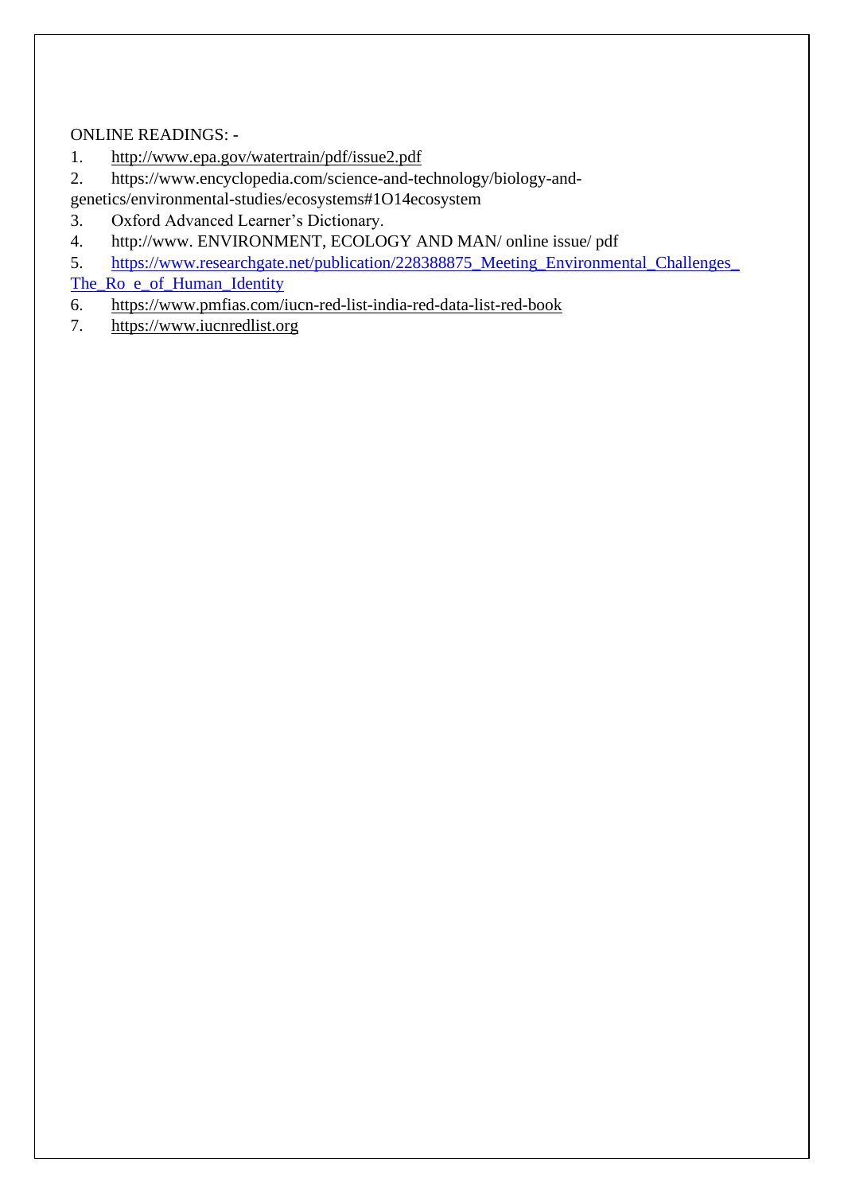ONLINE READINGS: -

1. http://www.epa.gov/watertrain/pdf/issue2.pdf
2. https://www.encyclopedia.com/science-and-technology/biology-and-genetics/environmental-studies/ecosystems#1O14ecosystem
3. Oxford Advanced Learner's Dictionary.
4. http://www. ENVIRONMENT, ECOLOGY AND MAN/ online issue/ pdf
5. https://www.researchgate.net/publication/228388875_Meeting_Environmental_Challenges_The_Ro_e_of_Human_Identity
6. https://www.pmfias.com/iucn-red-list-india-red-data-list-red-book
7. https://www.iucnredlist.org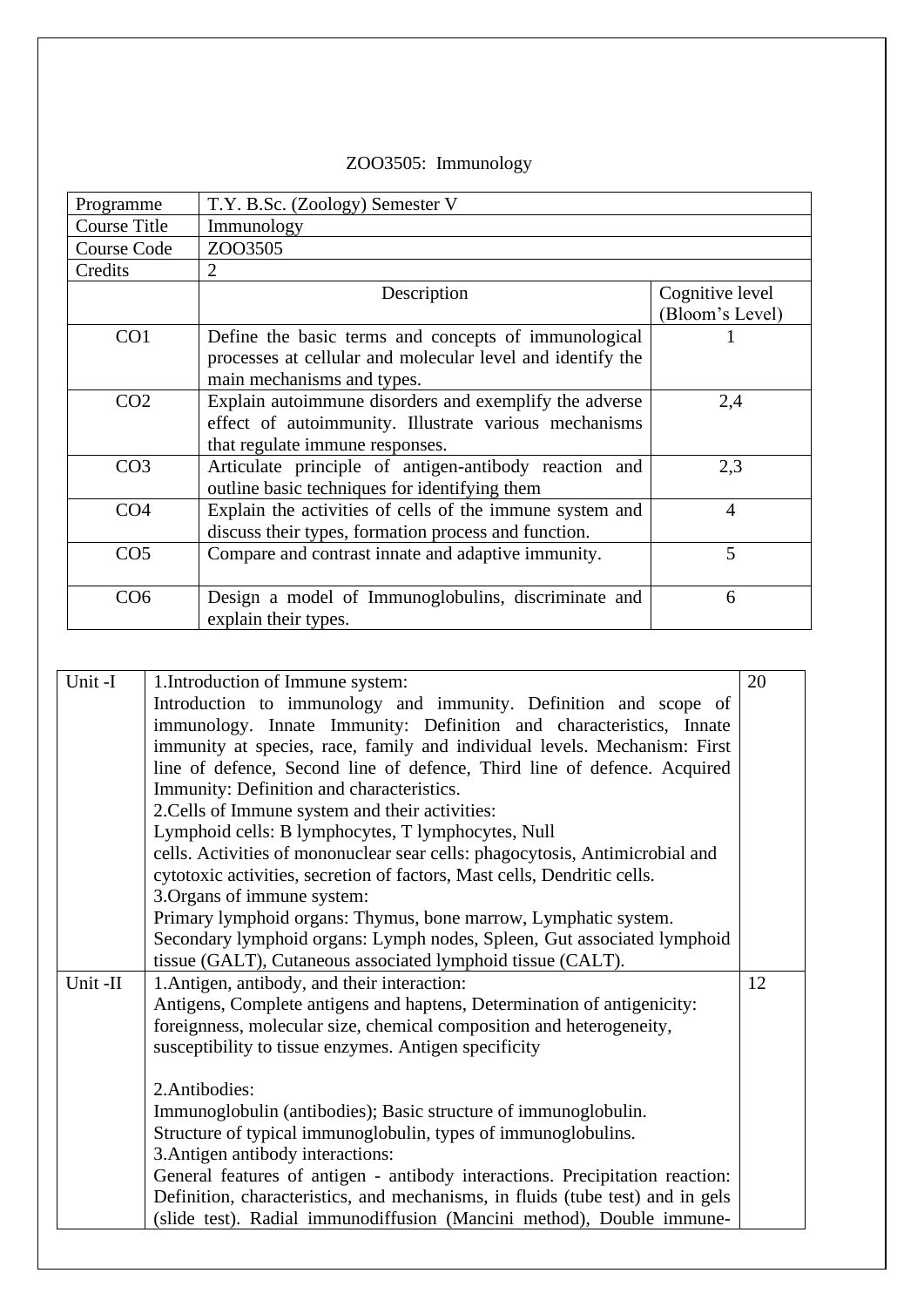# ZOO3505: Immunology

| Programme | T.Y. B.Sc. (Zoology) Semester V | |
|---|---|---|
| Course Title | Immunology | |
| Course Code | ZOO3505 | |
| Credits | 2 | |
| | Description | Cognitive level (Bloom's Level) |
| CO1 | Define the basic terms and concepts of immunological processes at cellular and molecular level and identify the main mechanisms and types. | 1 |
| CO2 | Explain autoimmune disorders and exemplify the adverse effect of autoimmunity. Illustrate various mechanisms that regulate immune responses. | 2,4 |
| CO3 | Articulate principle of antigen-antibody reaction and outline basic techniques for identifying them | 2,3 |
| CO4 | Explain the activities of cells of the immune system and discuss their types, formation process and function. | 4 |
| CO5 | Compare and contrast innate and adaptive immunity. | 5 |
| CO6 | Design a model of Immunoglobulins, discriminate and explain their types. | 6 |

| | | |
|---|---|---|
| Unit -I | 1.Introduction of Immune system:<br>Introduction to immunology and immunity. Definition and scope of immunology. Innate Immunity: Definition and characteristics, Innate immunity at species, race, family and individual levels. Mechanism: First line of defence, Second line of defence, Third line of defence. Acquired Immunity: Definition and characteristics.<br>2.Cells of Immune system and their activities:<br>Lymphoid cells: B lymphocytes, T lymphocytes, Null cells. Activities of mononuclear sear cells: phagocytosis, Antimicrobial and cytotoxic activities, secretion of factors, Mast cells, Dendritic cells.<br>3.Organs of immune system:<br>Primary lymphoid organs: Thymus, bone marrow, Lymphatic system.<br>Secondary lymphoid organs: Lymph nodes, Spleen, Gut associated lymphoid tissue (GALT), Cutaneous associated lymphoid tissue (CALT). | 20 |
| Unit -II | 1.Antigen, antibody, and their interaction:<br>Antigens, Complete antigens and haptens, Determination of antigenicity: foreignness, molecular size, chemical composition and heterogeneity, susceptibility to tissue enzymes. Antigen specificity<br><br>2.Antibodies:<br>Immunoglobulin (antibodies); Basic structure of immunoglobulin.<br>Structure of typical immunoglobulin, types of immunoglobulins.<br>3.Antigen antibody interactions:<br>General features of antigen - antibody interactions. Precipitation reaction: Definition, characteristics, and mechanisms, in fluids (tube test) and in gels (slide test). Radial immunodiffusion (Mancini method), Double immune- | 12 |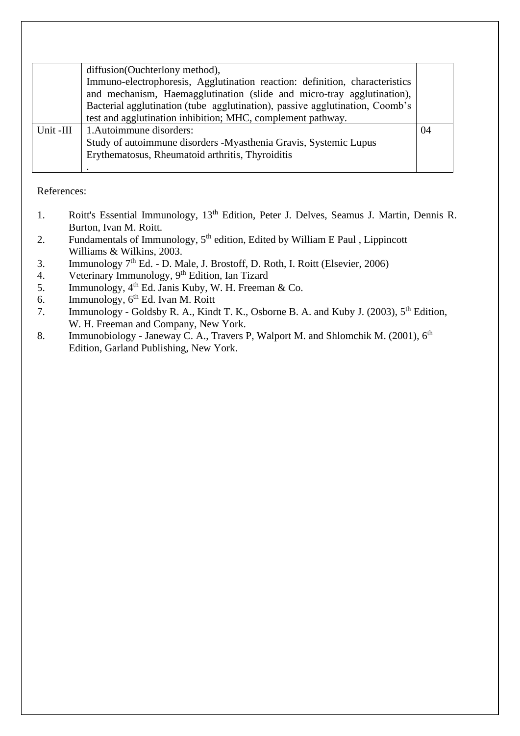| | | |
|---|---|---|
| | diffusion(Ouchterlony method), Immuno-electrophoresis, Agglutination reaction: definition, characteristics and mechanism, Haemagglutination (slide and micro-tray agglutination), Bacterial agglutination (tube agglutination), passive agglutination, Coomb's test and agglutination inhibition; MHC, complement pathway. | |
| Unit -III | 1.Autoimmune disorders: Study of autoimmune disorders -Myasthenia Gravis, Systemic Lupus Erythematosus, Rheumatoid arthritis, Thyroiditis . | 04 |

References:

1. Roitt's Essential Immunology, 13th Edition, Peter J. Delves, Seamus J. Martin, Dennis R. Burton, Ivan M. Roitt.
2. Fundamentals of Immunology, 5th edition, Edited by William E Paul , Lippincott Williams & Wilkins, 2003.
3. Immunology 7th Ed. - D. Male, J. Brostoff, D. Roth, I. Roitt (Elsevier, 2006)
4. Veterinary Immunology, 9th Edition, Ian Tizard
5. Immunology, 4th Ed. Janis Kuby, W. H. Freeman & Co.
6. Immunology, 6th Ed. Ivan M. Roitt
7. Immunology - Goldsby R. A., Kindt T. K., Osborne B. A. and Kuby J. (2003), 5th Edition, W. H. Freeman and Company, New York.
8. Immunobiology - Janeway C. A., Travers P, Walport M. and Shlomchik M. (2001), 6th Edition, Garland Publishing, New York.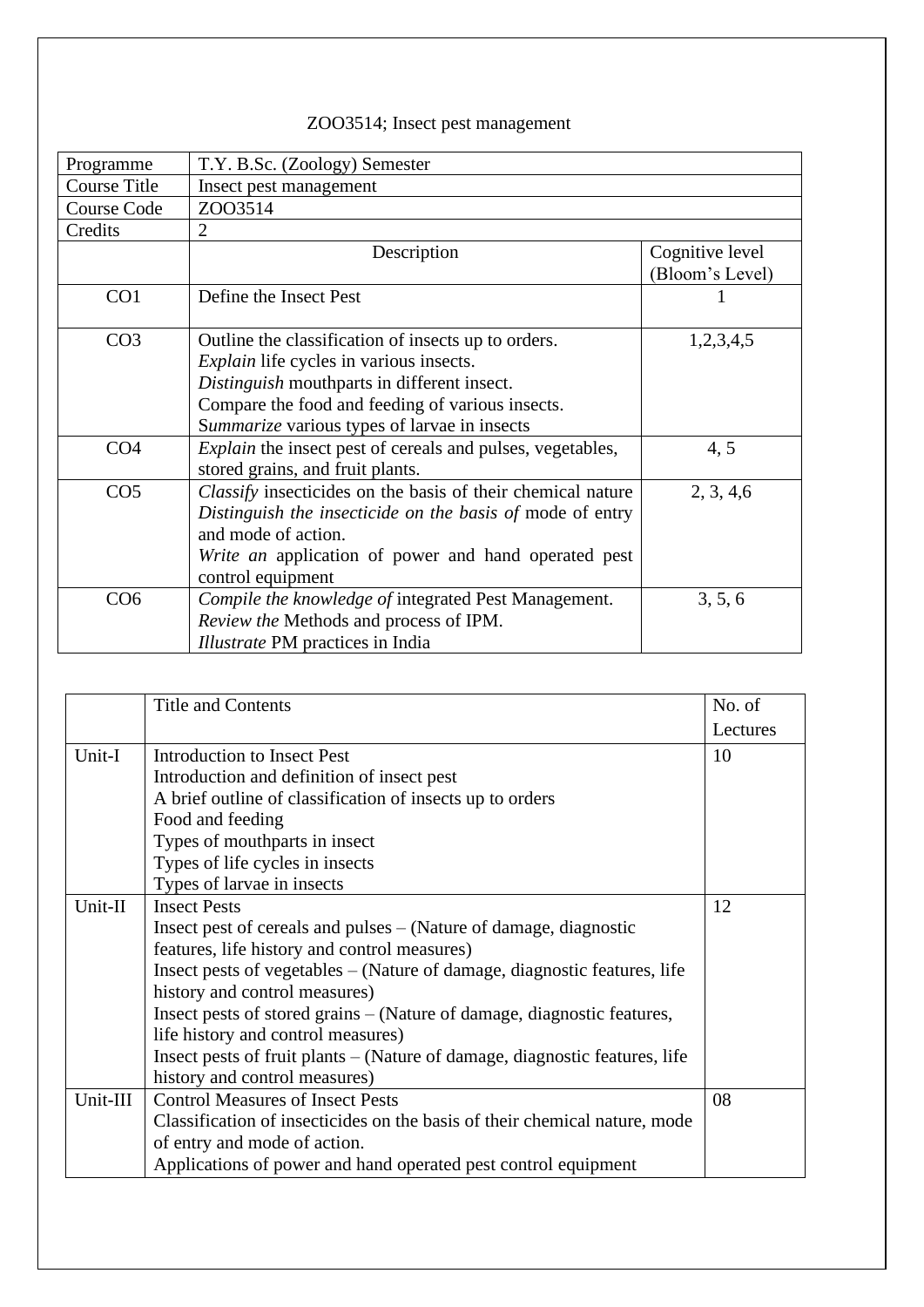ZOO3514; Insect pest management

| Programme | T.Y. B.Sc. (Zoology) Semester | |
|---|---|---|
| Course Title | Insect pest management | |
| Course Code | ZOO3514 | |
| Credits | 2 | |
| | Description | Cognitive level (Bloom's Level) |
| CO1 | Define the Insect Pest | 1 |
| CO3 | Outline the classification of insects up to orders.<br>*Explain* life cycles in various insects.<br>*Distinguish* mouthparts in different insect.<br>Compare the food and feeding of various insects.<br>S*ummarize* various types of larvae in insects | 1,2,3,4,5 |
| CO4 | *Explain* the insect pest of cereals and pulses, vegetables, stored grains, and fruit plants. | 4, 5 |
| CO5 | *Classify* insecticides on the basis of their chemical nature<br>*Distinguish the insecticide on the basis of* mode of entry and mode of action.<br>*Write an* application of power and hand operated pest control equipment | 2, 3, 4,6 |
| CO6 | *Compile the knowledge of* integrated Pest Management.<br>*Review the* Methods and process of IPM.<br>*Illustrate* PM practices in India | 3, 5, 6 |

| | Title and Contents | No. of Lectures |
|---|---|---|
| Unit-I | Introduction to Insect Pest<br>Introduction and definition of insect pest<br>A brief outline of classification of insects up to orders<br>Food and feeding<br>Types of mouthparts in insect<br>Types of life cycles in insects<br>Types of larvae in insects | 10 |
| Unit-II | Insect Pests<br>Insect pest of cereals and pulses – (Nature of damage, diagnostic features, life history and control measures)<br>Insect pests of vegetables – (Nature of damage, diagnostic features, life history and control measures)<br>Insect pests of stored grains – (Nature of damage, diagnostic features, life history and control measures)<br>Insect pests of fruit plants – (Nature of damage, diagnostic features, life history and control measures) | 12 |
| Unit-III | Control Measures of Insect Pests<br>Classification of insecticides on the basis of their chemical nature, mode of entry and mode of action.<br>Applications of power and hand operated pest control equipment | 08 |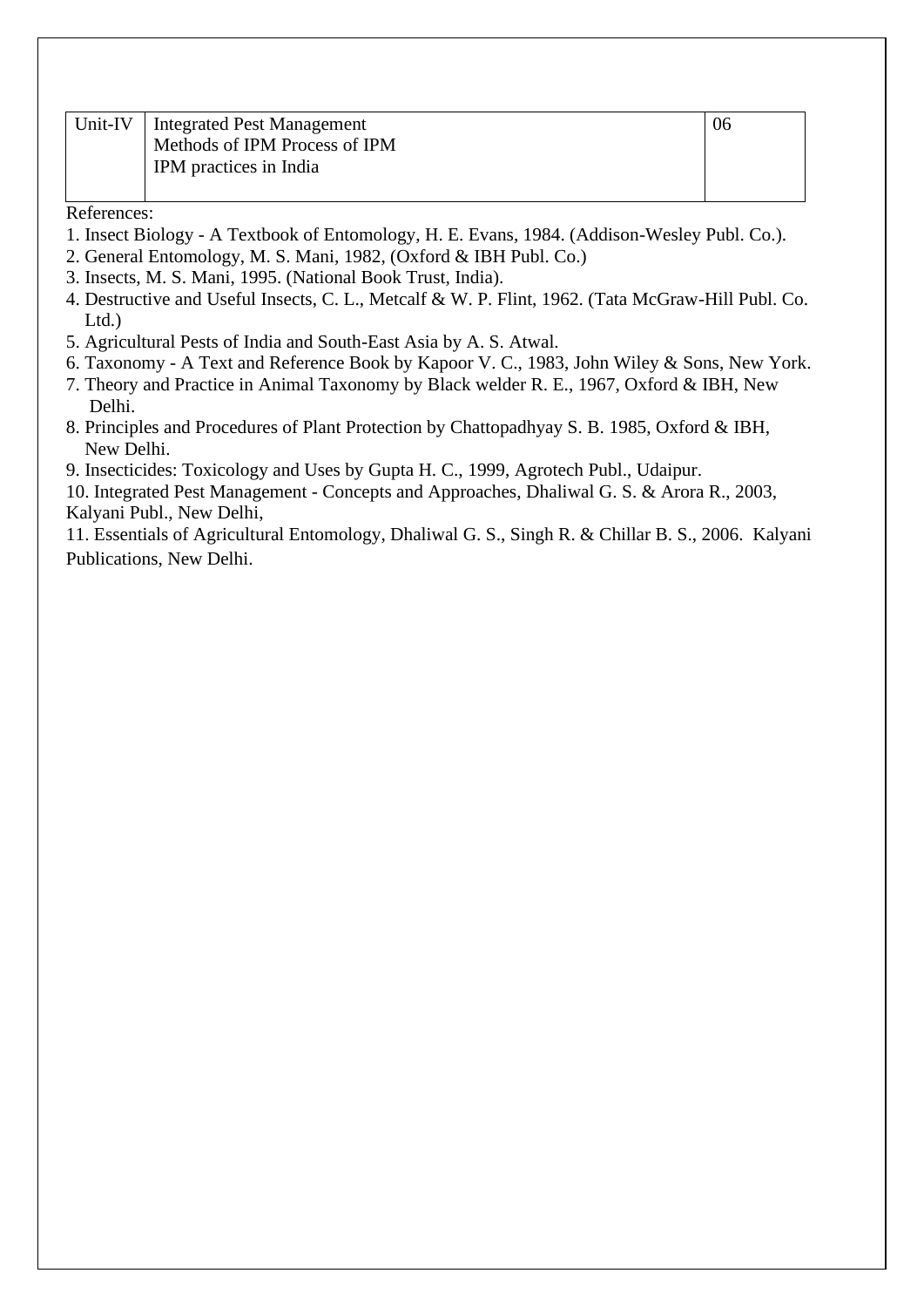| Unit-IV | Integrated Pest Management<br>Methods of IPM Process of IPM<br>IPM practices in India | 06 |
|---|---|---|

References:

1. Insect Biology - A Textbook of Entomology, H. E. Evans, 1984. (Addison-Wesley Publ. Co.).
2. General Entomology, M. S. Mani, 1982, (Oxford & IBH Publ. Co.)
3. Insects, M. S. Mani, 1995. (National Book Trust, India).
4. Destructive and Useful Insects, C. L., Metcalf & W. P. Flint, 1962. (Tata McGraw-Hill Publ. Co. Ltd.)
5. Agricultural Pests of India and South-East Asia by A. S. Atwal.
6. Taxonomy - A Text and Reference Book by Kapoor V. C., 1983, John Wiley & Sons, New York.
7. Theory and Practice in Animal Taxonomy by Black welder R. E., 1967, Oxford & IBH, New Delhi.
8. Principles and Procedures of Plant Protection by Chattopadhyay S. B. 1985, Oxford & IBH, New Delhi.
9. Insecticides: Toxicology and Uses by Gupta H. C., 1999, Agrotech Publ., Udaipur.
10. Integrated Pest Management - Concepts and Approaches, Dhaliwal G. S. & Arora R., 2003, Kalyani Publ., New Delhi,
11. Essentials of Agricultural Entomology, Dhaliwal G. S., Singh R. & Chillar B. S., 2006. Kalyani Publications, New Delhi.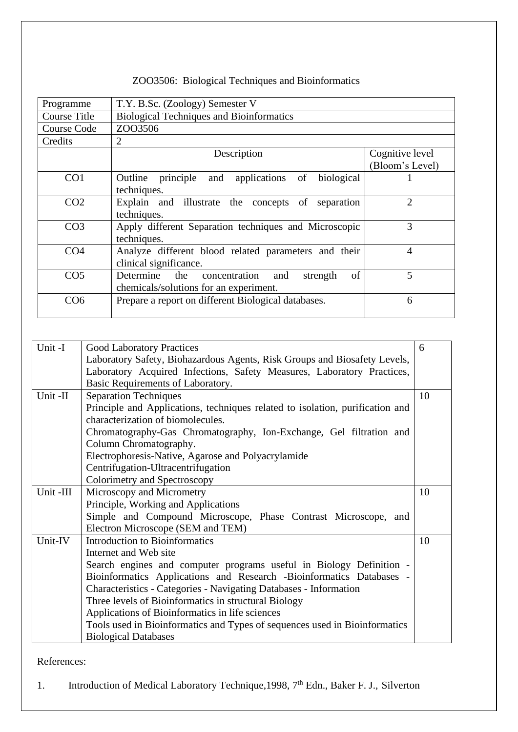## ZOO3506: Biological Techniques and Bioinformatics

| Programme | T.Y. B.Sc. (Zoology) Semester V | |
|---|---|---|
| Course Title | Biological Techniques and Bioinformatics | |
| Course Code | ZOO3506 | |
| Credits | 2 | |
| | Description | Cognitive level (Bloom's Level) |
| CO1 | Outline principle and applications of biological techniques. | 1 |
| CO2 | Explain and illustrate the concepts of separation techniques. | 2 |
| CO3 | Apply different Separation techniques and Microscopic techniques. | 3 |
| CO4 | Analyze different blood related parameters and their clinical significance. | 4 |
| CO5 | Determine the concentration and strength of chemicals/solutions for an experiment. | 5 |
| CO6 | Prepare a report on different Biological databases. | 6 |

| Unit | Content | Hours |
|---|---|---|
| Unit -I | Good Laboratory Practices<br>Laboratory Safety, Biohazardous Agents, Risk Groups and Biosafety Levels, Laboratory Acquired Infections, Safety Measures, Laboratory Practices, Basic Requirements of Laboratory. | 6 |
| Unit -II | Separation Techniques<br>Principle and Applications, techniques related to isolation, purification and characterization of biomolecules.<br>Chromatography-Gas Chromatography, Ion-Exchange, Gel filtration and Column Chromatography.<br>Electrophoresis-Native, Agarose and Polyacrylamide<br>Centrifugation-Ultracentrifugation<br>Colorimetry and Spectroscopy | 10 |
| Unit -III | Microscopy and Micrometry<br>Principle, Working and Applications<br>Simple and Compound Microscope, Phase Contrast Microscope, and Electron Microscope (SEM and TEM) | 10 |
| Unit-IV | Introduction to Bioinformatics<br>Internet and Web site<br>Search engines and computer programs useful in Biology Definition - Bioinformatics Applications and Research -Bioinformatics Databases - Characteristics - Categories - Navigating Databases - Information<br>Three levels of Bioinformatics in structural Biology<br>Applications of Bioinformatics in life sciences<br>Tools used in Bioinformatics and Types of sequences used in Bioinformatics<br>Biological Databases | 10 |

References:

1. Introduction of Medical Laboratory Technique,1998, 7th Edn., Baker F. J., Silverton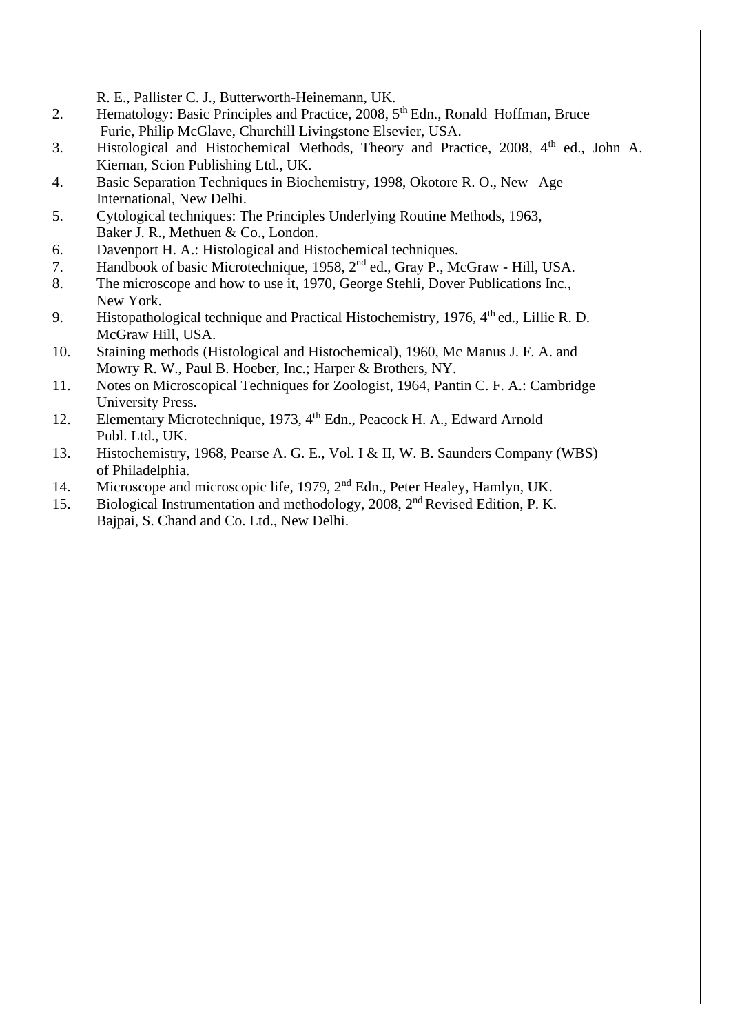R. E., Pallister C. J., Butterworth-Heinemann, UK.

2. Hematology: Basic Principles and Practice, 2008, 5th Edn., Ronald Hoffman, Bruce Furie, Philip McGlave, Churchill Livingstone Elsevier, USA.
3. Histological and Histochemical Methods, Theory and Practice, 2008, 4th ed., John A. Kiernan, Scion Publishing Ltd., UK.
4. Basic Separation Techniques in Biochemistry, 1998, Okotore R. O., New Age International, New Delhi.
5. Cytological techniques: The Principles Underlying Routine Methods, 1963, Baker J. R., Methuen & Co., London.
6. Davenport H. A.: Histological and Histochemical techniques.
7. Handbook of basic Microtechnique, 1958, 2nd ed., Gray P., McGraw - Hill, USA.
8. The microscope and how to use it, 1970, George Stehli, Dover Publications Inc., New York.
9. Histopathological technique and Practical Histochemistry, 1976, 4th ed., Lillie R. D. McGraw Hill, USA.
10. Staining methods (Histological and Histochemical), 1960, Mc Manus J. F. A. and Mowry R. W., Paul B. Hoeber, Inc.; Harper & Brothers, NY.
11. Notes on Microscopical Techniques for Zoologist, 1964, Pantin C. F. A.: Cambridge University Press.
12. Elementary Microtechnique, 1973, 4th Edn., Peacock H. A., Edward Arnold Publ. Ltd., UK.
13. Histochemistry, 1968, Pearse A. G. E., Vol. I & II, W. B. Saunders Company (WBS) of Philadelphia.
14. Microscope and microscopic life, 1979, 2nd Edn., Peter Healey, Hamlyn, UK.
15. Biological Instrumentation and methodology, 2008, 2nd Revised Edition, P. K. Bajpai, S. Chand and Co. Ltd., New Delhi.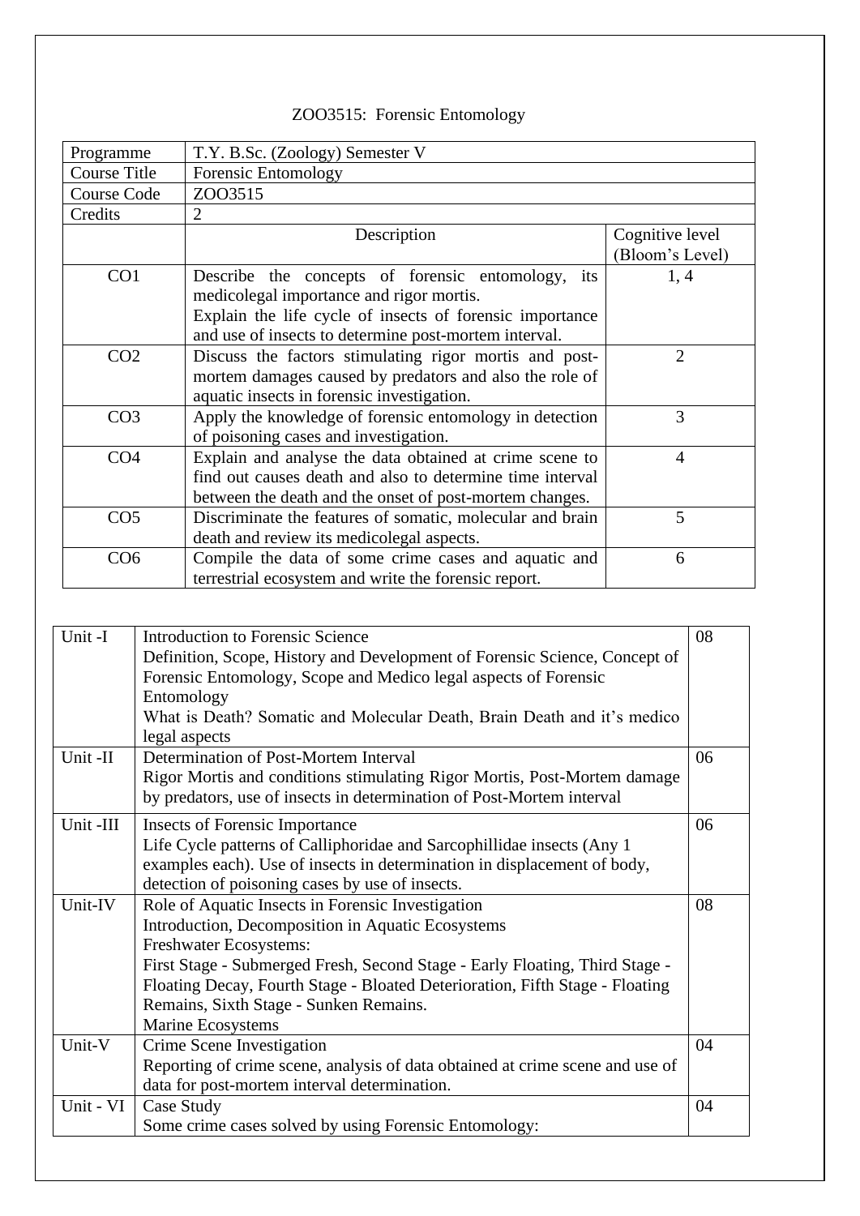# ZOO3515: Forensic Entomology

| Programme | T.Y. B.Sc. (Zoology) Semester V | |
|---|---|---|
| Course Title | Forensic Entomology | |
| Course Code | ZOO3515 | |
| Credits | 2 | |
| | Description | Cognitive level (Bloom's Level) |
| CO1 | Describe the concepts of forensic entomology, its medicolegal importance and rigor mortis.<br>Explain the life cycle of insects of forensic importance and use of insects to determine post-mortem interval. | 1, 4 |
| CO2 | Discuss the factors stimulating rigor mortis and post-mortem damages caused by predators and also the role of aquatic insects in forensic investigation. | 2 |
| CO3 | Apply the knowledge of forensic entomology in detection of poisoning cases and investigation. | 3 |
| CO4 | Explain and analyse the data obtained at crime scene to find out causes death and also to determine time interval between the death and the onset of post-mortem changes. | 4 |
| CO5 | Discriminate the features of somatic, molecular and brain death and review its medicolegal aspects. | 5 |
| CO6 | Compile the data of some crime cases and aquatic and terrestrial ecosystem and write the forensic report. | 6 |

| Unit | Content | Hours |
|---|---|---|
| Unit -I | Introduction to Forensic Science<br>Definition, Scope, History and Development of Forensic Science, Concept of Forensic Entomology, Scope and Medico legal aspects of Forensic Entomology<br>What is Death? Somatic and Molecular Death, Brain Death and it's medico legal aspects | 08 |
| Unit -II | Determination of Post-Mortem Interval<br>Rigor Mortis and conditions stimulating Rigor Mortis, Post-Mortem damage by predators, use of insects in determination of Post-Mortem interval | 06 |
| Unit -III | Insects of Forensic Importance<br>Life Cycle patterns of Calliphoridae and Sarcophillidae insects (Any 1 examples each). Use of insects in determination in displacement of body, detection of poisoning cases by use of insects. | 06 |
| Unit-IV | Role of Aquatic Insects in Forensic Investigation<br>Introduction, Decomposition in Aquatic Ecosystems<br>Freshwater Ecosystems:<br>First Stage - Submerged Fresh, Second Stage - Early Floating, Third Stage - Floating Decay, Fourth Stage - Bloated Deterioration, Fifth Stage - Floating Remains, Sixth Stage - Sunken Remains.<br>Marine Ecosystems | 08 |
| Unit-V | Crime Scene Investigation<br>Reporting of crime scene, analysis of data obtained at crime scene and use of data for post-mortem interval determination. | 04 |
| Unit - VI | Case Study<br>Some crime cases solved by using Forensic Entomology: | 04 |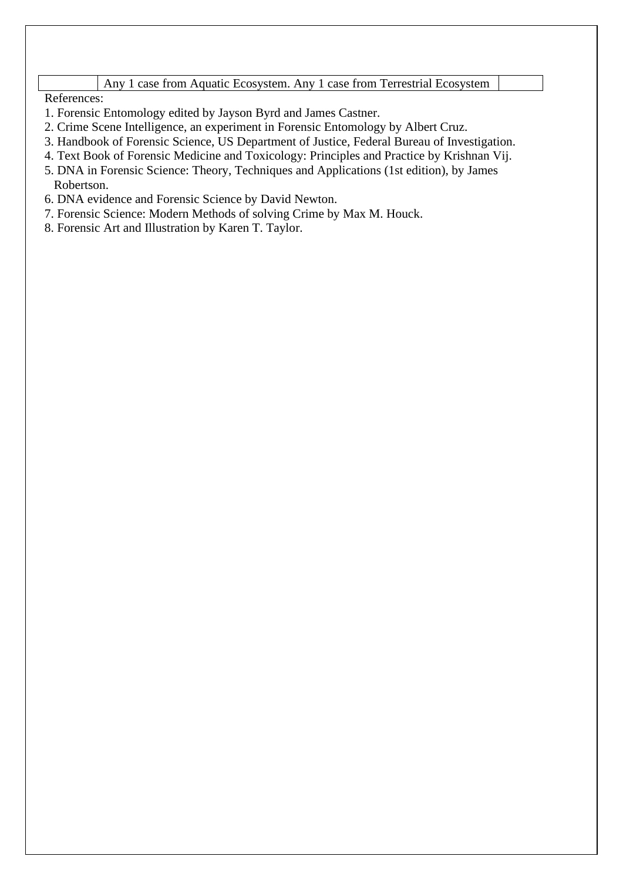| | Any 1 case from Aquatic Ecosystem. Any 1 case from Terrestrial Ecosystem | |
|---|---|---|

References:

1. Forensic Entomology edited by Jayson Byrd and James Castner.
2. Crime Scene Intelligence, an experiment in Forensic Entomology by Albert Cruz.
3. Handbook of Forensic Science, US Department of Justice, Federal Bureau of Investigation.
4. Text Book of Forensic Medicine and Toxicology: Principles and Practice by Krishnan Vij.
5. DNA in Forensic Science: Theory, Techniques and Applications (1st edition), by James Robertson.
6. DNA evidence and Forensic Science by David Newton.
7. Forensic Science: Modern Methods of solving Crime by Max M. Houck.
8. Forensic Art and Illustration by Karen T. Taylor.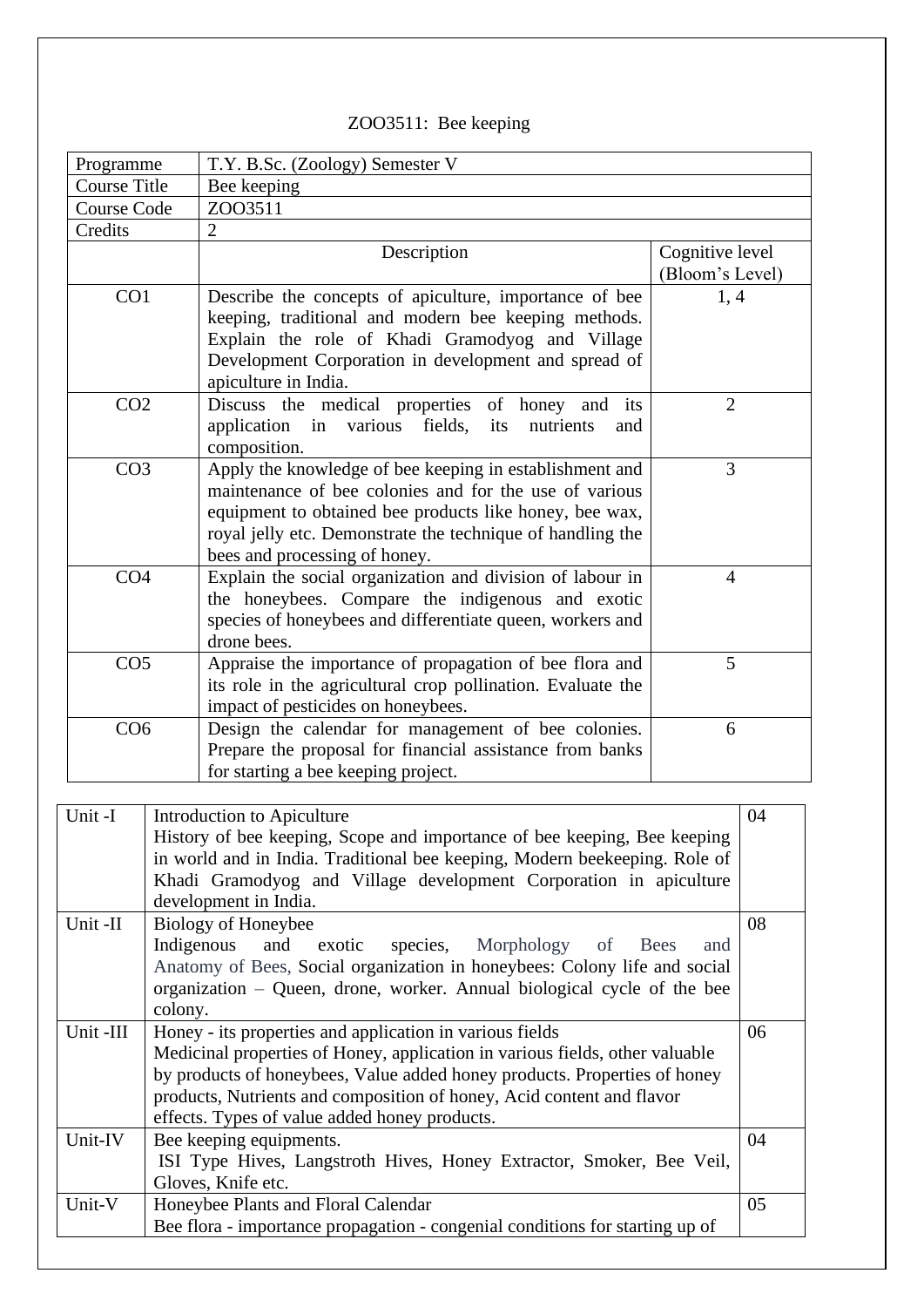# ZOO3511: Bee keeping

| Programme | T.Y. B.Sc. (Zoology) Semester V | |
|---|---|---|
| Course Title | Bee keeping | |
| Course Code | ZOO3511 | |
| Credits | 2 | |
| | Description | Cognitive level (Bloom's Level) |
| CO1 | Describe the concepts of apiculture, importance of bee keeping, traditional and modern bee keeping methods. Explain the role of Khadi Gramodyog and Village Development Corporation in development and spread of apiculture in India. | 1, 4 |
| CO2 | Discuss the medical properties of honey and its application in various fields, its nutrients and composition. | 2 |
| CO3 | Apply the knowledge of bee keeping in establishment and maintenance of bee colonies and for the use of various equipment to obtained bee products like honey, bee wax, royal jelly etc. Demonstrate the technique of handling the bees and processing of honey. | 3 |
| CO4 | Explain the social organization and division of labour in the honeybees. Compare the indigenous and exotic species of honeybees and differentiate queen, workers and drone bees. | 4 |
| CO5 | Appraise the importance of propagation of bee flora and its role in the agricultural crop pollination. Evaluate the impact of pesticides on honeybees. | 5 |
| CO6 | Design the calendar for management of bee colonies. Prepare the proposal for financial assistance from banks for starting a bee keeping project. | 6 |

| Unit | Content | Hours |
|---|---|---|
| Unit -I | Introduction to Apiculture<br>History of bee keeping, Scope and importance of bee keeping, Bee keeping in world and in India. Traditional bee keeping, Modern beekeeping. Role of Khadi Gramodyog and Village development Corporation in apiculture development in India. | 04 |
| Unit -II | Biology of Honeybee<br>Indigenous and exotic species, Morphology of Bees and Anatomy of Bees, Social organization in honeybees: Colony life and social organization – Queen, drone, worker. Annual biological cycle of the bee colony. | 08 |
| Unit -III | Honey - its properties and application in various fields<br>Medicinal properties of Honey, application in various fields, other valuable by products of honeybees, Value added honey products. Properties of honey products, Nutrients and composition of honey, Acid content and flavor effects. Types of value added honey products. | 06 |
| Unit-IV | Bee keeping equipments.<br>ISI Type Hives, Langstroth Hives, Honey Extractor, Smoker, Bee Veil, Gloves, Knife etc. | 04 |
| Unit-V | Honeybee Plants and Floral Calendar<br>Bee flora - importance propagation - congenial conditions for starting up of | 05 |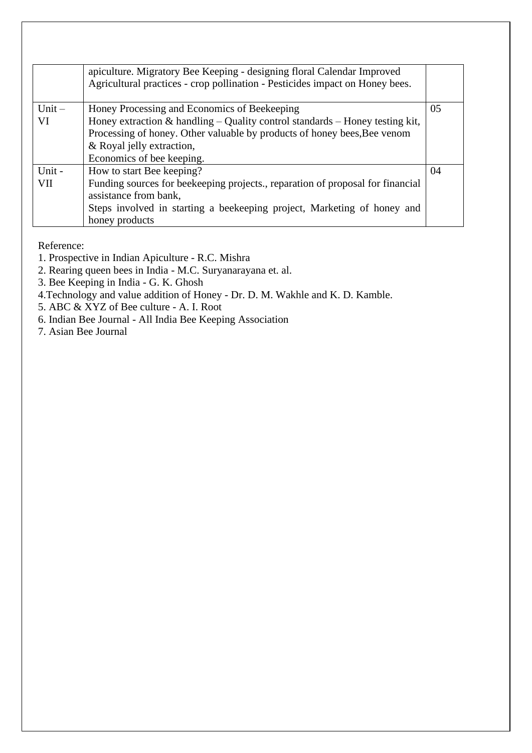| | | |
|---|---|---|
| | apiculture. Migratory Bee Keeping - designing floral Calendar Improved Agricultural practices - crop pollination - Pesticides impact on Honey bees. | |
| Unit – VI | Honey Processing and Economics of Beekeeping<br>Honey extraction & handling – Quality control standards – Honey testing kit, Processing of honey. Other valuable by products of honey bees,Bee venom & Royal jelly extraction,<br>Economics of bee keeping. | 05 |
| Unit - VII | How to start Bee keeping?<br>Funding sources for beekeeping projects., reparation of proposal for financial assistance from bank,<br>Steps involved in starting a beekeeping project, Marketing of honey and honey products | 04 |

Reference:

1. Prospective in Indian Apiculture - R.C. Mishra
2. Rearing queen bees in India - M.C. Suryanarayana et. al.
3. Bee Keeping in India - G. K. Ghosh
4. Technology and value addition of Honey - Dr. D. M. Wakhle and K. D. Kamble.
5. ABC & XYZ of Bee culture - A. I. Root
6. Indian Bee Journal - All India Bee Keeping Association
7. Asian Bee Journal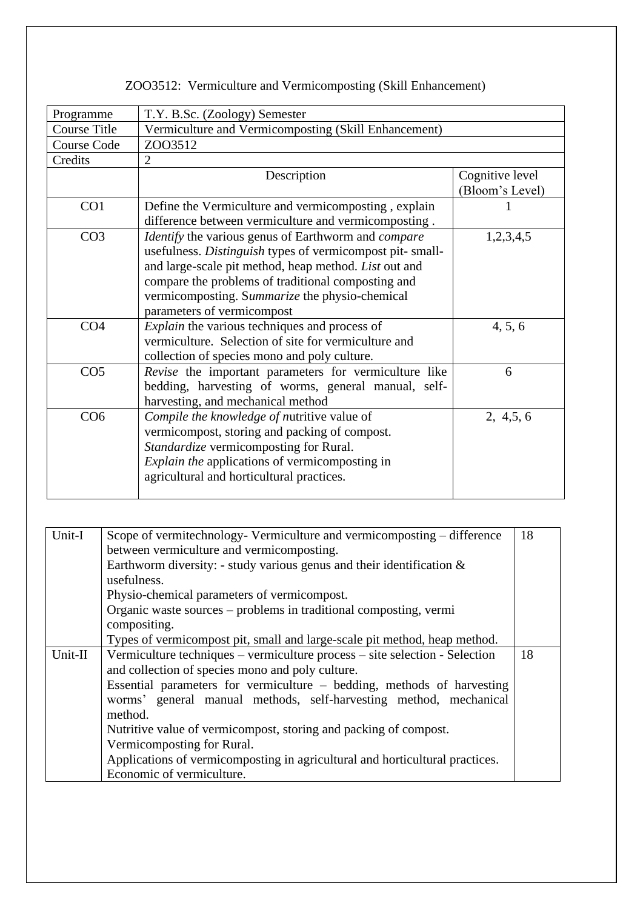# ZOO3512: Vermiculture and Vermicomposting (Skill Enhancement)

| Programme | T.Y. B.Sc. (Zoology) Semester | |
|---|---|---|
| Course Title | Vermiculture and Vermicomposting (Skill Enhancement) | |
| Course Code | ZOO3512 | |
| Credits | 2 | |
| | Description | Cognitive level (Bloom's Level) |
| CO1 | Define the Vermiculture and vermicomposting , explain difference between vermiculture and vermicomposting . | 1 |
| CO3 | *Identify* the various genus of Earthworm and *compare* usefulness. *Distinguish* types of vermicompost pit- small- and large-scale pit method, heap method. *List* out and compare the problems of traditional composting and vermicomposting. S*ummarize* the physio-chemical parameters of vermicompost | 1,2,3,4,5 |
| CO4 | *Explain* the various techniques and process of vermiculture. Selection of site for vermiculture and collection of species mono and poly culture. | 4, 5, 6 |
| CO5 | *Revise* the important parameters for vermiculture like bedding, harvesting of worms, general manual, self-harvesting, and mechanical method | 6 |
| CO6 | *Compile the knowledge of n*utritive value of vermicompost, storing and packing of compost. *Standardize* vermicomposting for Rural. *Explain the* applications of vermicomposting in agricultural and horticultural practices. | 2, 4,5, 6 |

| Unit | Content | Hours |
|---|---|---|
| Unit-I | Scope of vermitechnology- Vermiculture and vermicomposting – difference between vermiculture and vermicomposting.<br>Earthworm diversity: - study various genus and their identification & usefulness.<br>Physio-chemical parameters of vermicompost.<br>Organic waste sources – problems in traditional composting, vermi compositing.<br>Types of vermicompost pit, small and large-scale pit method, heap method. | 18 |
| Unit-II | Vermiculture techniques – vermiculture process – site selection - Selection and collection of species mono and poly culture.<br>Essential parameters for vermiculture – bedding, methods of harvesting worms' general manual methods, self-harvesting method, mechanical method.<br>Nutritive value of vermicompost, storing and packing of compost.<br>Vermicomposting for Rural.<br>Applications of vermicomposting in agricultural and horticultural practices.<br>Economic of vermiculture. | 18 |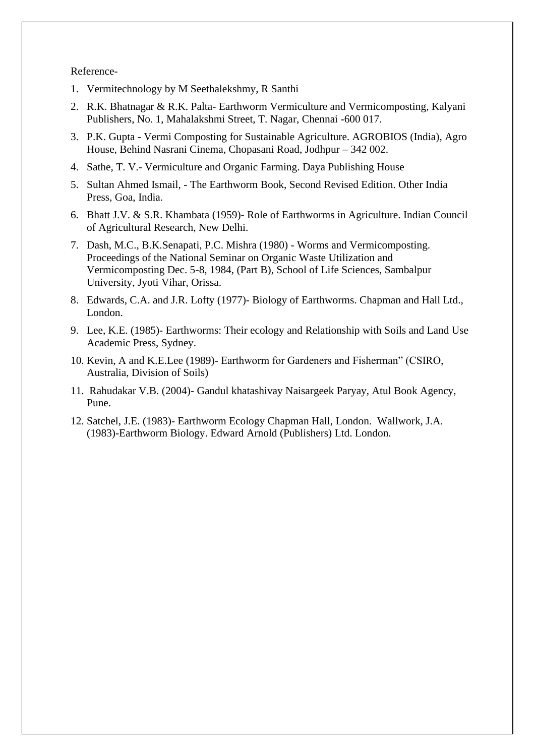Reference-

1. Vermitechnology by M Seethalekshmy, R Santhi
2. R.K. Bhatnagar & R.K. Palta- Earthworm Vermiculture and Vermicomposting, Kalyani Publishers, No. 1, Mahalakshmi Street, T. Nagar, Chennai -600 017.
3. P.K. Gupta - Vermi Composting for Sustainable Agriculture. AGROBIOS (India), Agro House, Behind Nasrani Cinema, Chopasani Road, Jodhpur – 342 002.
4. Sathe, T. V.- Vermiculture and Organic Farming. Daya Publishing House
5. Sultan Ahmed Ismail, - The Earthworm Book, Second Revised Edition. Other India Press, Goa, India.
6. Bhatt J.V. & S.R. Khambata (1959)- Role of Earthworms in Agriculture. Indian Council of Agricultural Research, New Delhi.
7. Dash, M.C., B.K.Senapati, P.C. Mishra (1980) - Worms and Vermicomposting. Proceedings of the National Seminar on Organic Waste Utilization and Vermicomposting Dec. 5-8, 1984, (Part B), School of Life Sciences, Sambalpur University, Jyoti Vihar, Orissa.
8. Edwards, C.A. and J.R. Lofty (1977)- Biology of Earthworms. Chapman and Hall Ltd., London.
9. Lee, K.E. (1985)- Earthworms: Their ecology and Relationship with Soils and Land Use Academic Press, Sydney.
10. Kevin, A and K.E.Lee (1989)- Earthworm for Gardeners and Fisherman" (CSIRO, Australia, Division of Soils)
11. Rahudakar V.B. (2004)- Gandul khatashivay Naisargeek Paryay, Atul Book Agency, Pune.
12. Satchel, J.E. (1983)- Earthworm Ecology Chapman Hall, London. Wallwork, J.A. (1983)-Earthworm Biology. Edward Arnold (Publishers) Ltd. London.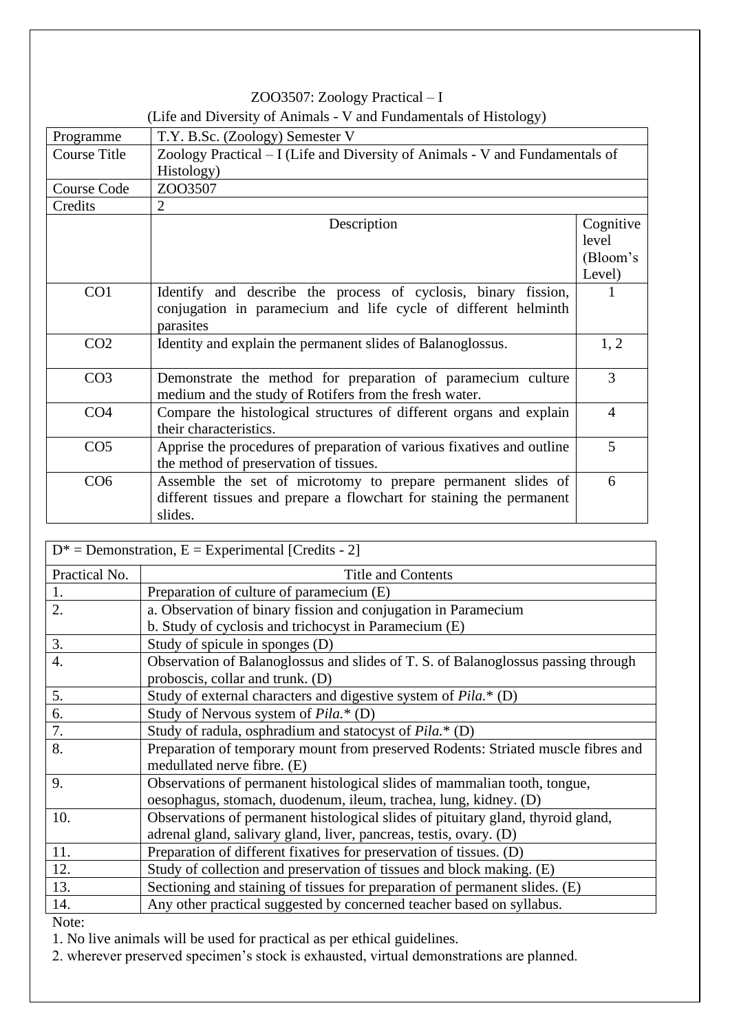ZOO3507: Zoology Practical – I

(Life and Diversity of Animals - V and Fundamentals of Histology)

| Programme | T.Y. B.Sc. (Zoology) Semester V | |
|---|---|---|
| Course Title | Zoology Practical – I (Life and Diversity of Animals - V and Fundamentals of Histology) | |
| Course Code | ZOO3507 | |
| Credits | 2 | |
| | Description | Cognitive level (Bloom's Level) |
| CO1 | Identify and describe the process of cyclosis, binary fission, conjugation in paramecium and life cycle of different helminth parasites | 1 |
| CO2 | Identity and explain the permanent slides of Balanoglossus. | 1, 2 |
| CO3 | Demonstrate the method for preparation of paramecium culture medium and the study of Rotifers from the fresh water. | 3 |
| CO4 | Compare the histological structures of different organs and explain their characteristics. | 4 |
| CO5 | Apprise the procedures of preparation of various fixatives and outline the method of preservation of tissues. | 5 |
| CO6 | Assemble the set of microtomy to prepare permanent slides of different tissues and prepare a flowchart for staining the permanent slides. | 6 |

| D* = Demonstration, E = Experimental [Credits - 2] | |
|---|---|
| Practical No. | Title and Contents |
| 1. | Preparation of culture of paramecium (E) |
| 2. | a. Observation of binary fission and conjugation in Paramecium<br>b. Study of cyclosis and trichocyst in Paramecium (E) |
| 3. | Study of spicule in sponges (D) |
| 4. | Observation of Balanoglossus and slides of T. S. of Balanoglossus passing through proboscis, collar and trunk. (D) |
| 5. | Study of external characters and digestive system of *Pila.** (D) |
| 6. | Study of Nervous system of *Pila.** (D) |
| 7. | Study of radula, osphradium and statocyst of *Pila.** (D) |
| 8. | Preparation of temporary mount from preserved Rodents: Striated muscle fibres and medullated nerve fibre. (E) |
| 9. | Observations of permanent histological slides of mammalian tooth, tongue, oesophagus, stomach, duodenum, ileum, trachea, lung, kidney. (D) |
| 10. | Observations of permanent histological slides of pituitary gland, thyroid gland, adrenal gland, salivary gland, liver, pancreas, testis, ovary. (D) |
| 11. | Preparation of different fixatives for preservation of tissues. (D) |
| 12. | Study of collection and preservation of tissues and block making. (E) |
| 13. | Sectioning and staining of tissues for preparation of permanent slides. (E) |
| 14. | Any other practical suggested by concerned teacher based on syllabus. |

Note:

1. No live animals will be used for practical as per ethical guidelines.
2. wherever preserved specimen's stock is exhausted, virtual demonstrations are planned.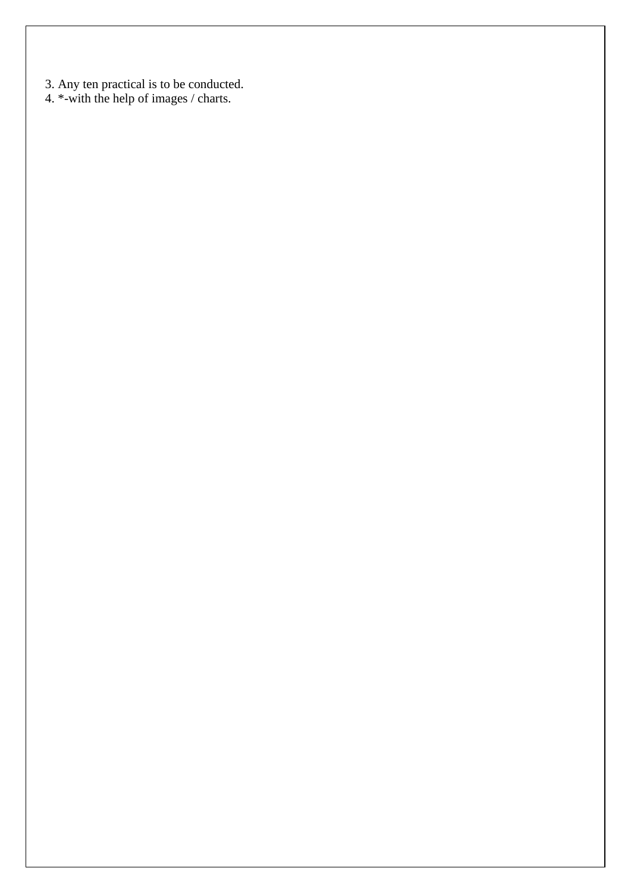3. Any ten practical is to be conducted.
4. *-with the help of images / charts.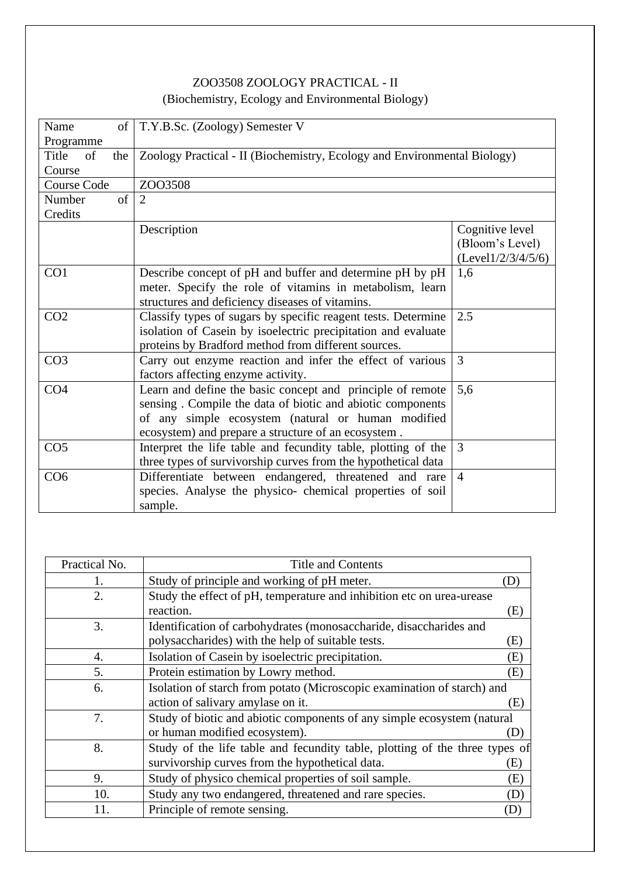ZOO3508 ZOOLOGY PRACTICAL - II
(Biochemistry, Ecology and Environmental Biology)

| Name of Programme | T.Y.B.Sc. (Zoology) Semester V | |
|---|---|---|
| Title of the Course | Zoology Practical - II (Biochemistry, Ecology and Environmental Biology) | |
| Course Code | ZOO3508 | |
| Number of Credits | 2 | |
| | Description | Cognitive level (Bloom's Level) (Level1/2/3/4/5/6) |
| CO1 | Describe concept of pH and buffer and determine pH by pH meter. Specify the role of vitamins in metabolism, learn structures and deficiency diseases of vitamins. | 1,6 |
| CO2 | Classify types of sugars by specific reagent tests. Determine isolation of Casein by isoelectric precipitation and evaluate proteins by Bradford method from different sources. | 2.5 |
| CO3 | Carry out enzyme reaction and infer the effect of various factors affecting enzyme activity. | 3 |
| CO4 | Learn and define the basic concept and principle of remote sensing . Compile the data of biotic and abiotic components of any simple ecosystem (natural or human modified ecosystem) and prepare a structure of an ecosystem . | 5,6 |
| CO5 | Interpret the life table and fecundity table, plotting of the three types of survivorship curves from the hypothetical data | 3 |
| CO6 | Differentiate between endangered, threatened and rare species. Analyse the physico- chemical properties of soil sample. | 4 |

| Practical No. | Title and Contents |
|---|---|
| 1. | Study of principle and working of pH meter. (D) |
| 2. | Study the effect of pH, temperature and inhibition etc on urea-urease reaction. (E) |
| 3. | Identification of carbohydrates (monosaccharide, disaccharides and polysaccharides) with the help of suitable tests. (E) |
| 4. | Isolation of Casein by isoelectric precipitation. (E) |
| 5. | Protein estimation by Lowry method. (E) |
| 6. | Isolation of starch from potato (Microscopic examination of starch) and action of salivary amylase on it. (E) |
| 7. | Study of biotic and abiotic components of any simple ecosystem (natural or human modified ecosystem). (D) |
| 8. | Study of the life table and fecundity table, plotting of the three types of survivorship curves from the hypothetical data. (E) |
| 9. | Study of physico chemical properties of soil sample. (E) |
| 10. | Study any two endangered, threatened and rare species. (D) |
| 11. | Principle of remote sensing. (D) |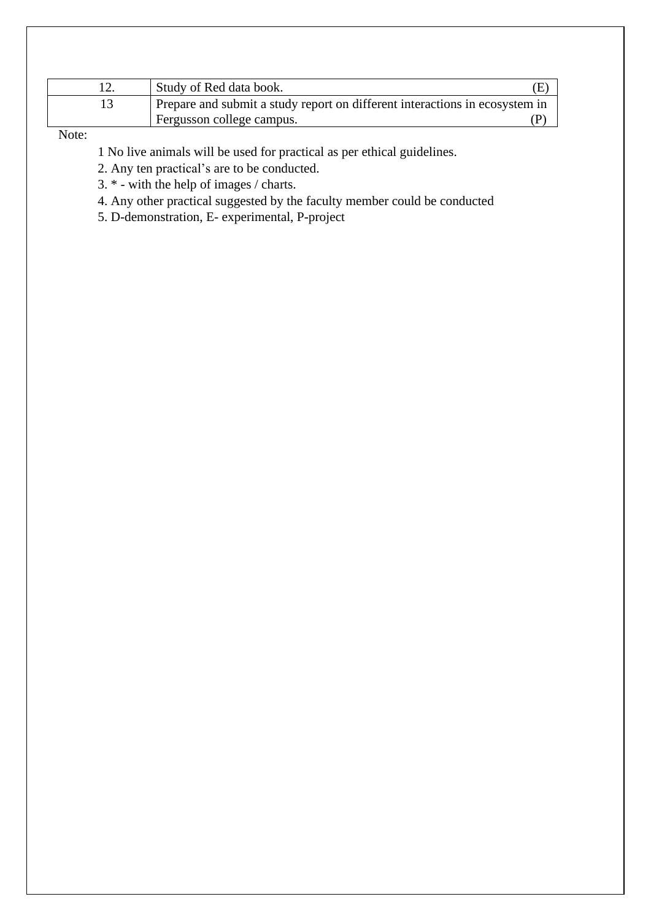| | |
|---|---|
| 12. | Study of Red data book. (E) |
| 13 | Prepare and submit a study report on different interactions in ecosystem in Fergusson college campus. (P) |

Note:

1 No live animals will be used for practical as per ethical guidelines.

2. Any ten practical’s are to be conducted.

3. * - with the help of images / charts.

4. Any other practical suggested by the faculty member could be conducted

5. D-demonstration, E- experimental, P-project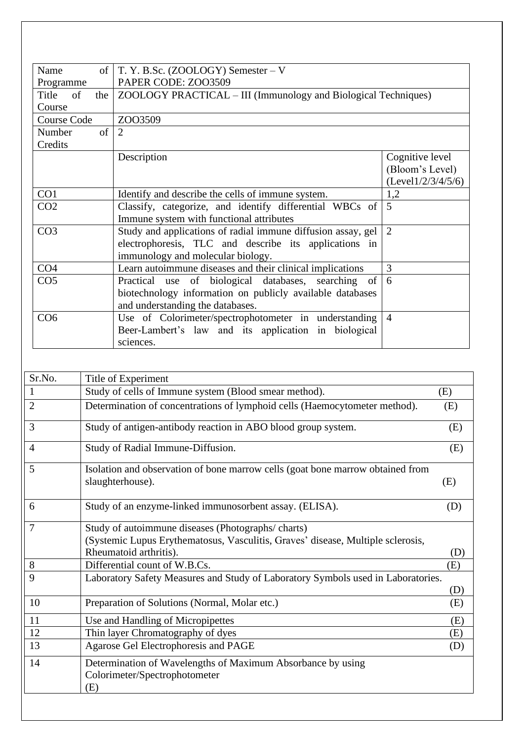| Name of Programme | T. Y. B.Sc. (ZOOLOGY) Semester – V<br>PAPER CODE: ZOO3509 | |
|---|---|---|
| Title of the Course | ZOOLOGY PRACTICAL – III (Immunology and Biological Techniques) | |
| Course Code | ZOO3509 | |
| Number of Credits | 2 | |
| | Description | Cognitive level (Bloom's Level) (Level1/2/3/4/5/6) |
| CO1 | Identify and describe the cells of immune system. | 1,2 |
| CO2 | Classify, categorize, and identify differential WBCs of Immune system with functional attributes | 5 |
| CO3 | Study and applications of radial immune diffusion assay, gel electrophoresis, TLC and describe its applications in immunology and molecular biology. | 2 |
| CO4 | Learn autoimmune diseases and their clinical implications | 3 |
| CO5 | Practical use of biological databases, searching of biotechnology information on publicly available databases and understanding the databases. | 6 |
| CO6 | Use of Colorimeter/spectrophotometer in understanding Beer-Lambert's law and its application in biological sciences. | 4 |

| Sr.No. | Title of Experiment |
|---|---|
| 1 | Study of cells of Immune system (Blood smear method). (E) |
| 2 | Determination of concentrations of lymphoid cells (Haemocytometer method). (E) |
| 3 | Study of antigen-antibody reaction in ABO blood group system. (E) |
| 4 | Study of Radial Immune-Diffusion. (E) |
| 5 | Isolation and observation of bone marrow cells (goat bone marrow obtained from slaughterhouse). (E) |
| 6 | Study of an enzyme-linked immunosorbent assay. (ELISA). (D) |
| 7 | Study of autoimmune diseases (Photographs/ charts)<br>(Systemic Lupus Erythematosus, Vasculitis, Graves' disease, Multiple sclerosis, Rheumatoid arthritis). (D) |
| 8 | Differential count of W.B.Cs. (E) |
| 9 | Laboratory Safety Measures and Study of Laboratory Symbols used in Laboratories. (D) |
| 10 | Preparation of Solutions (Normal, Molar etc.) (E) |
| 11 | Use and Handling of Micropipettes (E) |
| 12 | Thin layer Chromatography of dyes (E) |
| 13 | Agarose Gel Electrophoresis and PAGE (D) |
| 14 | Determination of Wavelengths of Maximum Absorbance by using Colorimeter/Spectrophotometer (E) |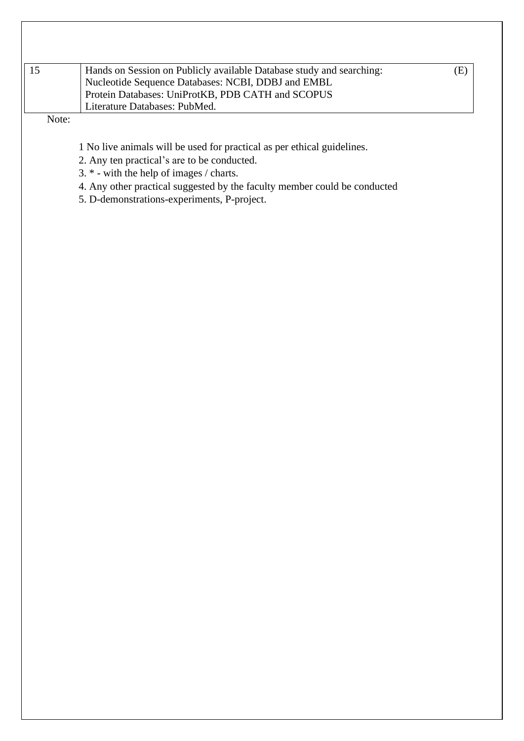| | | |
|---|---|---|
| 15 | Hands on Session on Publicly available Database study and searching:<br>Nucleotide Sequence Databases: NCBI, DDBJ and EMBL<br>Protein Databases: UniProtKB, PDB CATH and SCOPUS<br>Literature Databases: PubMed. | (E) |

Note:

1 No live animals will be used for practical as per ethical guidelines.

2. Any ten practical’s are to be conducted.

3. * - with the help of images / charts.

4. Any other practical suggested by the faculty member could be conducted

5. D-demonstrations-experiments, P-project.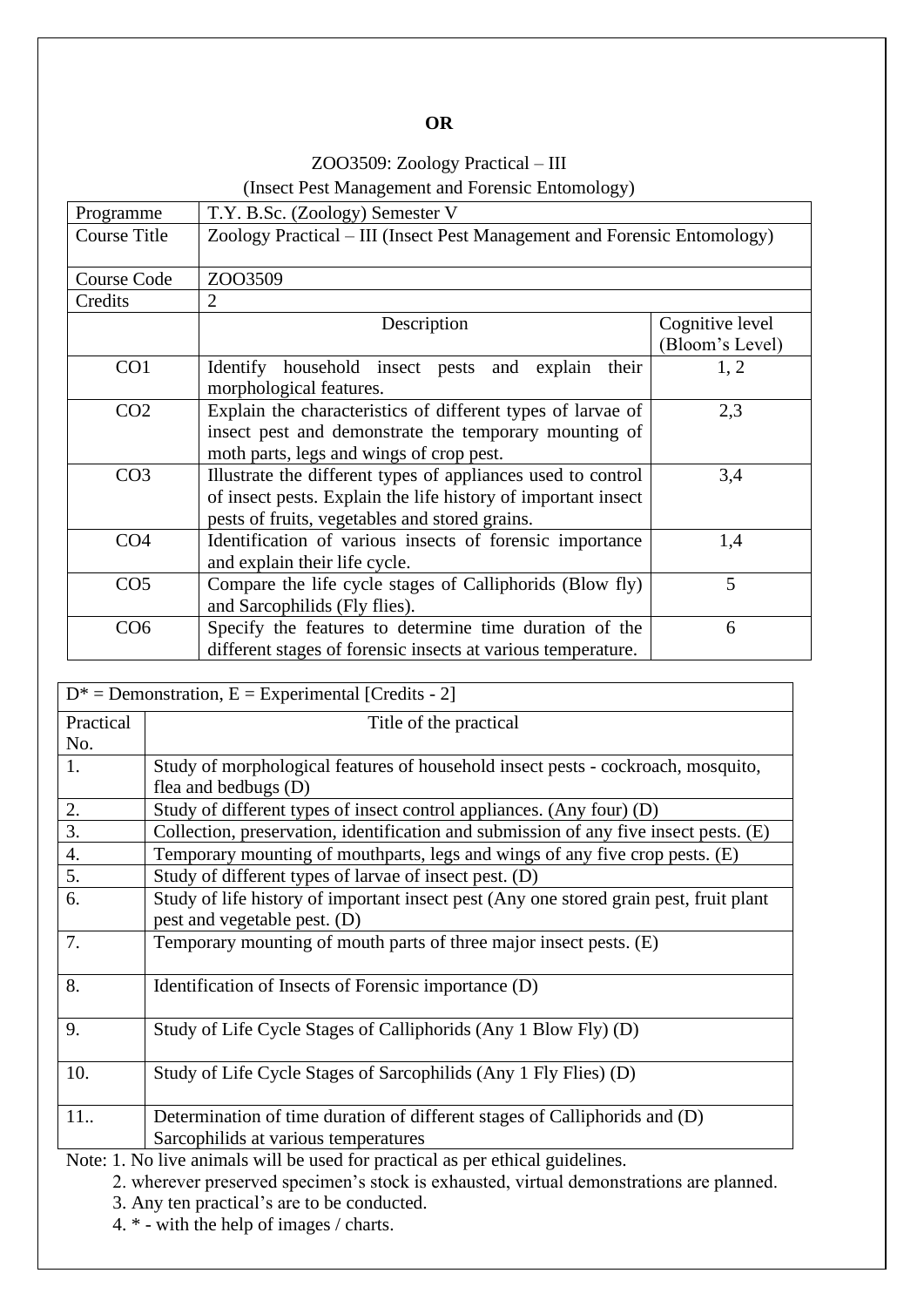**OR**

ZOO3509: Zoology Practical – III

(Insect Pest Management and Forensic Entomology)

| Programme | T.Y. B.Sc. (Zoology) Semester V | |
|---|---|---|
| Course Title | Zoology Practical – III (Insect Pest Management and Forensic Entomology) | |
| Course Code | ZOO3509 | |
| Credits | 2 | |
| | Description | Cognitive level (Bloom's Level) |
| CO1 | Identify household insect pests and explain their morphological features. | 1, 2 |
| CO2 | Explain the characteristics of different types of larvae of insect pest and demonstrate the temporary mounting of moth parts, legs and wings of crop pest. | 2,3 |
| CO3 | Illustrate the different types of appliances used to control of insect pests. Explain the life history of important insect pests of fruits, vegetables and stored grains. | 3,4 |
| CO4 | Identification of various insects of forensic importance and explain their life cycle. | 1,4 |
| CO5 | Compare the life cycle stages of Calliphorids (Blow fly) and Sarcophilids (Fly flies). | 5 |
| CO6 | Specify the features to determine time duration of the different stages of forensic insects at various temperature. | 6 |

| D* = Demonstration, E = Experimental [Credits - 2] | |
|---|---|
| Practical No. | Title of the practical |
| 1. | Study of morphological features of household insect pests - cockroach, mosquito, flea and bedbugs (D) |
| 2. | Study of different types of insect control appliances. (Any four) (D) |
| 3. | Collection, preservation, identification and submission of any five insect pests. (E) |
| 4. | Temporary mounting of mouthparts, legs and wings of any five crop pests. (E) |
| 5. | Study of different types of larvae of insect pest. (D) |
| 6. | Study of life history of important insect pest (Any one stored grain pest, fruit plant pest and vegetable pest. (D) |
| 7. | Temporary mounting of mouth parts of three major insect pests. (E) |
| 8. | Identification of Insects of Forensic importance (D) |
| 9. | Study of Life Cycle Stages of Calliphorids (Any 1 Blow Fly) (D) |
| 10. | Study of Life Cycle Stages of Sarcophilids (Any 1 Fly Flies) (D) |
| 11.. | Determination of time duration of different stages of Calliphorids and (D) Sarcophilids at various temperatures |

Note: 1. No live animals will be used for practical as per ethical guidelines.

2. wherever preserved specimen's stock is exhausted, virtual demonstrations are planned.

3. Any ten practical's are to be conducted.

4. * - with the help of images / charts.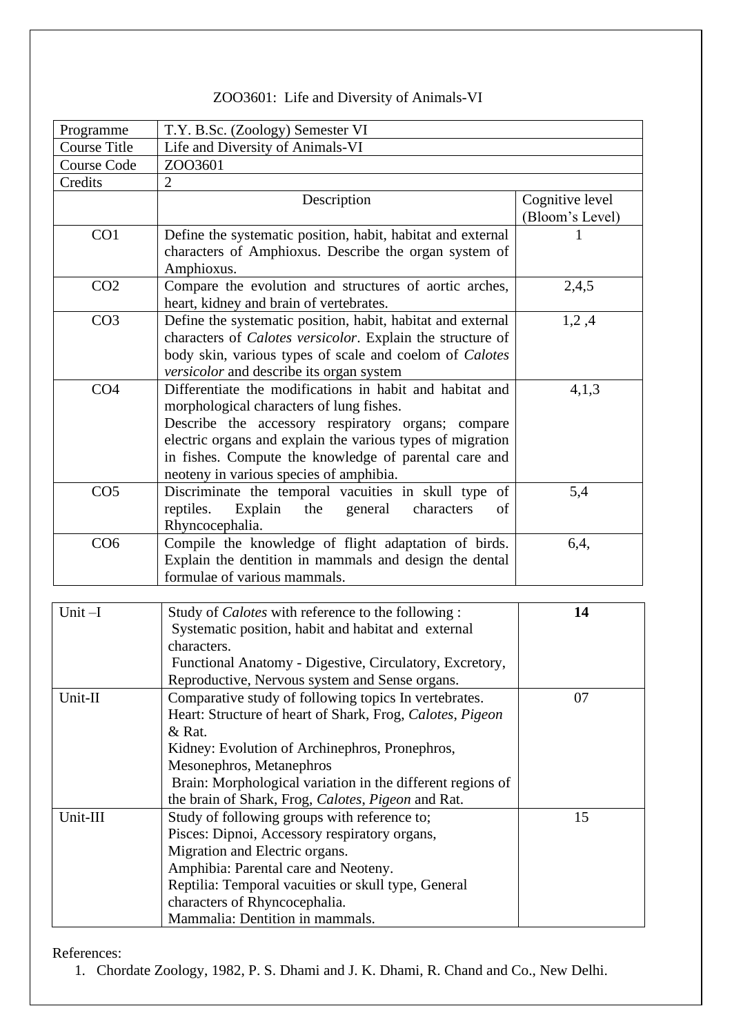# ZOO3601: Life and Diversity of Animals-VI

| Programme | T.Y. B.Sc. (Zoology) Semester VI | |
|---|---|---|
| Course Title | Life and Diversity of Animals-VI | |
| Course Code | ZOO3601 | |
| Credits | 2 | |
| | Description | Cognitive level (Bloom's Level) |
| CO1 | Define the systematic position, habit, habitat and external characters of Amphioxus. Describe the organ system of Amphioxus. | 1 |
| CO2 | Compare the evolution and structures of aortic arches, heart, kidney and brain of vertebrates. | 2,4,5 |
| CO3 | Define the systematic position, habit, habitat and external characters of *Calotes versicolor*. Explain the structure of body skin, various types of scale and coelom of *Calotes versicolor* and describe its organ system | 1,2 ,4 |
| CO4 | Differentiate the modifications in habit and habitat and morphological characters of lung fishes. Describe the accessory respiratory organs; compare electric organs and explain the various types of migration in fishes. Compute the knowledge of parental care and neoteny in various species of amphibia. | 4,1,3 |
| CO5 | Discriminate the temporal vacuities in skull type of reptiles. Explain the general characters of Rhyncocephalia. | 5,4 |
| CO6 | Compile the knowledge of flight adaptation of birds. Explain the dentition in mammals and design the dental formulae of various mammals. | 6,4, |

| Unit –I | Study of *Calotes* with reference to the following :<br>Systematic position, habit and habitat and external characters.<br>Functional Anatomy - Digestive, Circulatory, Excretory, Reproductive, Nervous system and Sense organs. | **14** |
|---|---|---|
| Unit-II | Comparative study of following topics In vertebrates.<br>Heart: Structure of heart of Shark, Frog, *Calotes*, *Pigeon* & Rat.<br>Kidney: Evolution of Archinephros, Pronephros, Mesonephros, Metanephros<br>Brain: Morphological variation in the different regions of the brain of Shark, Frog, *Calotes*, *Pigeon* and Rat. | 07 |
| Unit-III | Study of following groups with reference to;<br>Pisces: Dipnoi, Accessory respiratory organs, Migration and Electric organs.<br>Amphibia: Parental care and Neoteny.<br>Reptilia: Temporal vacuities or skull type, General characters of Rhyncocephalia.<br>Mammalia: Dentition in mammals. | 15 |

References:

1. Chordate Zoology, 1982, P. S. Dhami and J. K. Dhami, R. Chand and Co., New Delhi.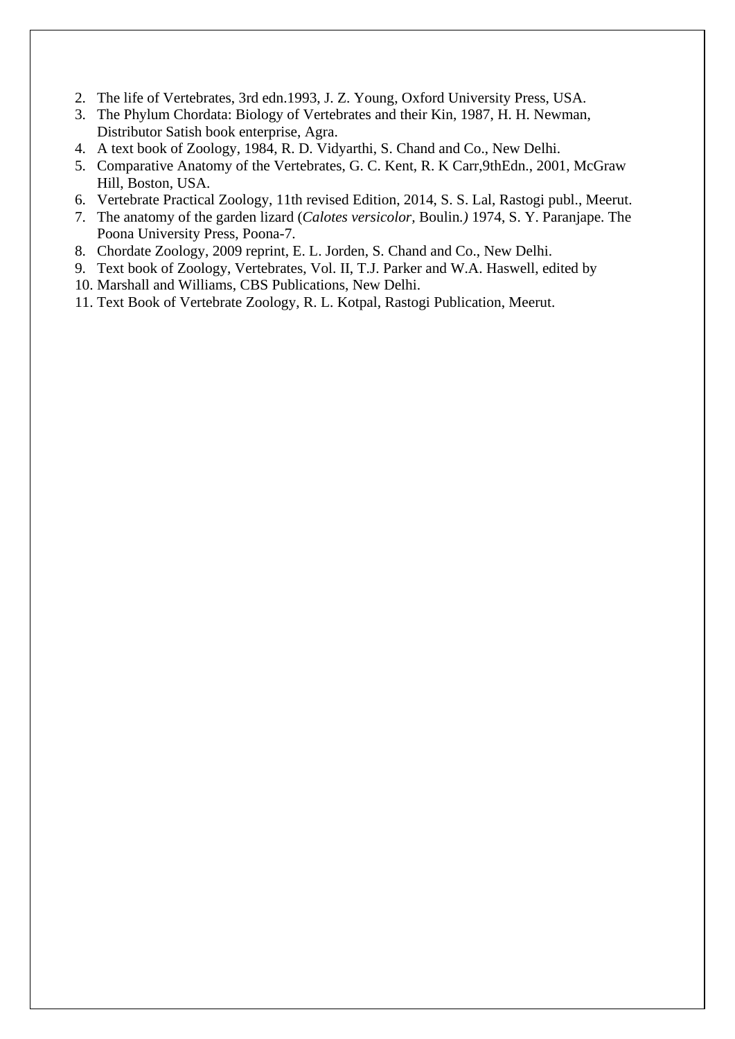2. The life of Vertebrates, 3rd edn.1993, J. Z. Young, Oxford University Press, USA.
3. The Phylum Chordata: Biology of Vertebrates and their Kin, 1987, H. H. Newman, Distributor Satish book enterprise, Agra.
4. A text book of Zoology, 1984, R. D. Vidyarthi, S. Chand and Co., New Delhi.
5. Comparative Anatomy of the Vertebrates, G. C. Kent, R. K Carr,9thEdn., 2001, McGraw Hill, Boston, USA.
6. Vertebrate Practical Zoology, 11th revised Edition, 2014, S. S. Lal, Rastogi publ., Meerut.
7. The anatomy of the garden lizard (*Calotes versicolor,* Boulin*.)* 1974, S. Y. Paranjape. The Poona University Press, Poona-7.
8. Chordate Zoology, 2009 reprint, E. L. Jorden, S. Chand and Co., New Delhi.
9. Text book of Zoology, Vertebrates, Vol. II, T.J. Parker and W.A. Haswell, edited by
10. Marshall and Williams, CBS Publications, New Delhi.
11. Text Book of Vertebrate Zoology, R. L. Kotpal, Rastogi Publication, Meerut.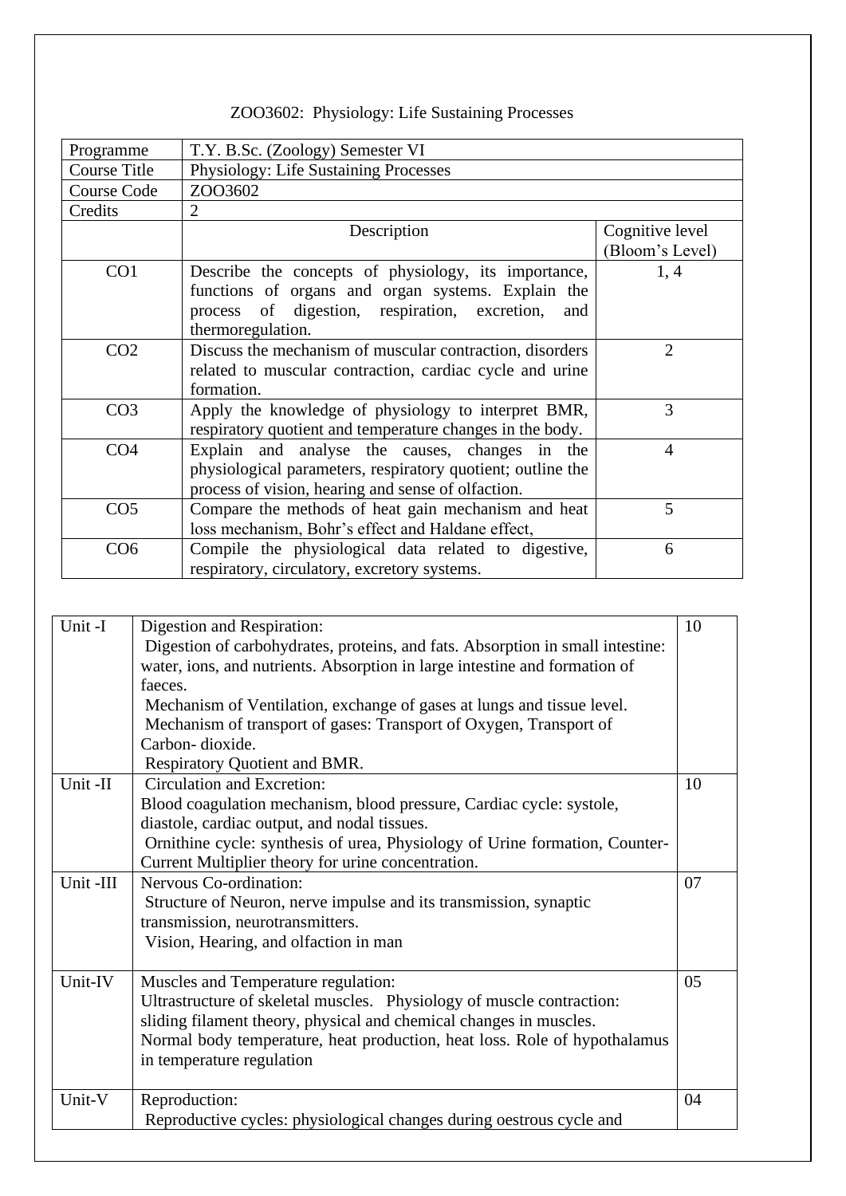# ZOO3602: Physiology: Life Sustaining Processes

| Programme | T.Y. B.Sc. (Zoology) Semester VI | |
|---|---|---|
| Course Title | Physiology: Life Sustaining Processes | |
| Course Code | ZOO3602 | |
| Credits | 2 | |
| | Description | Cognitive level (Bloom's Level) |
| CO1 | Describe the concepts of physiology, its importance, functions of organs and organ systems. Explain the process of digestion, respiration, excretion, and thermoregulation. | 1, 4 |
| CO2 | Discuss the mechanism of muscular contraction, disorders related to muscular contraction, cardiac cycle and urine formation. | 2 |
| CO3 | Apply the knowledge of physiology to interpret BMR, respiratory quotient and temperature changes in the body. | 3 |
| CO4 | Explain and analyse the causes, changes in the physiological parameters, respiratory quotient; outline the process of vision, hearing and sense of olfaction. | 4 |
| CO5 | Compare the methods of heat gain mechanism and heat loss mechanism, Bohr's effect and Haldane effect, | 5 |
| CO6 | Compile the physiological data related to digestive, respiratory, circulatory, excretory systems. | 6 |

| Unit | Content | Lectures |
|---|---|---|
| Unit -I | Digestion and Respiration:<br>Digestion of carbohydrates, proteins, and fats. Absorption in small intestine: water, ions, and nutrients. Absorption in large intestine and formation of faeces.<br>Mechanism of Ventilation, exchange of gases at lungs and tissue level.<br>Mechanism of transport of gases: Transport of Oxygen, Transport of Carbon- dioxide.<br>Respiratory Quotient and BMR. | 10 |
| Unit -II | Circulation and Excretion:<br>Blood coagulation mechanism, blood pressure, Cardiac cycle: systole, diastole, cardiac output, and nodal tissues.<br>Ornithine cycle: synthesis of urea, Physiology of Urine formation, Counter-Current Multiplier theory for urine concentration. | 10 |
| Unit -III | Nervous Co-ordination:<br>Structure of Neuron, nerve impulse and its transmission, synaptic transmission, neurotransmitters.<br>Vision, Hearing, and olfaction in man | 07 |
| Unit-IV | Muscles and Temperature regulation:<br>Ultrastructure of skeletal muscles. Physiology of muscle contraction: sliding filament theory, physical and chemical changes in muscles.<br>Normal body temperature, heat production, heat loss. Role of hypothalamus in temperature regulation | 05 |
| Unit-V | Reproduction:<br>Reproductive cycles: physiological changes during oestrous cycle and | 04 |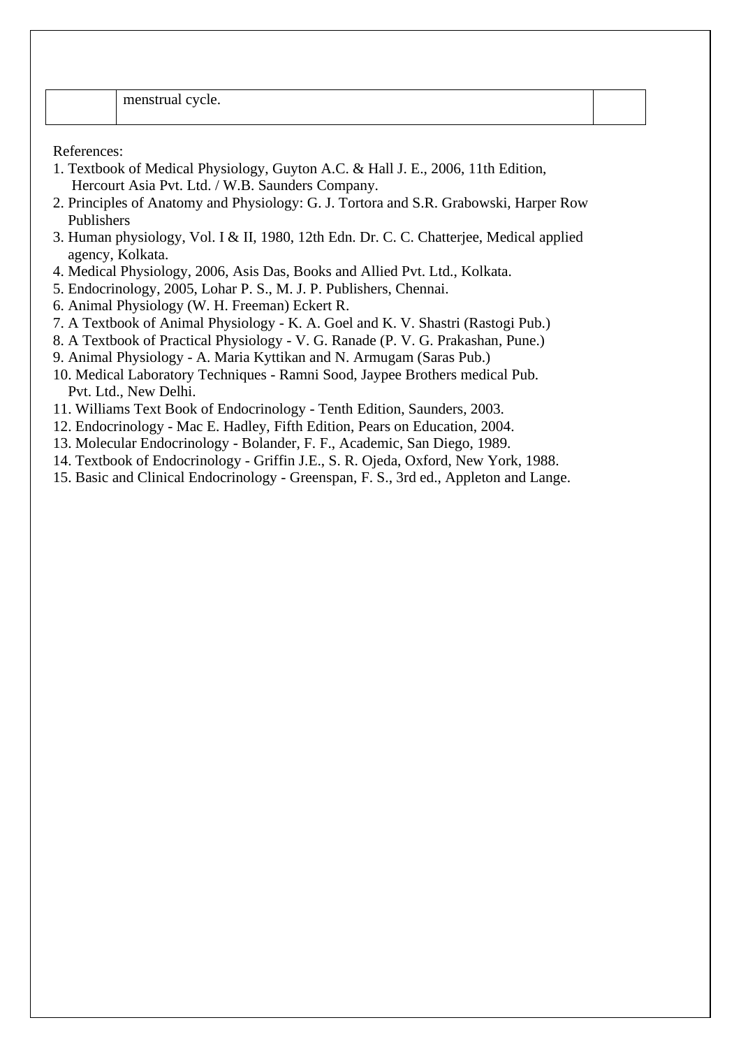|  | menstrual cycle. |  |
|---|---|---|

References:

1. Textbook of Medical Physiology, Guyton A.C. & Hall J. E., 2006, 11th Edition, Hercourt Asia Pvt. Ltd. / W.B. Saunders Company.
2. Principles of Anatomy and Physiology: G. J. Tortora and S.R. Grabowski, Harper Row Publishers
3. Human physiology, Vol. I & II, 1980, 12th Edn. Dr. C. C. Chatterjee, Medical applied agency, Kolkata.
4. Medical Physiology, 2006, Asis Das, Books and Allied Pvt. Ltd., Kolkata.
5. Endocrinology, 2005, Lohar P. S., M. J. P. Publishers, Chennai.
6. Animal Physiology (W. H. Freeman) Eckert R.
7. A Textbook of Animal Physiology - K. A. Goel and K. V. Shastri (Rastogi Pub.)
8. A Textbook of Practical Physiology - V. G. Ranade (P. V. G. Prakashan, Pune.)
9. Animal Physiology - A. Maria Kyttikan and N. Armugam (Saras Pub.)
10. Medical Laboratory Techniques - Ramni Sood, Jaypee Brothers medical Pub. Pvt. Ltd., New Delhi.
11. Williams Text Book of Endocrinology - Tenth Edition, Saunders, 2003.
12. Endocrinology - Mac E. Hadley, Fifth Edition, Pears on Education, 2004.
13. Molecular Endocrinology - Bolander, F. F., Academic, San Diego, 1989.
14. Textbook of Endocrinology - Griffin J.E., S. R. Ojeda, Oxford, New York, 1988.
15. Basic and Clinical Endocrinology - Greenspan, F. S., 3rd ed., Appleton and Lange.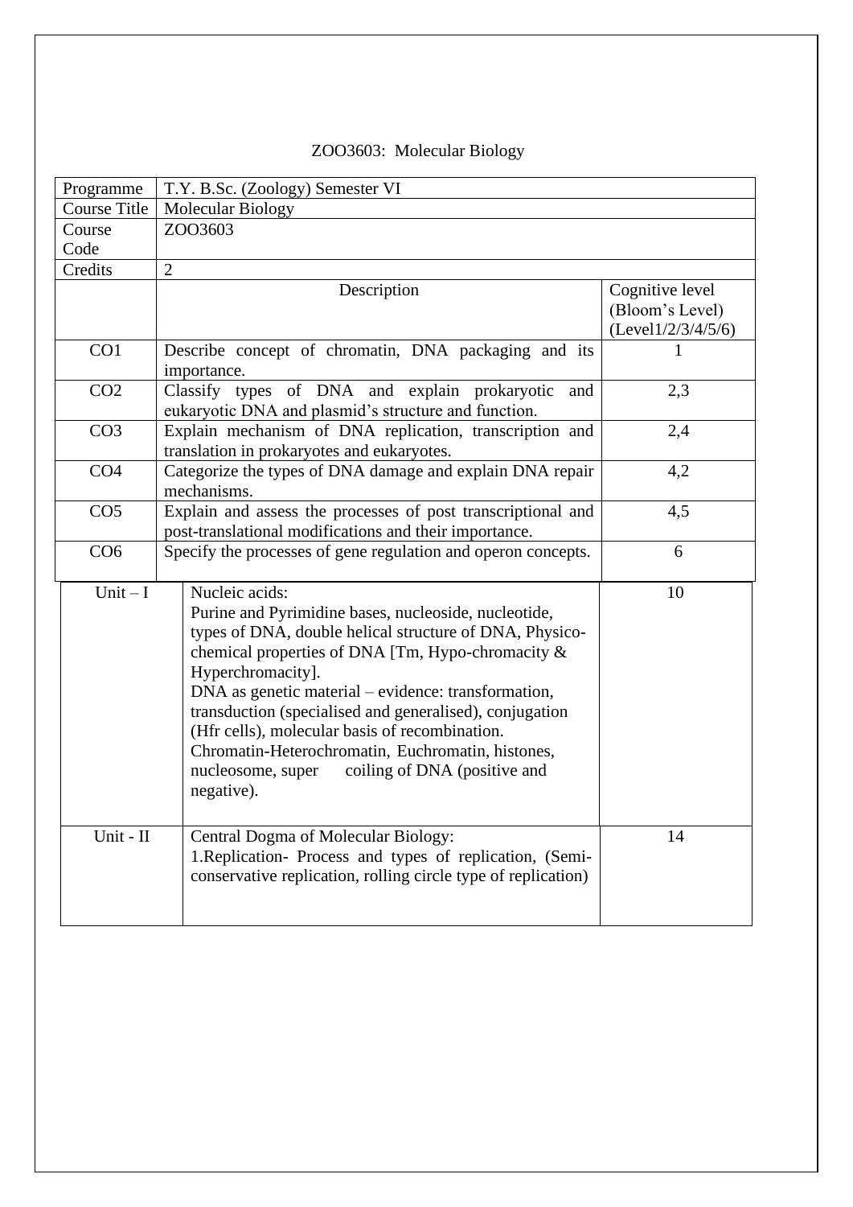# ZOO3603: Molecular Biology

| Programme | T.Y. B.Sc. (Zoology) Semester VI | |
|---|---|---|
| Course Title | Molecular Biology | |
| Course Code | ZOO3603 | |
| Credits | 2 | |
| | Description | Cognitive level (Bloom's Level) (Level1/2/3/4/5/6) |
| CO1 | Describe concept of chromatin, DNA packaging and its importance. | 1 |
| CO2 | Classify types of DNA and explain prokaryotic and eukaryotic DNA and plasmid's structure and function. | 2,3 |
| CO3 | Explain mechanism of DNA replication, transcription and translation in prokaryotes and eukaryotes. | 2,4 |
| CO4 | Categorize the types of DNA damage and explain DNA repair mechanisms. | 4,2 |
| CO5 | Explain and assess the processes of post transcriptional and post-translational modifications and their importance. | 4,5 |
| CO6 | Specify the processes of gene regulation and operon concepts. | 6 |

| Unit | Content | Hours |
|---|---|---|
| Unit – I | Nucleic acids:<br>Purine and Pyrimidine bases, nucleoside, nucleotide, types of DNA, double helical structure of DNA, Physico-chemical properties of DNA [Tm, Hypo-chromacity & Hyperchromacity].<br>DNA as genetic material – evidence: transformation, transduction (specialised and generalised), conjugation (Hfr cells), molecular basis of recombination.<br>Chromatin-Heterochromatin, Euchromatin, histones, nucleosome, super coiling of DNA (positive and negative). | 10 |
| Unit - II | Central Dogma of Molecular Biology:<br>1.Replication- Process and types of replication, (Semi-conservative replication, rolling circle type of replication) | 14 |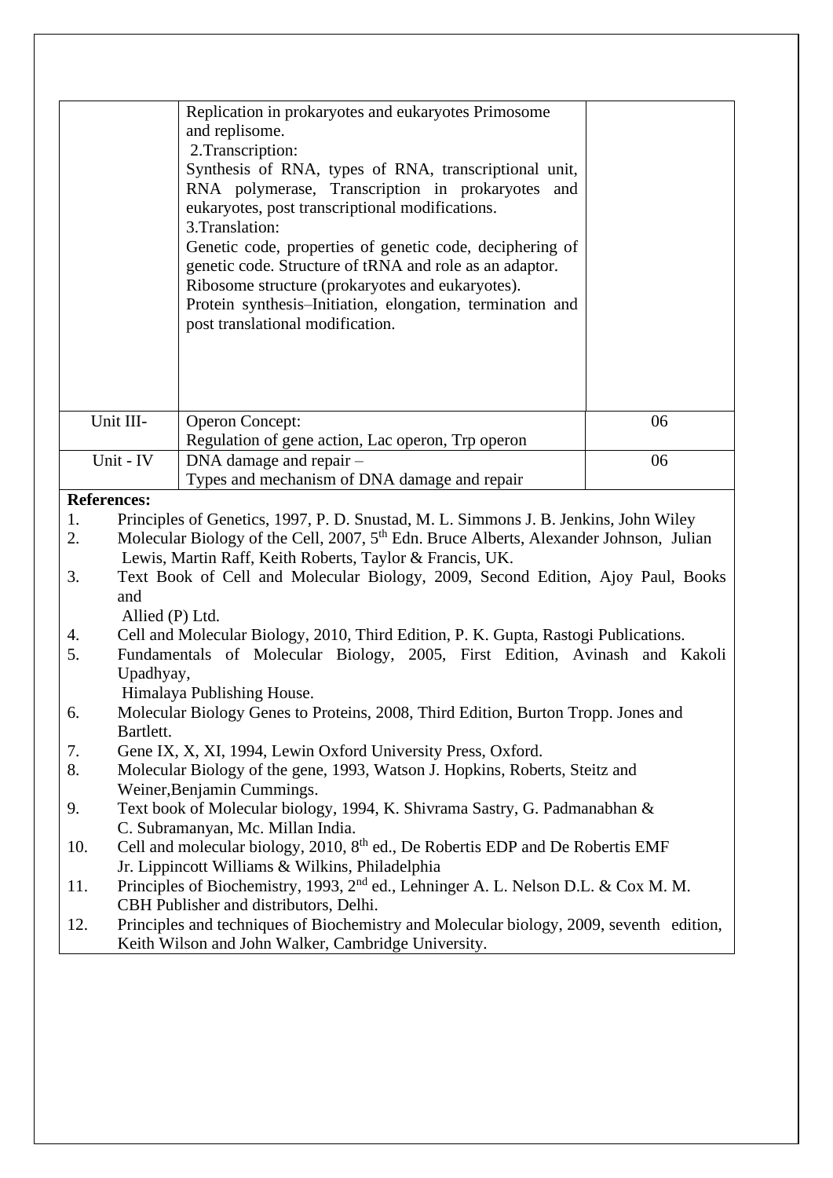| | | |
|---|---|---|
| | Replication in prokaryotes and eukaryotes Primosome and replisome.<br>2.Transcription:<br>Synthesis of RNA, types of RNA, transcriptional unit, RNA polymerase, Transcription in prokaryotes and eukaryotes, post transcriptional modifications.<br>3.Translation:<br>Genetic code, properties of genetic code, deciphering of genetic code. Structure of tRNA and role as an adaptor.<br>Ribosome structure (prokaryotes and eukaryotes).<br>Protein synthesis–Initiation, elongation, termination and post translational modification. | |
| Unit III- | Operon Concept:<br>Regulation of gene action, Lac operon, Trp operon | 06 |
| Unit - IV | DNA damage and repair –<br>Types and mechanism of DNA damage and repair | 06 |

**References:**

1. Principles of Genetics, 1997, P. D. Snustad, M. L. Simmons J. B. Jenkins, John Wiley
2. Molecular Biology of the Cell, 2007, 5th Edn. Bruce Alberts, Alexander Johnson, Julian Lewis, Martin Raff, Keith Roberts, Taylor & Francis, UK.
3. Text Book of Cell and Molecular Biology, 2009, Second Edition, Ajoy Paul, Books and Allied (P) Ltd.
4. Cell and Molecular Biology, 2010, Third Edition, P. K. Gupta, Rastogi Publications.
5. Fundamentals of Molecular Biology, 2005, First Edition, Avinash and Kakoli Upadhyay, Himalaya Publishing House.
6. Molecular Biology Genes to Proteins, 2008, Third Edition, Burton Tropp. Jones and Bartlett.
7. Gene IX, X, XI, 1994, Lewin Oxford University Press, Oxford.
8. Molecular Biology of the gene, 1993, Watson J. Hopkins, Roberts, Steitz and Weiner,Benjamin Cummings.
9. Text book of Molecular biology, 1994, K. Shivrama Sastry, G. Padmanabhan & C. Subramanyan, Mc. Millan India.
10. Cell and molecular biology, 2010, 8th ed., De Robertis EDP and De Robertis EMF Jr. Lippincott Williams & Wilkins, Philadelphia
11. Principles of Biochemistry, 1993, 2nd ed., Lehninger A. L. Nelson D.L. & Cox M. M. CBH Publisher and distributors, Delhi.
12. Principles and techniques of Biochemistry and Molecular biology, 2009, seventh edition, Keith Wilson and John Walker, Cambridge University.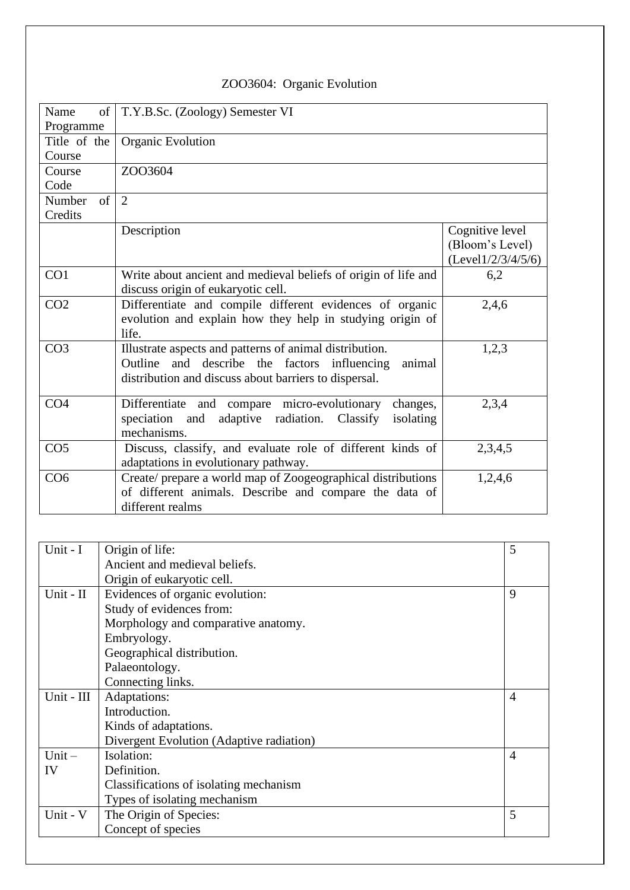# ZOO3604: Organic Evolution

| Name of Programme | T.Y.B.Sc. (Zoology) Semester VI | |
|---|---|---|
| Title of the Course | Organic Evolution | |
| Course Code | ZOO3604 | |
| Number of Credits | 2 | |
| | Description | Cognitive level (Bloom's Level) (Level1/2/3/4/5/6) |
| CO1 | Write about ancient and medieval beliefs of origin of life and discuss origin of eukaryotic cell. | 6,2 |
| CO2 | Differentiate and compile different evidences of organic evolution and explain how they help in studying origin of life. | 2,4,6 |
| CO3 | Illustrate aspects and patterns of animal distribution. Outline and describe the factors influencing animal distribution and discuss about barriers to dispersal. | 1,2,3 |
| CO4 | Differentiate and compare micro-evolutionary changes, speciation and adaptive radiation. Classify isolating mechanisms. | 2,3,4 |
| CO5 | Discuss, classify, and evaluate role of different kinds of adaptations in evolutionary pathway. | 2,3,4,5 |
| CO6 | Create/ prepare a world map of Zoogeographical distributions of different animals. Describe and compare the data of different realms | 1,2,4,6 |

| Unit | Content | Hours |
|---|---|---|
| Unit - I | Origin of life:<br>Ancient and medieval beliefs.<br>Origin of eukaryotic cell. | 5 |
| Unit - II | Evidences of organic evolution:<br>Study of evidences from:<br>Morphology and comparative anatomy.<br>Embryology.<br>Geographical distribution.<br>Palaeontology.<br>Connecting links. | 9 |
| Unit - III | Adaptations:<br>Introduction.<br>Kinds of adaptations.<br>Divergent Evolution (Adaptive radiation) | 4 |
| Unit – IV | Isolation:<br>Definition.<br>Classifications of isolating mechanism<br>Types of isolating mechanism | 4 |
| Unit - V | The Origin of Species:<br>Concept of species | 5 |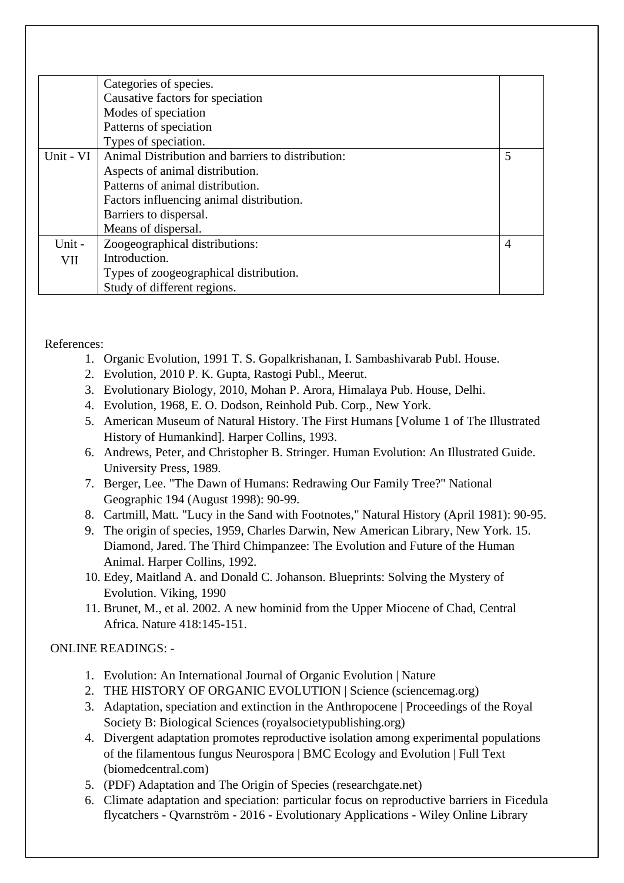|  |  |  |
|---|---|---|
|  | Categories of species.<br>Causative factors for speciation<br>Modes of speciation<br>Patterns of speciation<br>Types of speciation. |  |
| Unit - VI | Animal Distribution and barriers to distribution:<br>Aspects of animal distribution.<br>Patterns of animal distribution.<br>Factors influencing animal distribution.<br>Barriers to dispersal.<br>Means of dispersal. | 5 |
| Unit - VII | Zoogeographical distributions:<br>Introduction.<br>Types of zoogeographical distribution.<br>Study of different regions. | 4 |

References:

1. Organic Evolution, 1991 T. S. Gopalkrishanan, I. Sambashivarab Publ. House.
2. Evolution, 2010 P. K. Gupta, Rastogi Publ., Meerut.
3. Evolutionary Biology, 2010, Mohan P. Arora, Himalaya Pub. House, Delhi.
4. Evolution, 1968, E. O. Dodson, Reinhold Pub. Corp., New York.
5. American Museum of Natural History. The First Humans [Volume 1 of The Illustrated History of Humankind]. Harper Collins, 1993.
6. Andrews, Peter, and Christopher B. Stringer. Human Evolution: An Illustrated Guide. University Press, 1989.
7. Berger, Lee. "The Dawn of Humans: Redrawing Our Family Tree?" National Geographic 194 (August 1998): 90-99.
8. Cartmill, Matt. "Lucy in the Sand with Footnotes," Natural History (April 1981): 90-95.
9. The origin of species, 1959, Charles Darwin, New American Library, New York. 15. Diamond, Jared. The Third Chimpanzee: The Evolution and Future of the Human Animal. Harper Collins, 1992.
10. Edey, Maitland A. and Donald C. Johanson. Blueprints: Solving the Mystery of Evolution. Viking, 1990
11. Brunet, M., et al. 2002. A new hominid from the Upper Miocene of Chad, Central Africa. Nature 418:145-151.

ONLINE READINGS: -

1. Evolution: An International Journal of Organic Evolution | Nature
2. THE HISTORY OF ORGANIC EVOLUTION | Science (sciencemag.org)
3. Adaptation, speciation and extinction in the Anthropocene | Proceedings of the Royal Society B: Biological Sciences (royalsocietypublishing.org)
4. Divergent adaptation promotes reproductive isolation among experimental populations of the filamentous fungus Neurospora | BMC Ecology and Evolution | Full Text (biomedcentral.com)
5. (PDF) Adaptation and The Origin of Species (researchgate.net)
6. Climate adaptation and speciation: particular focus on reproductive barriers in Ficedula flycatchers - Qvarnström - 2016 - Evolutionary Applications - Wiley Online Library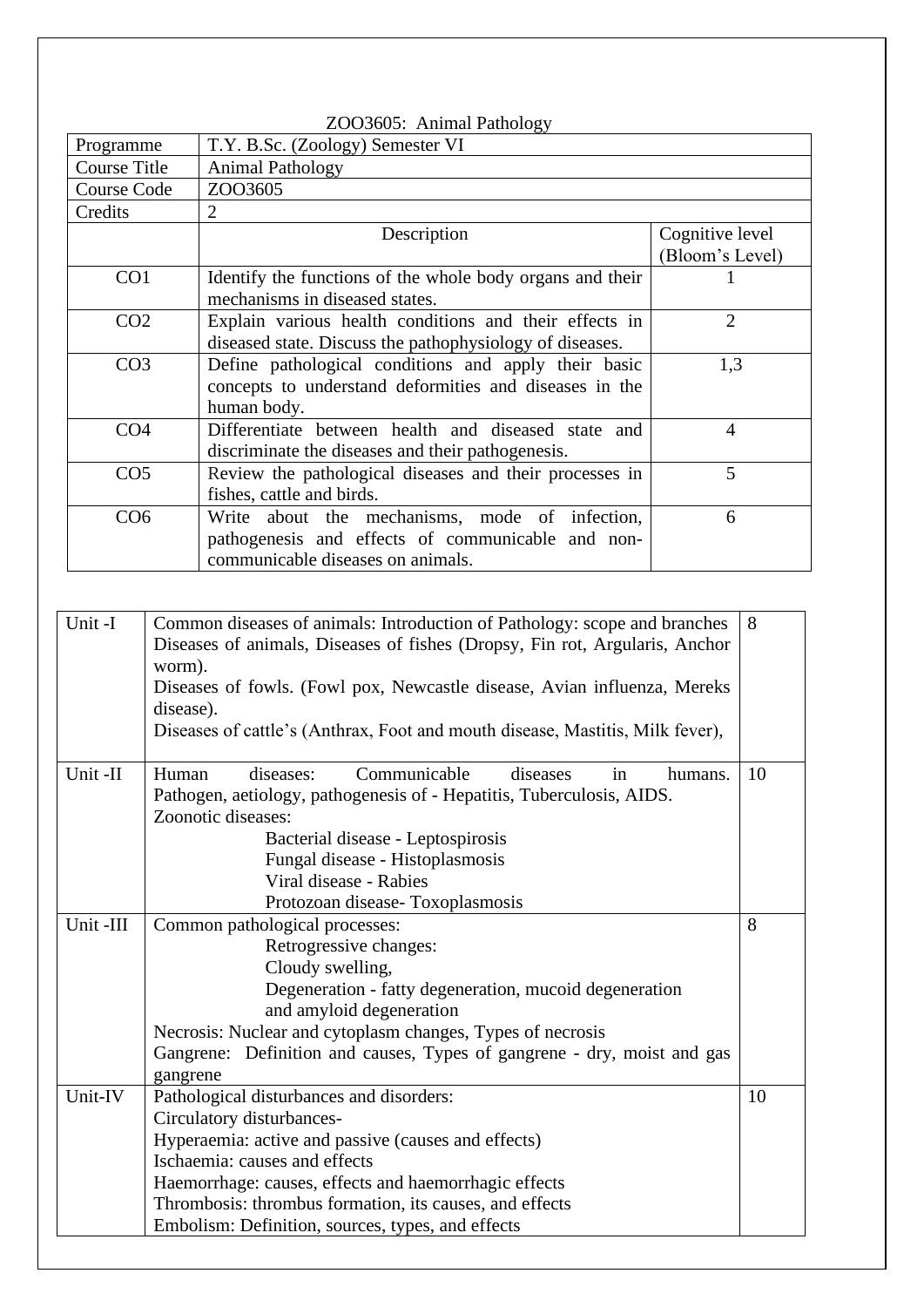ZOO3605: Animal Pathology

| Programme | T.Y. B.Sc. (Zoology) Semester VI | |
|---|---|---|
| Course Title | Animal Pathology | |
| Course Code | ZOO3605 | |
| Credits | 2 | |
| | Description | Cognitive level (Bloom's Level) |
| CO1 | Identify the functions of the whole body organs and their mechanisms in diseased states. | 1 |
| CO2 | Explain various health conditions and their effects in diseased state. Discuss the pathophysiology of diseases. | 2 |
| CO3 | Define pathological conditions and apply their basic concepts to understand deformities and diseases in the human body. | 1,3 |
| CO4 | Differentiate between health and diseased state and discriminate the diseases and their pathogenesis. | 4 |
| CO5 | Review the pathological diseases and their processes in fishes, cattle and birds. | 5 |
| CO6 | Write about the mechanisms, mode of infection, pathogenesis and effects of communicable and non-communicable diseases on animals. | 6 |

| | | |
|---|---|---|
| Unit -I | Common diseases of animals: Introduction of Pathology: scope and branches<br>Diseases of animals, Diseases of fishes (Dropsy, Fin rot, Argularis, Anchor worm).<br>Diseases of fowls. (Fowl pox, Newcastle disease, Avian influenza, Mereks disease).<br>Diseases of cattle's (Anthrax, Foot and mouth disease, Mastitis, Milk fever), | 8 |
| Unit -II | Human diseases: Communicable diseases in humans. Pathogen, aetiology, pathogenesis of - Hepatitis, Tuberculosis, AIDS.<br>Zoonotic diseases:<br>Bacterial disease - Leptospirosis<br>Fungal disease - Histoplasmosis<br>Viral disease - Rabies<br>Protozoan disease- Toxoplasmosis | 10 |
| Unit -III | Common pathological processes:<br>Retrogressive changes:<br>Cloudy swelling,<br>Degeneration - fatty degeneration, mucoid degeneration and amyloid degeneration<br>Necrosis: Nuclear and cytoplasm changes, Types of necrosis<br>Gangrene: Definition and causes, Types of gangrene - dry, moist and gas gangrene | 8 |
| Unit-IV | Pathological disturbances and disorders:<br>Circulatory disturbances-<br>Hyperaemia: active and passive (causes and effects)<br>Ischaemia: causes and effects<br>Haemorrhage: causes, effects and haemorrhagic effects<br>Thrombosis: thrombus formation, its causes, and effects<br>Embolism: Definition, sources, types, and effects | 10 |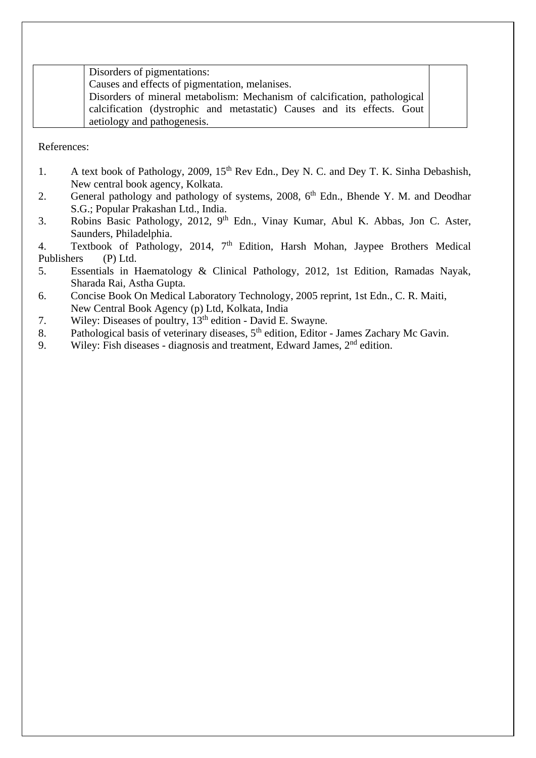| | Disorders of pigmentations:<br>Causes and effects of pigmentation, melanises.<br>Disorders of mineral metabolism: Mechanism of calcification, pathological calcification (dystrophic and metastatic) Causes and its effects. Gout aetiology and pathogenesis. | |
|---|---|---|

References:

1. A text book of Pathology, 2009, 15th Rev Edn., Dey N. C. and Dey T. K. Sinha Debashish, New central book agency, Kolkata.
2. General pathology and pathology of systems, 2008, 6th Edn., Bhende Y. M. and Deodhar S.G.; Popular Prakashan Ltd., India.
3. Robins Basic Pathology, 2012, 9th Edn., Vinay Kumar, Abul K. Abbas, Jon C. Aster, Saunders, Philadelphia.
4. Textbook of Pathology, 2014, 7th Edition, Harsh Mohan, Jaypee Brothers Medical Publishers (P) Ltd.
5. Essentials in Haematology & Clinical Pathology, 2012, 1st Edition, Ramadas Nayak, Sharada Rai, Astha Gupta.
6. Concise Book On Medical Laboratory Technology, 2005 reprint, 1st Edn., C. R. Maiti, New Central Book Agency (p) Ltd, Kolkata, India
7. Wiley: Diseases of poultry, 13th edition - David E. Swayne.
8. Pathological basis of veterinary diseases, 5th edition, Editor - James Zachary Mc Gavin.
9. Wiley: Fish diseases - diagnosis and treatment, Edward James, 2nd edition.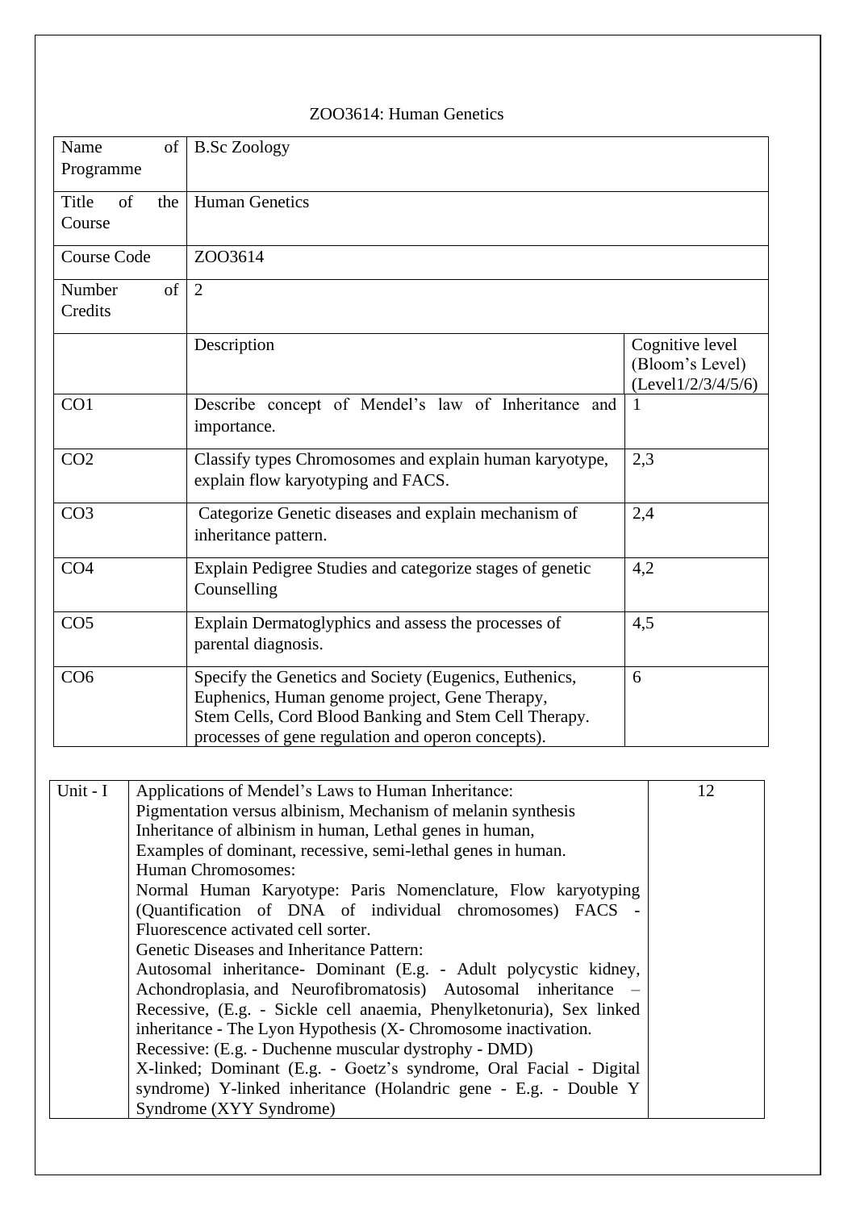ZOO3614: Human Genetics

| Name of Programme | B.Sc Zoology | |
|---|---|---|
| Title of the Course | Human Genetics | |
| Course Code | ZOO3614 | |
| Number of Credits | 2 | |
| | Description | Cognitive level (Bloom's Level) (Level1/2/3/4/5/6) |
| CO1 | Describe concept of Mendel's law of Inheritance and importance. | 1 |
| CO2 | Classify types Chromosomes and explain human karyotype, explain flow karyotyping and FACS. | 2,3 |
| CO3 | Categorize Genetic diseases and explain mechanism of inheritance pattern. | 2,4 |
| CO4 | Explain Pedigree Studies and categorize stages of genetic Counselling | 4,2 |
| CO5 | Explain Dermatoglyphics and assess the processes of parental diagnosis. | 4,5 |
| CO6 | Specify the Genetics and Society (Eugenics, Euthenics, Euphenics, Human genome project, Gene Therapy, Stem Cells, Cord Blood Banking and Stem Cell Therapy. processes of gene regulation and operon concepts). | 6 |

| | | |
|---|---|---|
| Unit - I | Applications of Mendel's Laws to Human Inheritance:<br>Pigmentation versus albinism, Mechanism of melanin synthesis<br>Inheritance of albinism in human, Lethal genes in human,<br>Examples of dominant, recessive, semi-lethal genes in human.<br>Human Chromosomes:<br>Normal Human Karyotype: Paris Nomenclature, Flow karyotyping (Quantification of DNA of individual chromosomes) FACS - Fluorescence activated cell sorter.<br>Genetic Diseases and Inheritance Pattern:<br>Autosomal inheritance- Dominant (E.g. - Adult polycystic kidney, Achondroplasia, and Neurofibromatosis) Autosomal inheritance – Recessive, (E.g. - Sickle cell anaemia, Phenylketonuria), Sex linked inheritance - The Lyon Hypothesis (X- Chromosome inactivation.<br>Recessive: (E.g. - Duchenne muscular dystrophy - DMD)<br>X-linked; Dominant (E.g. - Goetz's syndrome, Oral Facial - Digital syndrome) Y-linked inheritance (Holandric gene - E.g. - Double Y Syndrome (XYY Syndrome) | 12 |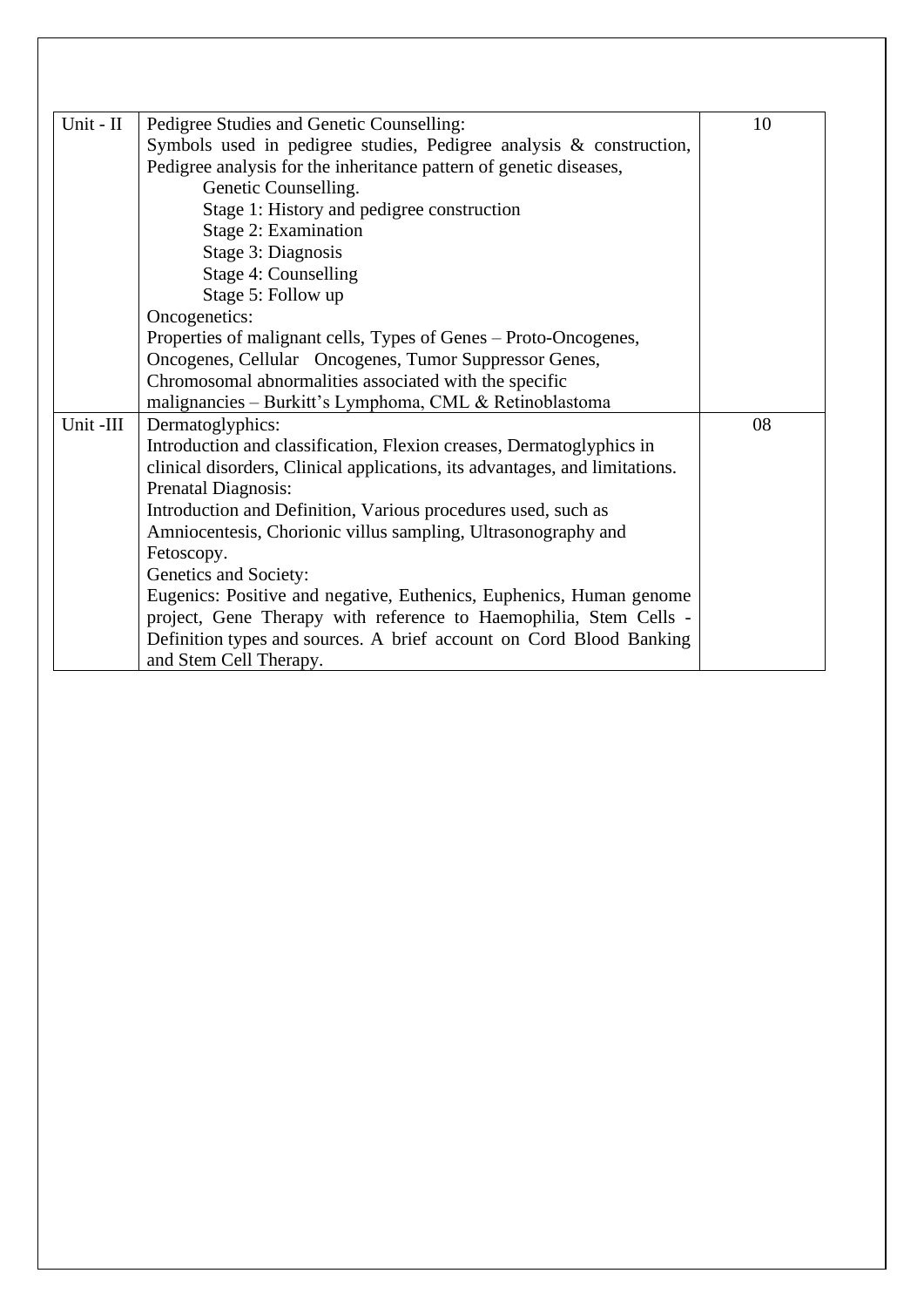| | | |
|---|---|---|
| Unit - II | Pedigree Studies and Genetic Counselling:<br>Symbols used in pedigree studies, Pedigree analysis & construction, Pedigree analysis for the inheritance pattern of genetic diseases,<br>Genetic Counselling.<br>Stage 1: History and pedigree construction<br>Stage 2: Examination<br>Stage 3: Diagnosis<br>Stage 4: Counselling<br>Stage 5: Follow up<br>Oncogenetics:<br>Properties of malignant cells, Types of Genes – Proto-Oncogenes, Oncogenes, Cellular Oncogenes, Tumor Suppressor Genes, Chromosomal abnormalities associated with the specific malignancies – Burkitt's Lymphoma, CML & Retinoblastoma | 10 |
| Unit -III | Dermatoglyphics:<br>Introduction and classification, Flexion creases, Dermatoglyphics in clinical disorders, Clinical applications, its advantages, and limitations.<br>Prenatal Diagnosis:<br>Introduction and Definition, Various procedures used, such as Amniocentesis, Chorionic villus sampling, Ultrasonography and Fetoscopy.<br>Genetics and Society:<br>Eugenics: Positive and negative, Euthenics, Euphenics, Human genome project, Gene Therapy with reference to Haemophilia, Stem Cells - Definition types and sources. A brief account on Cord Blood Banking and Stem Cell Therapy. | 08 |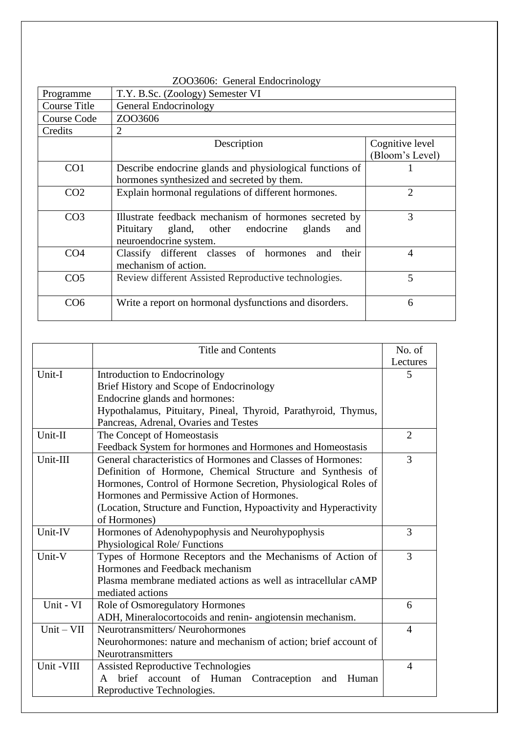ZOO3606: General Endocrinology

| Programme | T.Y. B.Sc. (Zoology) Semester VI | |
|---|---|---|
| Course Title | General Endocrinology | |
| Course Code | ZOO3606 | |
| Credits | 2 | |
| | Description | Cognitive level (Bloom's Level) |
| CO1 | Describe endocrine glands and physiological functions of hormones synthesized and secreted by them. | 1 |
| CO2 | Explain hormonal regulations of different hormones. | 2 |
| CO3 | Illustrate feedback mechanism of hormones secreted by Pituitary gland, other endocrine glands and neuroendocrine system. | 3 |
| CO4 | Classify different classes of hormones and their mechanism of action. | 4 |
| CO5 | Review different Assisted Reproductive technologies. | 5 |
| CO6 | Write a report on hormonal dysfunctions and disorders. | 6 |

| | Title and Contents | No. of Lectures |
|---|---|---|
| Unit-I | Introduction to Endocrinology<br>Brief History and Scope of Endocrinology<br>Endocrine glands and hormones:<br>Hypothalamus, Pituitary, Pineal, Thyroid, Parathyroid, Thymus, Pancreas, Adrenal, Ovaries and Testes | 5 |
| Unit-II | The Concept of Homeostasis<br>Feedback System for hormones and Hormones and Homeostasis | 2 |
| Unit-III | General characteristics of Hormones and Classes of Hormones:<br>Definition of Hormone, Chemical Structure and Synthesis of Hormones, Control of Hormone Secretion, Physiological Roles of Hormones and Permissive Action of Hormones.<br>(Location, Structure and Function, Hypoactivity and Hyperactivity of Hormones) | 3 |
| Unit-IV | Hormones of Adenohypophysis and Neurohypophysis<br>Physiological Role/ Functions | 3 |
| Unit-V | Types of Hormone Receptors and the Mechanisms of Action of Hormones and Feedback mechanism<br>Plasma membrane mediated actions as well as intracellular cAMP mediated actions | 3 |
| Unit - VI | Role of Osmoregulatory Hormones<br>ADH, Mineralocortocoids and renin- angiotensin mechanism. | 6 |
| Unit – VII | Neurotransmitters/ Neurohormones<br>Neurohormones: nature and mechanism of action; brief account of Neurotransmitters | 4 |
| Unit -VIII | Assisted Reproductive Technologies<br>A brief account of Human Contraception and Human Reproductive Technologies. | 4 |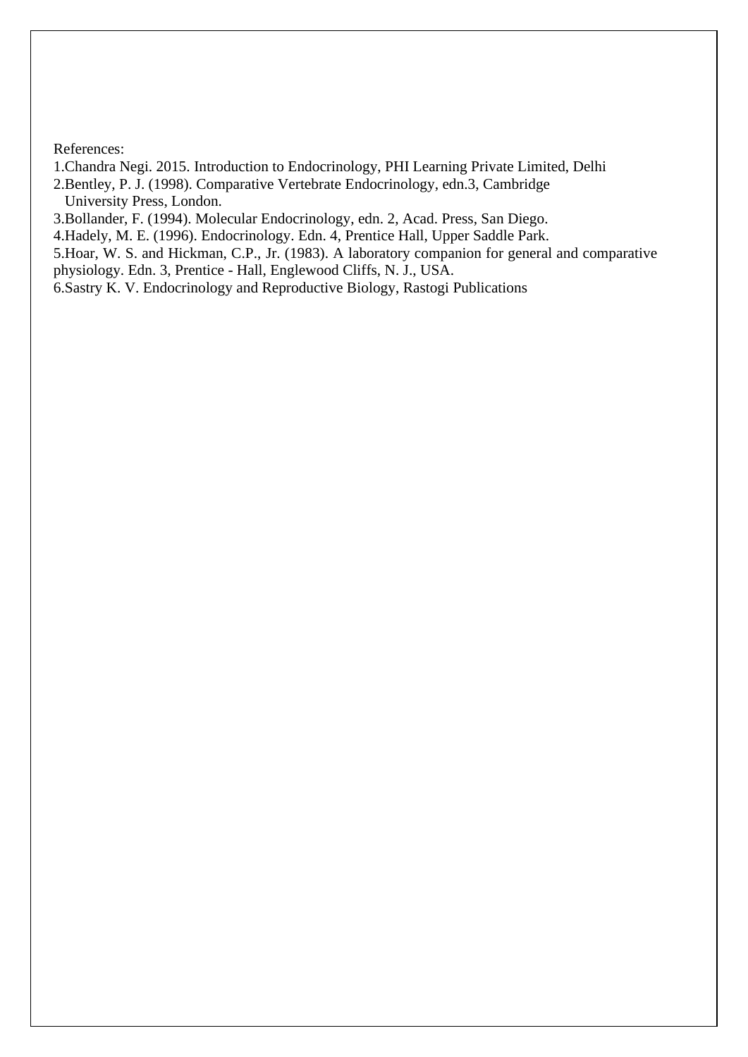References:

1.Chandra Negi. 2015. Introduction to Endocrinology, PHI Learning Private Limited, Delhi

2.Bentley, P. J. (1998). Comparative Vertebrate Endocrinology, edn.3, Cambridge University Press, London.

3.Bollander, F. (1994). Molecular Endocrinology, edn. 2, Acad. Press, San Diego.

4.Hadely, M. E. (1996). Endocrinology. Edn. 4, Prentice Hall, Upper Saddle Park.

5.Hoar, W. S. and Hickman, C.P., Jr. (1983). A laboratory companion for general and comparative physiology. Edn. 3, Prentice - Hall, Englewood Cliffs, N. J., USA.

6.Sastry K. V. Endocrinology and Reproductive Biology, Rastogi Publications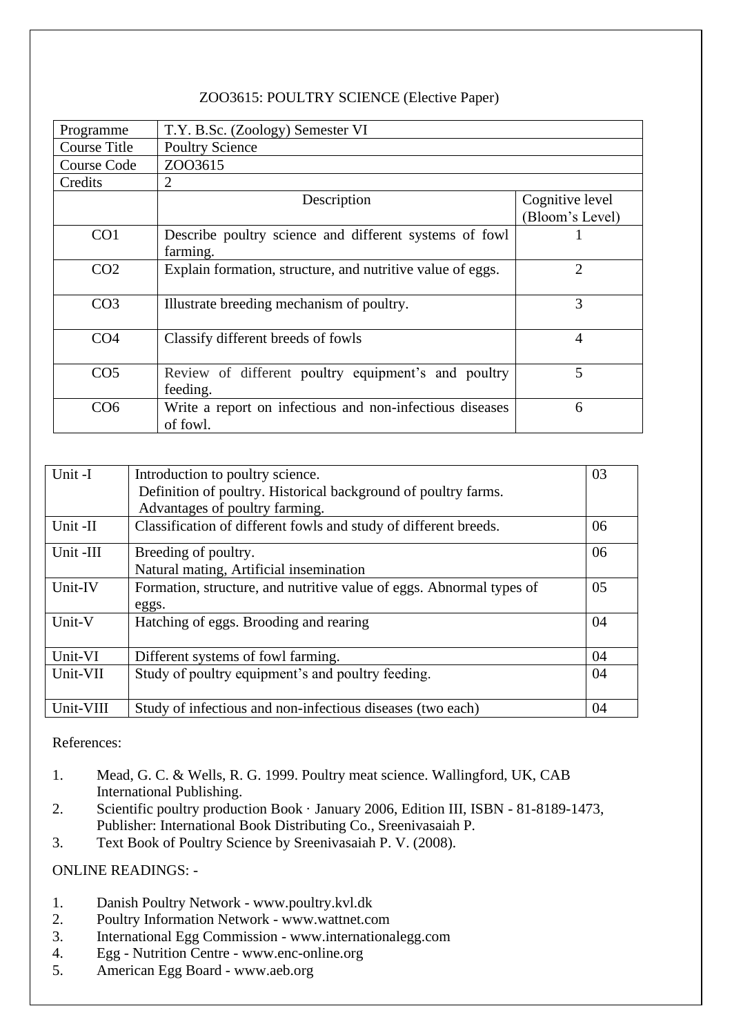## ZOO3615: POULTRY SCIENCE (Elective Paper)

| Programme | T.Y. B.Sc. (Zoology) Semester VI | |
|---|---|---|
| Course Title | Poultry Science | |
| Course Code | ZOO3615 | |
| Credits | 2 | |
| | Description | Cognitive level (Bloom's Level) |
| CO1 | Describe poultry science and different systems of fowl farming. | 1 |
| CO2 | Explain formation, structure, and nutritive value of eggs. | 2 |
| CO3 | Illustrate breeding mechanism of poultry. | 3 |
| CO4 | Classify different breeds of fowls | 4 |
| CO5 | Review of different poultry equipment's and poultry feeding. | 5 |
| CO6 | Write a report on infectious and non-infectious diseases of fowl. | 6 |

| Unit | Content | |
|---|---|---|
| Unit -I | Introduction to poultry science.<br>Definition of poultry. Historical background of poultry farms.<br>Advantages of poultry farming. | 03 |
| Unit -II | Classification of different fowls and study of different breeds. | 06 |
| Unit -III | Breeding of poultry.<br>Natural mating, Artificial insemination | 06 |
| Unit-IV | Formation, structure, and nutritive value of eggs. Abnormal types of eggs. | 05 |
| Unit-V | Hatching of eggs. Brooding and rearing | 04 |
| Unit-VI | Different systems of fowl farming. | 04 |
| Unit-VII | Study of poultry equipment's and poultry feeding. | 04 |
| Unit-VIII | Study of infectious and non-infectious diseases (two each) | 04 |

References:

1. Mead, G. C. & Wells, R. G. 1999. Poultry meat science. Wallingford, UK, CAB International Publishing.
2. Scientific poultry production Book · January 2006, Edition III, ISBN - 81-8189-1473, Publisher: International Book Distributing Co., Sreenivasaiah P.
3. Text Book of Poultry Science by Sreenivasaiah P. V. (2008).

ONLINE READINGS: -

1. Danish Poultry Network - www.poultry.kvl.dk
2. Poultry Information Network - www.wattnet.com
3. International Egg Commission - www.internationalegg.com
4. Egg - Nutrition Centre - www.enc-online.org
5. American Egg Board - www.aeb.org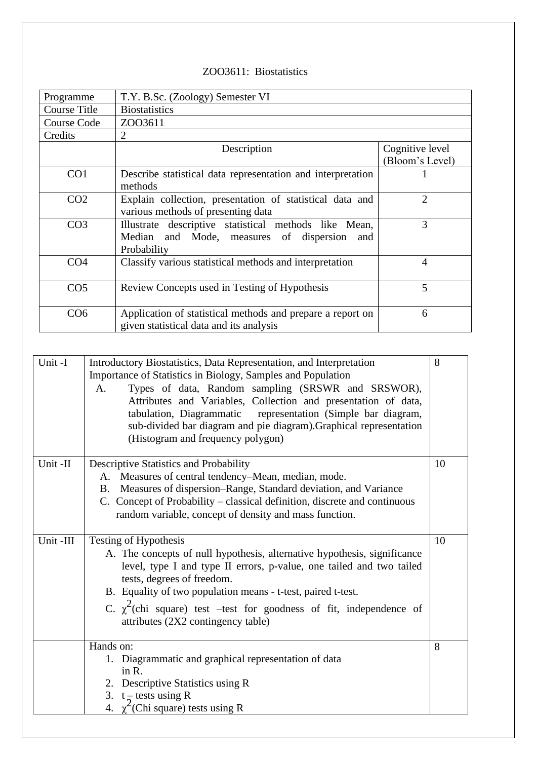# ZOO3611: Biostatistics

| Programme | T.Y. B.Sc. (Zoology) Semester VI | |
|---|---|---|
| Course Title | Biostatistics | |
| Course Code | ZOO3611 | |
| Credits | 2 | |
| | Description | Cognitive level (Bloom's Level) |
| CO1 | Describe statistical data representation and interpretation methods | 1 |
| CO2 | Explain collection, presentation of statistical data and various methods of presenting data | 2 |
| CO3 | Illustrate descriptive statistical methods like Mean, Median and Mode, measures of dispersion and Probability | 3 |
| CO4 | Classify various statistical methods and interpretation | 4 |
| CO5 | Review Concepts used in Testing of Hypothesis | 5 |
| CO6 | Application of statistical methods and prepare a report on given statistical data and its analysis | 6 |

| | | |
|---|---|---|
| Unit -I | Introductory Biostatistics, Data Representation, and Interpretation<br>Importance of Statistics in Biology, Samples and Population<br>A. Types of data, Random sampling (SRSWR and SRSWOR), Attributes and Variables, Collection and presentation of data, tabulation, Diagrammatic representation (Simple bar diagram, sub-divided bar diagram and pie diagram).Graphical representation (Histogram and frequency polygon) | 8 |
| Unit -II | Descriptive Statistics and Probability<br>A. Measures of central tendency–Mean, median, mode.<br>B. Measures of dispersion–Range, Standard deviation, and Variance<br>C. Concept of Probability – classical definition, discrete and continuous random variable, concept of density and mass function. | 10 |
| Unit -III | Testing of Hypothesis<br>A. The concepts of null hypothesis, alternative hypothesis, significance level, type I and type II errors, p-value, one tailed and two tailed tests, degrees of freedom.<br>B. Equality of two population means - t-test, paired t-test.<br>C. $\chi^2$(chi square) test –test for goodness of fit, independence of attributes (2X2 contingency table) | 10 |
| | Hands on:<br>1. Diagrammatic and graphical representation of data in R.<br>2. Descriptive Statistics using R<br>3. t – tests using R<br>4. $\chi^2$(Chi square) tests using R | 8 |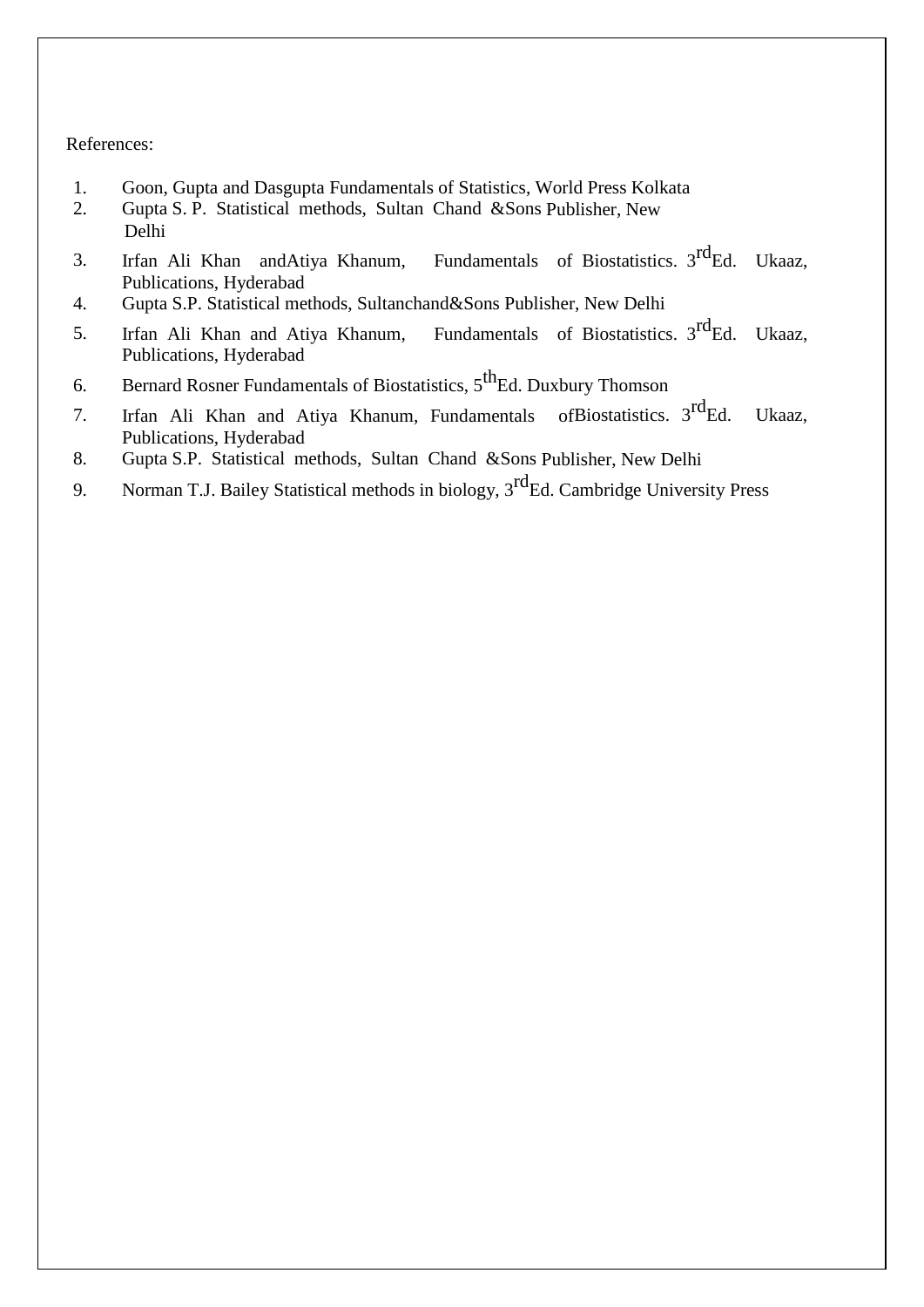References:

1. Goon, Gupta and Dasgupta Fundamentals of Statistics, World Press Kolkata
2. Gupta S. P. Statistical methods, Sultan Chand &Sons Publisher, New Delhi
3. Irfan Ali Khan andAtiya Khanum, Fundamentals of Biostatistics. 3rdEd. Ukaaz, Publications, Hyderabad
4. Gupta S.P. Statistical methods, Sultanchand&Sons Publisher, New Delhi
5. Irfan Ali Khan and Atiya Khanum, Fundamentals of Biostatistics. 3rdEd. Ukaaz, Publications, Hyderabad
6. Bernard Rosner Fundamentals of Biostatistics, 5thEd. Duxbury Thomson
7. Irfan Ali Khan and Atiya Khanum, Fundamentals ofBiostatistics. 3rdEd. Ukaaz, Publications, Hyderabad
8. Gupta S.P. Statistical methods, Sultan Chand &Sons Publisher, New Delhi
9. Norman T.J. Bailey Statistical methods in biology, 3rdEd. Cambridge University Press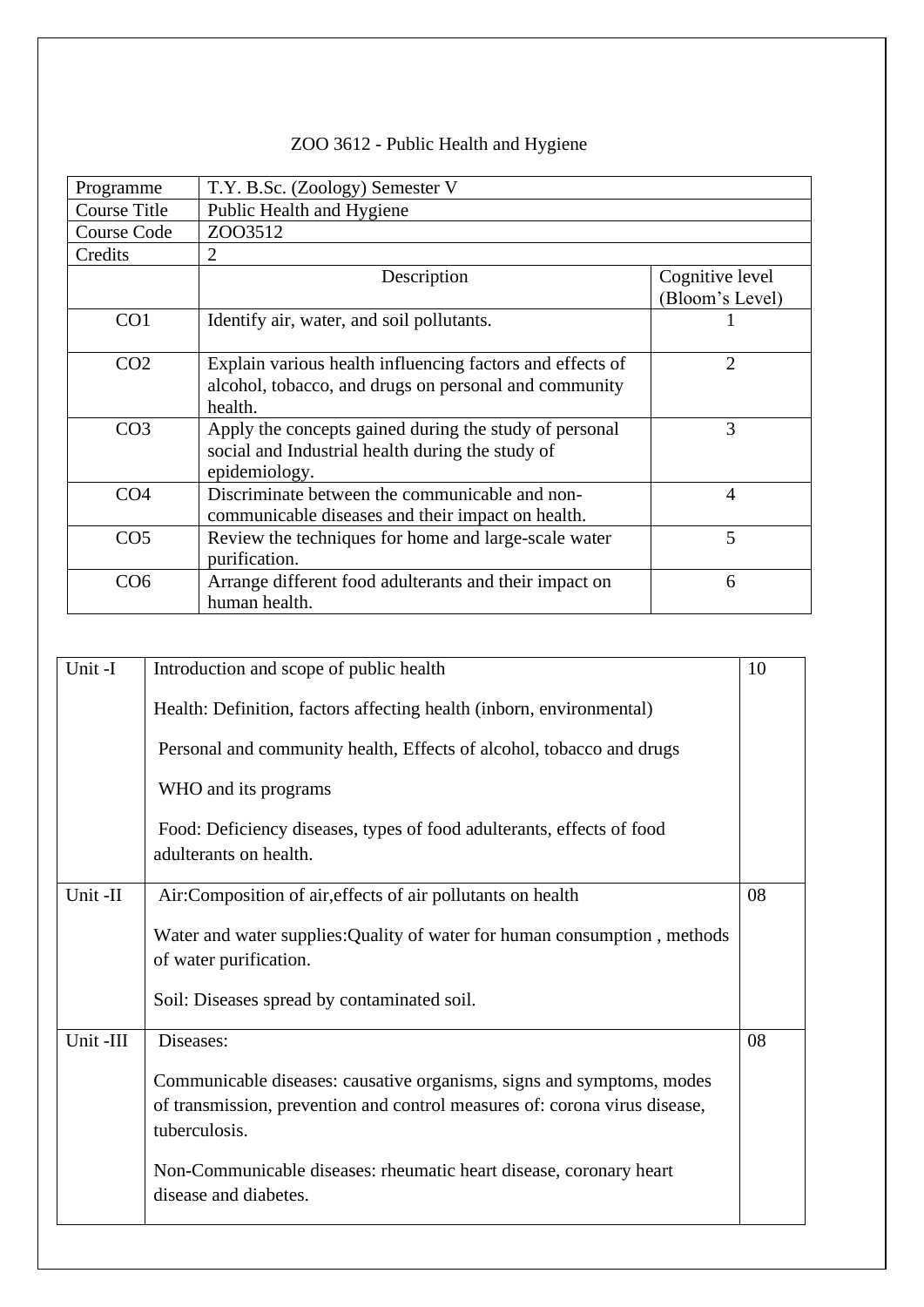## ZOO 3612 - Public Health and Hygiene

| Programme | T.Y. B.Sc. (Zoology) Semester V | |
|---|---|---|
| Course Title | Public Health and Hygiene | |
| Course Code | ZOO3512 | |
| Credits | 2 | |
| | Description | Cognitive level (Bloom's Level) |
| CO1 | Identify air, water, and soil pollutants. | 1 |
| CO2 | Explain various health influencing factors and effects of alcohol, tobacco, and drugs on personal and community health. | 2 |
| CO3 | Apply the concepts gained during the study of personal social and Industrial health during the study of epidemiology. | 3 |
| CO4 | Discriminate between the communicable and non-communicable diseases and their impact on health. | 4 |
| CO5 | Review the techniques for home and large-scale water purification. | 5 |
| CO6 | Arrange different food adulterants and their impact on human health. | 6 |

| Unit | Content | Hours |
|---|---|---|
| Unit -I | Introduction and scope of public health<br><br>Health: Definition, factors affecting health (inborn, environmental)<br><br>Personal and community health, Effects of alcohol, tobacco and drugs<br><br>WHO and its programs<br><br>Food: Deficiency diseases, types of food adulterants, effects of food adulterants on health. | 10 |
| Unit -II | Air:Composition of air,effects of air pollutants on health<br><br>Water and water supplies:Quality of water for human consumption , methods of water purification.<br><br>Soil: Diseases spread by contaminated soil. | 08 |
| Unit -III | Diseases:<br><br>Communicable diseases: causative organisms, signs and symptoms, modes of transmission, prevention and control measures of: corona virus disease, tuberculosis.<br><br>Non-Communicable diseases: rheumatic heart disease, coronary heart disease and diabetes. | 08 |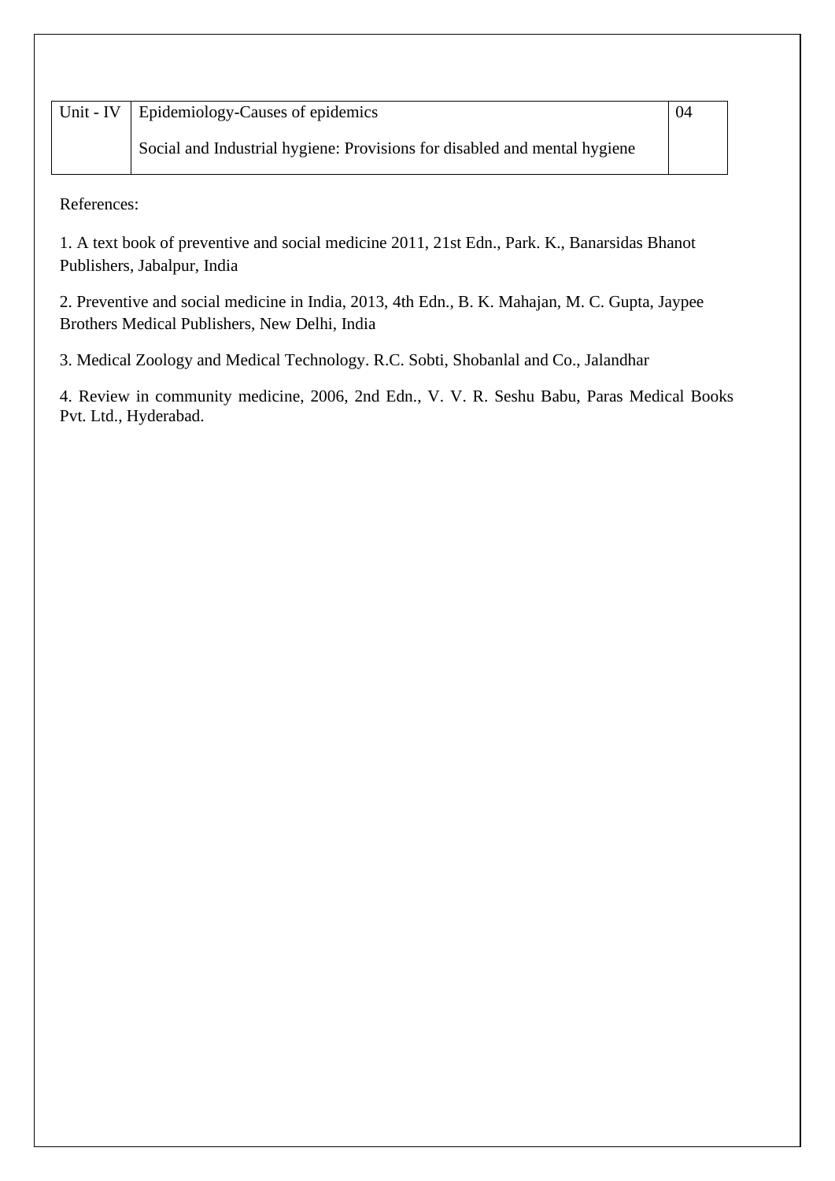| Unit - IV | Epidemiology-Causes of epidemics<br><br>Social and Industrial hygiene: Provisions for disabled and mental hygiene | 04 |
|---|---|---|

References:

1. A text book of preventive and social medicine 2011, 21st Edn., Park. K., Banarsidas Bhanot Publishers, Jabalpur, India

2. Preventive and social medicine in India, 2013, 4th Edn., B. K. Mahajan, M. C. Gupta, Jaypee Brothers Medical Publishers, New Delhi, India

3. Medical Zoology and Medical Technology. R.C. Sobti, Shobanlal and Co., Jalandhar

4. Review in community medicine, 2006, 2nd Edn., V. V. R. Seshu Babu, Paras Medical Books Pvt. Ltd., Hyderabad.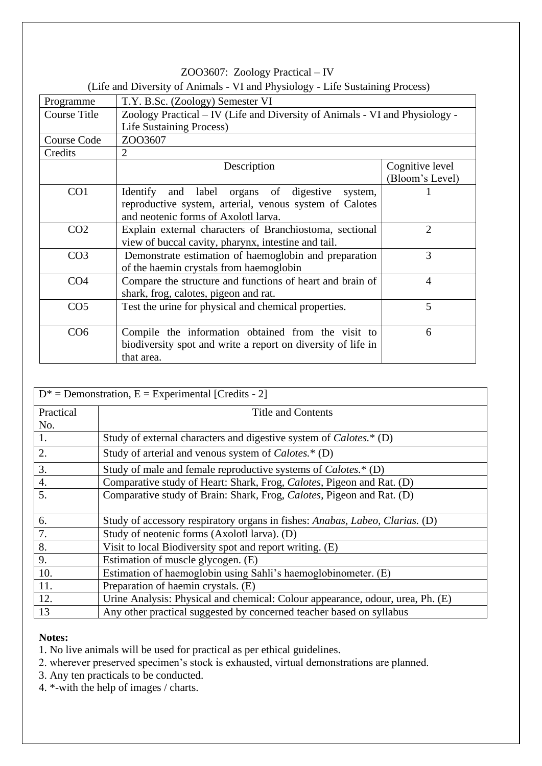ZOO3607: Zoology Practical – IV

(Life and Diversity of Animals - VI and Physiology - Life Sustaining Process)

| Programme | T.Y. B.Sc. (Zoology) Semester VI | |
|---|---|---|
| Course Title | Zoology Practical – IV (Life and Diversity of Animals - VI and Physiology - Life Sustaining Process) | |
| Course Code | ZOO3607 | |
| Credits | 2 | |
| | Description | Cognitive level (Bloom's Level) |
| CO1 | Identify and label organs of digestive system, reproductive system, arterial, venous system of Calotes and neotenic forms of Axolotl larva. | 1 |
| CO2 | Explain external characters of Branchiostoma, sectional view of buccal cavity, pharynx, intestine and tail. | 2 |
| CO3 | Demonstrate estimation of haemoglobin and preparation of the haemin crystals from haemoglobin | 3 |
| CO4 | Compare the structure and functions of heart and brain of shark, frog, calotes, pigeon and rat. | 4 |
| CO5 | Test the urine for physical and chemical properties. | 5 |
| CO6 | Compile the information obtained from the visit to biodiversity spot and write a report on diversity of life in that area. | 6 |

| D* = Demonstration, E = Experimental [Credits - 2] | |
|---|---|
| Practical No. | Title and Contents |
| 1. | Study of external characters and digestive system of *Calotes.** (D) |
| 2. | Study of arterial and venous system of *Calotes.** (D) |
| 3. | Study of male and female reproductive systems of *Calotes.** (D) |
| 4. | Comparative study of Heart: Shark, Frog, *Calotes*, Pigeon and Rat. (D) |
| 5. | Comparative study of Brain: Shark, Frog, *Calotes*, Pigeon and Rat. (D) |
| 6. | Study of accessory respiratory organs in fishes: *Anabas, Labeo, Clarias.* (D) |
| 7. | Study of neotenic forms (Axolotl larva). (D) |
| 8. | Visit to local Biodiversity spot and report writing. (E) |
| 9. | Estimation of muscle glycogen. (E) |
| 10. | Estimation of haemoglobin using Sahli's haemoglobinometer. (E) |
| 11. | Preparation of haemin crystals. (E) |
| 12. | Urine Analysis: Physical and chemical: Colour appearance, odour, urea, Ph. (E) |
| 13 | Any other practical suggested by concerned teacher based on syllabus |

**Notes:**

1. No live animals will be used for practical as per ethical guidelines.
2. wherever preserved specimen's stock is exhausted, virtual demonstrations are planned.
3. Any ten practicals to be conducted.
4. *-with the help of images / charts.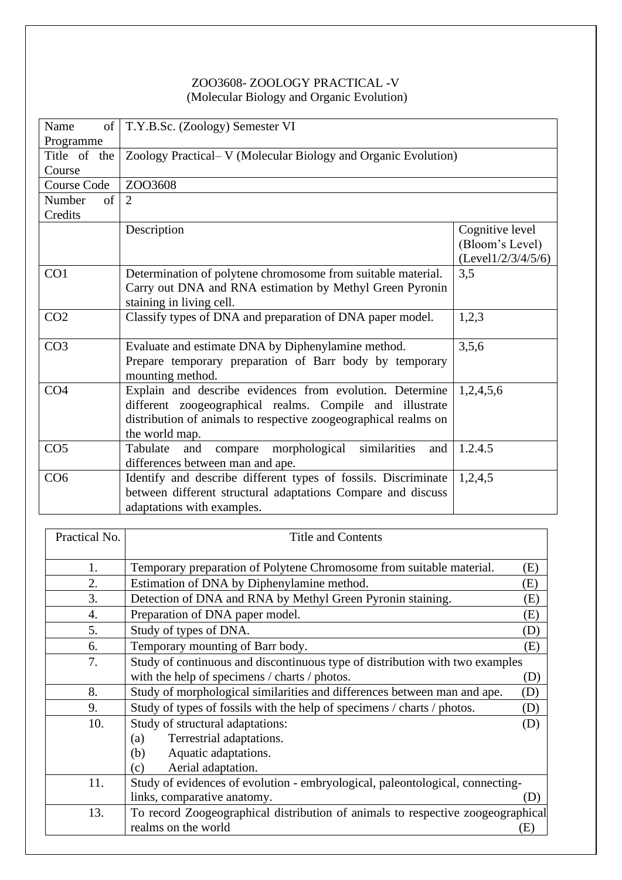ZOO3608- ZOOLOGY PRACTICAL -V
(Molecular Biology and Organic Evolution)

| Name of Programme | T.Y.B.Sc. (Zoology) Semester VI | |
|---|---|---|
| Title of the Course | Zoology Practical– V (Molecular Biology and Organic Evolution) | |
| Course Code | ZOO3608 | |
| Number of Credits | 2 | |
| | Description | Cognitive level (Bloom's Level) (Level1/2/3/4/5/6) |
| CO1 | Determination of polytene chromosome from suitable material. Carry out DNA and RNA estimation by Methyl Green Pyronin staining in living cell. | 3,5 |
| CO2 | Classify types of DNA and preparation of DNA paper model. | 1,2,3 |
| CO3 | Evaluate and estimate DNA by Diphenylamine method. Prepare temporary preparation of Barr body by temporary mounting method. | 3,5,6 |
| CO4 | Explain and describe evidences from evolution. Determine different zoogeographical realms. Compile and illustrate distribution of animals to respective zoogeographical realms on the world map. | 1,2,4,5,6 |
| CO5 | Tabulate and compare morphological similarities and differences between man and ape. | 1.2.4.5 |
| CO6 | Identify and describe different types of fossils. Discriminate between different structural adaptations Compare and discuss adaptations with examples. | 1,2,4,5 |

| Practical No. | Title and Contents |
|---|---|
| 1. | Temporary preparation of Polytene Chromosome from suitable material. (E) |
| 2. | Estimation of DNA by Diphenylamine method. (E) |
| 3. | Detection of DNA and RNA by Methyl Green Pyronin staining. (E) |
| 4. | Preparation of DNA paper model. (E) |
| 5. | Study of types of DNA. (D) |
| 6. | Temporary mounting of Barr body. (E) |
| 7. | Study of continuous and discontinuous type of distribution with two examples with the help of specimens / charts / photos. (D) |
| 8. | Study of morphological similarities and differences between man and ape. (D) |
| 9. | Study of types of fossils with the help of specimens / charts / photos. (D) |
| 10. | Study of structural adaptations: (D)<br>(a) Terrestrial adaptations.<br>(b) Aquatic adaptations.<br>(c) Aerial adaptation. |
| 11. | Study of evidences of evolution - embryological, paleontological, connecting-links, comparative anatomy. (D) |
| 13. | To record Zoogeographical distribution of animals to respective zoogeographical realms on the world (E) |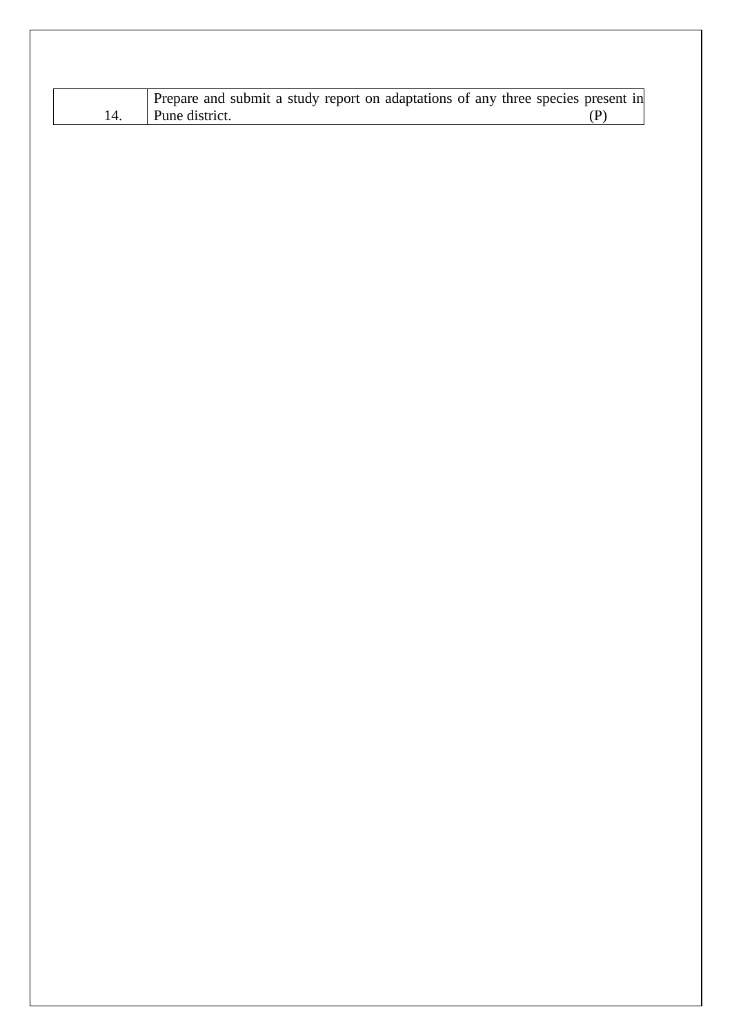| | |
|---|---|
| 14. | Prepare and submit a study report on adaptations of any three species present in Pune district. (P) |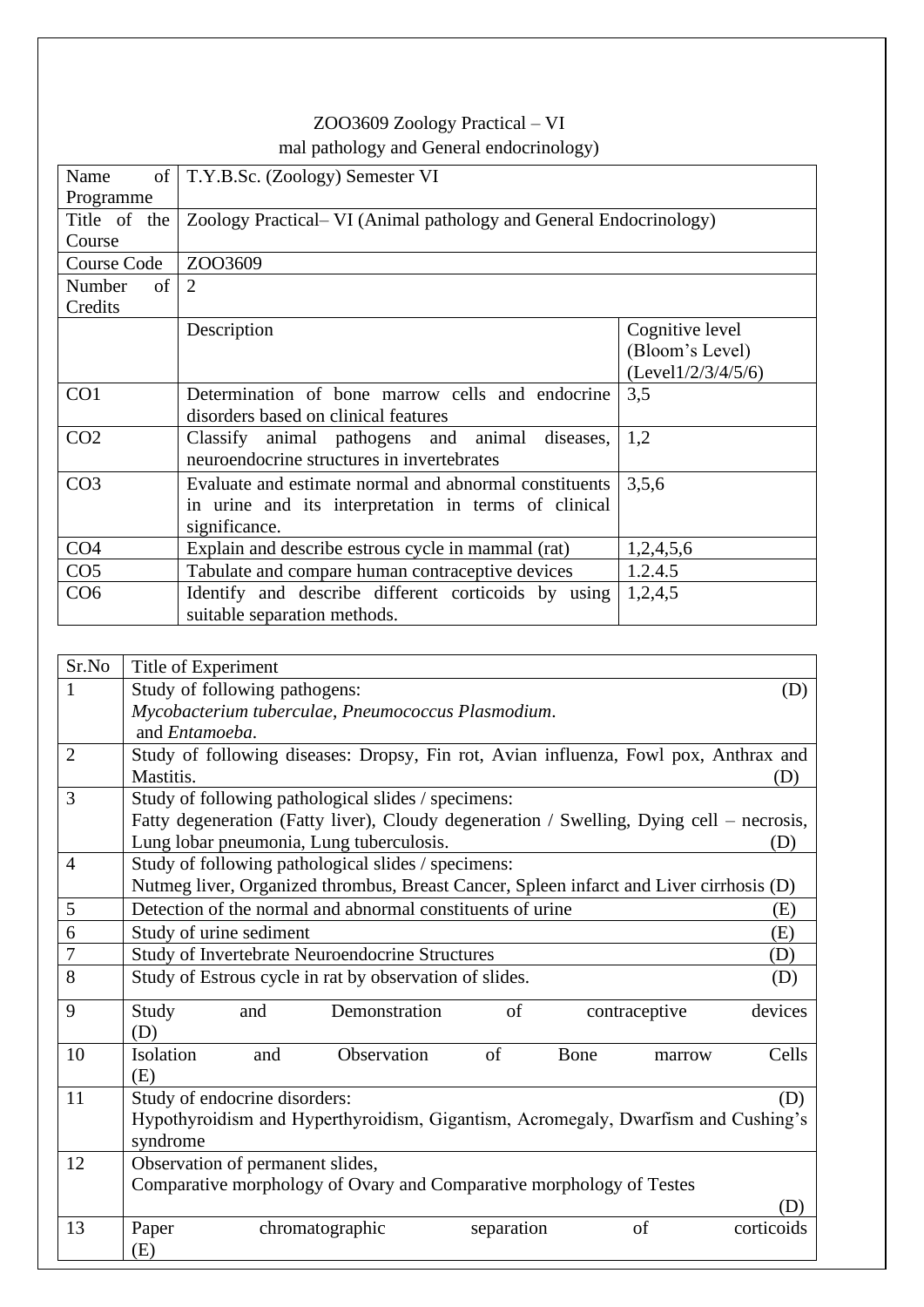ZOO3609 Zoology Practical – VI

mal pathology and General endocrinology)

| Name of Programme | T.Y.B.Sc. (Zoology) Semester VI | |
|---|---|---|
| Title of the Course | Zoology Practical– VI (Animal pathology and General Endocrinology) | |
| Course Code | ZOO3609 | |
| Number of Credits | 2 | |
| | Description | Cognitive level (Bloom's Level) (Level1/2/3/4/5/6) |
| CO1 | Determination of bone marrow cells and endocrine disorders based on clinical features | 3,5 |
| CO2 | Classify animal pathogens and animal diseases, neuroendocrine structures in invertebrates | 1,2 |
| CO3 | Evaluate and estimate normal and abnormal constituents in urine and its interpretation in terms of clinical significance. | 3,5,6 |
| CO4 | Explain and describe estrous cycle in mammal (rat) | 1,2,4,5,6 |
| CO5 | Tabulate and compare human contraceptive devices | 1.2.4.5 |
| CO6 | Identify and describe different corticoids by using suitable separation methods. | 1,2,4,5 |

| Sr.No | Title of Experiment |
|---|---|
| 1 | Study of following pathogens: (D) *Mycobacterium tuberculae*, *Pneumococcus Plasmodium*. and *Entamoeba.* |
| 2 | Study of following diseases: Dropsy, Fin rot, Avian influenza, Fowl pox, Anthrax and Mastitis. (D) |
| 3 | Study of following pathological slides / specimens: Fatty degeneration (Fatty liver), Cloudy degeneration / Swelling, Dying cell – necrosis, Lung lobar pneumonia, Lung tuberculosis. (D) |
| 4 | Study of following pathological slides / specimens: Nutmeg liver, Organized thrombus, Breast Cancer, Spleen infarct and Liver cirrhosis (D) |
| 5 | Detection of the normal and abnormal constituents of urine (E) |
| 6 | Study of urine sediment (E) |
| 7 | Study of Invertebrate Neuroendocrine Structures (D) |
| 8 | Study of Estrous cycle in rat by observation of slides. (D) |
| 9 | Study and Demonstration of contraceptive devices (D) |
| 10 | Isolation and Observation of Bone marrow Cells (E) |
| 11 | Study of endocrine disorders: (D) Hypothyroidism and Hyperthyroidism, Gigantism, Acromegaly, Dwarfism and Cushing's syndrome |
| 12 | Observation of permanent slides, Comparative morphology of Ovary and Comparative morphology of Testes (D) |
| 13 | Paper chromatographic separation of corticoids (E) |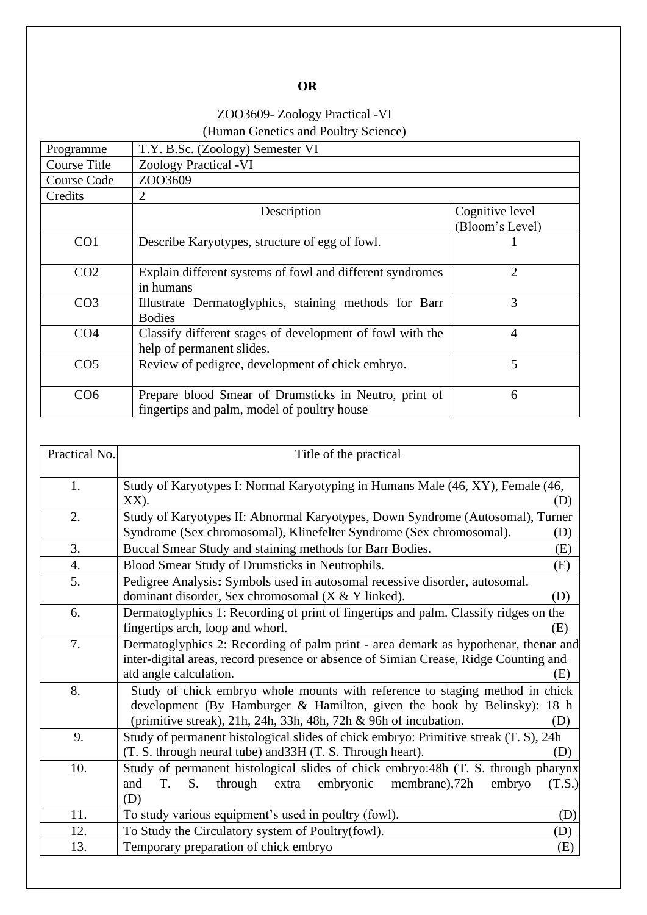**OR**

ZOO3609- Zoology Practical -VI
(Human Genetics and Poultry Science)

| Programme | T.Y. B.Sc. (Zoology) Semester VI | |
|---|---|---|
| Course Title | Zoology Practical -VI | |
| Course Code | ZOO3609 | |
| Credits | 2 | |
| | Description | Cognitive level (Bloom's Level) |
| CO1 | Describe Karyotypes, structure of egg of fowl. | 1 |
| CO2 | Explain different systems of fowl and different syndromes in humans | 2 |
| CO3 | Illustrate Dermatoglyphics, staining methods for Barr Bodies | 3 |
| CO4 | Classify different stages of development of fowl with the help of permanent slides. | 4 |
| CO5 | Review of pedigree, development of chick embryo. | 5 |
| CO6 | Prepare blood Smear of Drumsticks in Neutro, print of fingertips and palm, model of poultry house | 6 |

| Practical No. | Title of the practical |
|---|---|
| 1. | Study of Karyotypes I: Normal Karyotyping in Humans Male (46, XY), Female (46, XX). (D) |
| 2. | Study of Karyotypes II: Abnormal Karyotypes, Down Syndrome (Autosomal), Turner Syndrome (Sex chromosomal), Klinefelter Syndrome (Sex chromosomal). (D) |
| 3. | Buccal Smear Study and staining methods for Barr Bodies. (E) |
| 4. | Blood Smear Study of Drumsticks in Neutrophils. (E) |
| 5. | Pedigree Analysis**:** Symbols used in autosomal recessive disorder, autosomal. dominant disorder, Sex chromosomal (X & Y linked). (D) |
| 6. | Dermatoglyphics 1: Recording of print of fingertips and palm. Classify ridges on the fingertips arch, loop and whorl. (E) |
| 7. | Dermatoglyphics 2: Recording of palm print - area demark as hypothenar, thenar and inter-digital areas, record presence or absence of Simian Crease, Ridge Counting and atd angle calculation. (E) |
| 8. | Study of chick embryo whole mounts with reference to staging method in chick development (By Hamburger & Hamilton, given the book by Belinsky): 18 h (primitive streak), 21h, 24h, 33h, 48h, 72h & 96h of incubation. (D) |
| 9. | Study of permanent histological slides of chick embryo: Primitive streak (T. S), 24h (T. S. through neural tube) and33H (T. S. Through heart). (D) |
| 10. | Study of permanent histological slides of chick embryo:48h (T. S. through pharynx and T. S. through extra embryonic membrane),72h embryo (T.S.) (D) |
| 11. | To study various equipment's used in poultry (fowl). (D) |
| 12. | To Study the Circulatory system of Poultry(fowl). (D) |
| 13. | Temporary preparation of chick embryo (E) |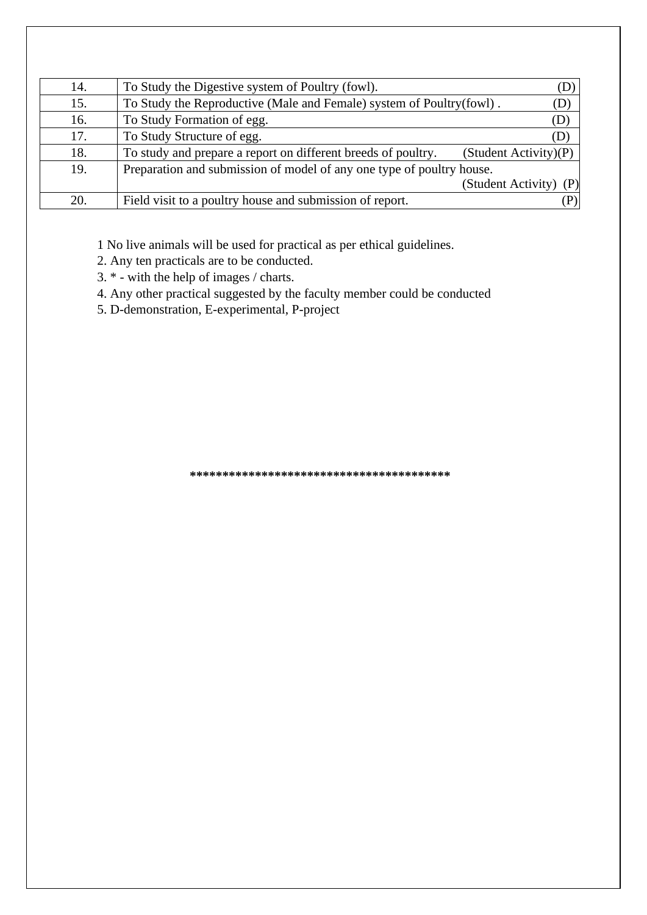| | |
|---|---|
| 14. | To Study the Digestive system of Poultry (fowl). (D) |
| 15. | To Study the Reproductive (Male and Female) system of Poultry(fowl) . (D) |
| 16. | To Study Formation of egg. (D) |
| 17. | To Study Structure of egg. (D) |
| 18. | To study and prepare a report on different breeds of poultry. (Student Activity)(P) |
| 19. | Preparation and submission of model of any one type of poultry house. (Student Activity) (P) |
| 20. | Field visit to a poultry house and submission of report. (P) |

1 No live animals will be used for practical as per ethical guidelines.

2. Any ten practicals are to be conducted.

3. * - with the help of images / charts.

4. Any other practical suggested by the faculty member could be conducted

5. D-demonstration, E-experimental, P-project

****************************************